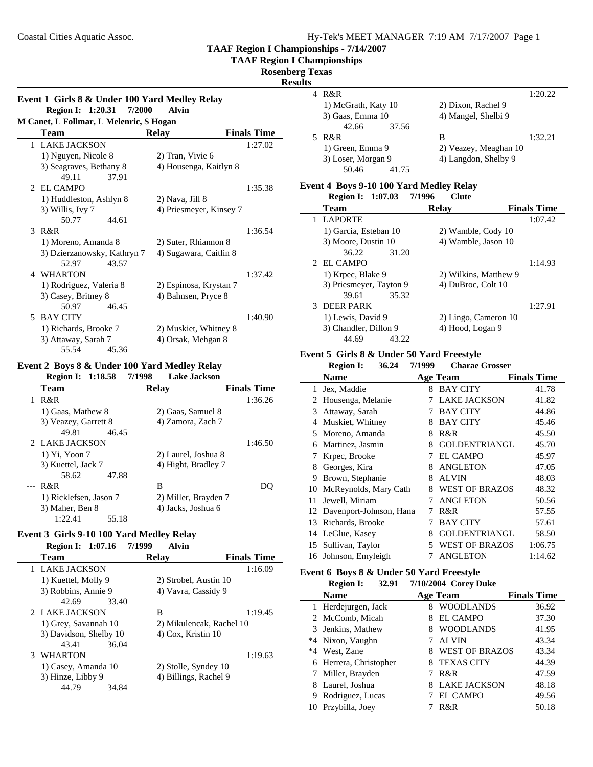Coastal Cities Aquatic Assoc.

Hy-Tek's MEET MANAGER 7:19 AM 7/17/2007

# TAAF Region I Championships - 7/14/2007

## TAAF Region I Championships

### Rosenberg Texas

### Results

**Event 1 Girls 8 & Under 100 Yard Medley Relay**

**Region I: 1:20.31 7/2000 Alvin**

**M Canet, L Follmar, L Melenric, S Hogan**

| | Team | Relay | Finals Time |
|---|---|---|---|
| 1 | LAKE JACKSON | | 1:27.02 |
| | 1) Nguyen, Nicole 8 | 2) Tran, Vivie 6 | |
| | 3) Seagraves, Bethany 8 | 4) Housenga, Kaitlyn 8 | |
| | 49.11 37.91 | | |
| 2 | EL CAMPO | | 1:35.38 |
| | 1) Huddleston, Ashlyn 8 | 2) Nava, Jill 8 | |
| | 3) Willis, Ivy 7 | 4) Priesmeyer, Kinsey 7 | |
| | 50.77 44.61 | | |
| 3 | R&R | | 1:36.54 |
| | 1) Moreno, Amanda 8 | 2) Suter, Rhiannon 8 | |
| | 3) Dzierzanowsky, Kathryn 7 | 4) Sugawara, Caitlin 8 | |
| | 52.97 43.57 | | |
| 4 | WHARTON | | 1:37.42 |
| | 1) Rodriguez, Valeria 8 | 2) Espinosa, Krystan 7 | |
| | 3) Casey, Britney 8 | 4) Bahnsen, Pryce 8 | |
| | 50.97 46.45 | | |
| 5 | BAY CITY | | 1:40.90 |
| | 1) Richards, Brooke 7 | 2) Muskiet, Whitney 8 | |
| | 3) Attaway, Sarah 7 | 4) Orsak, Mehgan 8 | |
| | 55.54 45.36 | | |

**Event 2 Boys 8 & Under 100 Yard Medley Relay**

**Region I: 1:18.58 7/1998 Lake Jackson**

| | Team | Relay | Finals Time |
|---|---|---|---|
| 1 | R&R | | 1:36.26 |
| | 1) Gaas, Mathew 8 | 2) Gaas, Samuel 8 | |
| | 3) Veazey, Garrett 8 | 4) Zamora, Zach 7 | |
| | 49.81 46.45 | | |
| 2 | LAKE JACKSON | | 1:46.50 |
| | 1) Yi, Yoon 7 | 2) Laurel, Joshua 8 | |
| | 3) Kuettel, Jack 7 | 4) Hight, Bradley 7 | |
| | 58.62 47.88 | | |
| --- | R&R | B | DQ |
| | 1) Ricklefsen, Jason 7 | 2) Miller, Brayden 7 | |
| | 3) Maher, Ben 8 | 4) Jacks, Joshua 6 | |
| | 1:22.41 55.18 | | |

**Event 3 Girls 9-10 100 Yard Medley Relay**

**Region I: 1:07.16 7/1999 Alvin**

| | Team | Relay | Finals Time |
|---|---|---|---|
| 1 | LAKE JACKSON | | 1:16.09 |
| | 1) Kuettel, Molly 9 | 2) Strobel, Austin 10 | |
| | 3) Robbins, Annie 9 | 4) Vavra, Cassidy 9 | |
| | 42.69 33.40 | | |
| 2 | LAKE JACKSON | B | 1:19.45 |
| | 1) Grey, Savannah 10 | 2) Mikulencak, Rachel 10 | |
| | 3) Davidson, Shelby 10 | 4) Cox, Kristin 10 | |
| | 43.41 36.04 | | |
| 3 | WHARTON | | 1:19.63 |
| | 1) Casey, Amanda 10 | 2) Stolle, Syndey 10 | |
| | 3) Hinze, Libby 9 | 4) Billings, Rachel 9 | |
| | 44.79 34.84 | | |
| 4 | R&R | | 1:20.22 |
| | 1) McGrath, Katy 10 | 2) Dixon, Rachel 9 | |
| | 3) Gaas, Emma 10 | 4) Mangel, Shelbi 9 | |
| | 42.66 37.56 | | |
| 5 | R&R | B | 1:32.21 |
| | 1) Green, Emma 9 | 2) Veazey, Meaghan 10 | |
| | 3) Loser, Morgan 9 | 4) Langdon, Shelby 9 | |
| | 50.46 41.75 | | |

**Event 4 Boys 9-10 100 Yard Medley Relay**

**Region I: 1:07.03 7/1996 Clute**

| | Team | Relay | Finals Time |
|---|---|---|---|
| 1 | LAPORTE | | 1:07.42 |
| | 1) Garcia, Esteban 10 | 2) Wamble, Cody 10 | |
| | 3) Moore, Dustin 10 | 4) Wamble, Jason 10 | |
| | 36.22 31.20 | | |
| 2 | EL CAMPO | | 1:14.93 |
| | 1) Krpec, Blake 9 | 2) Wilkins, Matthew 9 | |
| | 3) Priesmeyer, Tayton 9 | 4) DuBroc, Colt 10 | |
| | 39.61 35.32 | | |
| 3 | DEER PARK | | 1:27.91 |
| | 1) Lewis, David 9 | 2) Lingo, Cameron 10 | |
| | 3) Chandler, Dillon 9 | 4) Hood, Logan 9 | |
| | 44.69 43.22 | | |

**Event 5 Girls 8 & Under 50 Yard Freestyle**

**Region I: 36.24 7/1999 Charae Grosser**

| | Name | Age | Team | Finals Time |
|---|---|---|---|---|
| 1 | Jex, Maddie | 8 | BAY CITY | 41.78 |
| 2 | Housenga, Melanie | 7 | LAKE JACKSON | 41.82 |
| 3 | Attaway, Sarah | 7 | BAY CITY | 44.86 |
| 4 | Muskiet, Whitney | 8 | BAY CITY | 45.46 |
| 5 | Moreno, Amanda | 8 | R&R | 45.50 |
| 6 | Martinez, Jasmin | 8 | GOLDENTRIANGL | 45.70 |
| 7 | Krpec, Brooke | 7 | EL CAMPO | 45.97 |
| 8 | Georges, Kira | 8 | ANGLETON | 47.05 |
| 9 | Brown, Stephanie | 8 | ALVIN | 48.03 |
| 10 | McReynolds, Mary Cath | 8 | WEST OF BRAZOS | 48.32 |
| 11 | Jewell, Miriam | 7 | ANGLETON | 50.56 |
| 12 | Davenport-Johnson, Hana | 7 | R&R | 57.55 |
| 13 | Richards, Brooke | 7 | BAY CITY | 57.61 |
| 14 | LeGlue, Kasey | 8 | GOLDENTRIANGL | 58.50 |
| 15 | Sullivan, Taylor | 5 | WEST OF BRAZOS | 1:06.75 |
| 16 | Johnson, Emyleigh | 7 | ANGLETON | 1:14.62 |

**Event 6 Boys 8 & Under 50 Yard Freestyle**

**Region I: 32.91 7/10/2004 Corey Duke**

| | Name | Age | Team | Finals Time |
|---|---|---|---|---|
| 1 | Herdejurgen, Jack | 8 | WOODLANDS | 36.92 |
| 2 | McComb, Micah | 8 | EL CAMPO | 37.30 |
| 3 | Jenkins, Mathew | 8 | WOODLANDS | 41.95 |
| *4 | Nixon, Vaughn | 7 | ALVIN | 43.34 |
| *4 | West, Zane | 8 | WEST OF BRAZOS | 43.34 |
| 6 | Herrera, Christopher | 8 | TEXAS CITY | 44.39 |
| 7 | Miller, Brayden | 7 | R&R | 47.59 |
| 8 | Laurel, Joshua | 8 | LAKE JACKSON | 48.18 |
| 9 | Rodriguez, Lucas | 7 | EL CAMPO | 49.56 |
| 10 | Przybilla, Joey | 7 | R&R | 50.18 |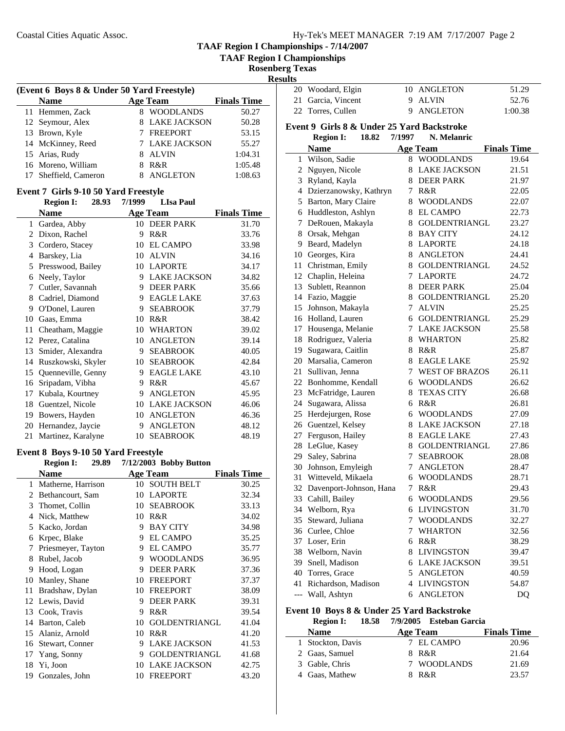TAAF Region I Championships - 7/14/2007

TAAF Region I Championships

Rosenberg Texas

Results

### (Event 6 Boys 8 & Under 50 Yard Freestyle)

| | Name | Age | Team | Finals Time |
|---|---|---|---|---|
| 11 | Hemmen, Zack | 8 | WOODLANDS | 50.27 |
| 12 | Seymour, Alex | 8 | LAKE JACKSON | 50.28 |
| 13 | Brown, Kyle | 7 | FREEPORT | 53.15 |
| 14 | McKinney, Reed | 7 | LAKE JACKSON | 55.27 |
| 15 | Arias, Rudy | 8 | ALVIN | 1:04.31 |
| 16 | Moreno, William | 8 | R&R | 1:05.48 |
| 17 | Sheffield, Cameron | 8 | ANGLETON | 1:08.63 |

### Event 7 Girls 9-10 50 Yard Freestyle

**Region I: 28.93 7/1999 LIsa Paul**

| | Name | Age | Team | Finals Time |
|---|---|---|---|---|
| 1 | Gardea, Abby | 10 | DEER PARK | 31.70 |
| 2 | Dixon, Rachel | 9 | R&R | 33.76 |
| 3 | Cordero, Stacey | 10 | EL CAMPO | 33.98 |
| 4 | Barskey, Lia | 10 | ALVIN | 34.16 |
| 5 | Presswood, Bailey | 10 | LAPORTE | 34.17 |
| 6 | Neely, Taylor | 9 | LAKE JACKSON | 34.82 |
| 7 | Cutler, Savannah | 9 | DEER PARK | 35.66 |
| 8 | Cadriel, Diamond | 9 | EAGLE LAKE | 37.63 |
| 9 | O'Donel, Lauren | 9 | SEABROOK | 37.79 |
| 10 | Gaas, Emma | 10 | R&R | 38.42 |
| 11 | Cheatham, Maggie | 10 | WHARTON | 39.02 |
| 12 | Perez, Catalina | 10 | ANGLETON | 39.14 |
| 13 | Smider, Alexandra | 9 | SEABROOK | 40.05 |
| 14 | Ruszkowski, Skyler | 10 | SEABROOK | 42.84 |
| 15 | Quenneville, Genny | 9 | EAGLE LAKE | 43.10 |
| 16 | Sripadam, Vibha | 9 | R&R | 45.67 |
| 17 | Kubala, Kourtney | 9 | ANGLETON | 45.95 |
| 18 | Guentzel, Nicole | 10 | LAKE JACKSON | 46.06 |
| 19 | Bowers, Hayden | 10 | ANGLETON | 46.36 |
| 20 | Hernandez, Jaycie | 9 | ANGLETON | 48.12 |
| 21 | Martinez, Karalyne | 10 | SEABROOK | 48.19 |

### Event 8 Boys 9-10 50 Yard Freestyle

**Region I: 29.89 7/12/2003 Bobby Button**

| | Name | Age | Team | Finals Time |
|---|---|---|---|---|
| 1 | Matherne, Harrison | 10 | SOUTH BELT | 30.25 |
| 2 | Bethancourt, Sam | 10 | LAPORTE | 32.34 |
| 3 | Thomet, Collin | 10 | SEABROOK | 33.13 |
| 4 | Nick, Matthew | 10 | R&R | 34.02 |
| 5 | Kacko, Jordan | 9 | BAY CITY | 34.98 |
| 6 | Krpec, Blake | 9 | EL CAMPO | 35.25 |
| 7 | Priesmeyer, Tayton | 9 | EL CAMPO | 35.77 |
| 8 | Rubel, Jacob | 9 | WOODLANDS | 36.95 |
| 9 | Hood, Logan | 9 | DEER PARK | 37.36 |
| 10 | Manley, Shane | 10 | FREEPORT | 37.37 |
| 11 | Bradshaw, Dylan | 10 | FREEPORT | 38.09 |
| 12 | Lewis, David | 9 | DEER PARK | 39.31 |
| 13 | Cook, Travis | 9 | R&R | 39.54 |
| 14 | Barton, Caleb | 10 | GOLDENTRIANGL | 41.04 |
| 15 | Alaniz, Arnold | 10 | R&R | 41.20 |
| 16 | Stewart, Conner | 9 | LAKE JACKSON | 41.53 |
| 17 | Yang, Sonny | 9 | GOLDENTRIANGL | 41.68 |
| 18 | Yi, Joon | 10 | LAKE JACKSON | 42.75 |
| 19 | Gonzales, John | 10 | FREEPORT | 43.20 |
| 20 | Woodard, Elgin | 10 | ANGLETON | 51.29 |
| 21 | Garcia, Vincent | 9 | ALVIN | 52.76 |
| 22 | Torres, Cullen | 9 | ANGLETON | 1:00.38 |

### Event 9 Girls 8 & Under 25 Yard Backstroke

**Region I: 18.82 7/1997 N. Melanric**

| | Name | Age | Team | Finals Time |
|---|---|---|---|---|
| 1 | Wilson, Sadie | 8 | WOODLANDS | 19.64 |
| 2 | Nguyen, Nicole | 8 | LAKE JACKSON | 21.51 |
| 3 | Ryland, Kayla | 8 | DEER PARK | 21.97 |
| 4 | Dzierzanowsky, Kathryn | 7 | R&R | 22.05 |
| 5 | Barton, Mary Claire | 8 | WOODLANDS | 22.07 |
| 6 | Huddleston, Ashlyn | 8 | EL CAMPO | 22.73 |
| 7 | DeRouen, Makayla | 8 | GOLDENTRIANGL | 23.27 |
| 8 | Orsak, Mehgan | 8 | BAY CITY | 24.12 |
| 9 | Beard, Madelyn | 8 | LAPORTE | 24.18 |
| 10 | Georges, Kira | 8 | ANGLETON | 24.41 |
| 11 | Christman, Emily | 8 | GOLDENTRIANGL | 24.52 |
| 12 | Chaplin, Heleina | 7 | LAPORTE | 24.72 |
| 13 | Sublett, Reannon | 8 | DEER PARK | 25.04 |
| 14 | Fazio, Maggie | 8 | GOLDENTRIANGL | 25.20 |
| 15 | Johnson, Makayla | 7 | ALVIN | 25.25 |
| 16 | Holland, Lauren | 6 | GOLDENTRIANGL | 25.29 |
| 17 | Housenga, Melanie | 7 | LAKE JACKSON | 25.58 |
| 18 | Rodriguez, Valeria | 8 | WHARTON | 25.82 |
| 19 | Sugawara, Caitlin | 8 | R&R | 25.87 |
| 20 | Marsalia, Cameron | 8 | EAGLE LAKE | 25.92 |
| 21 | Sullivan, Jenna | 7 | WEST OF BRAZOS | 26.11 |
| 22 | Bonhomme, Kendall | 6 | WOODLANDS | 26.62 |
| 23 | McFatridge, Lauren | 8 | TEXAS CITY | 26.68 |
| 24 | Sugawara, Alissa | 6 | R&R | 26.81 |
| 25 | Herdejurgen, Rose | 6 | WOODLANDS | 27.09 |
| 26 | Guentzel, Kelsey | 8 | LAKE JACKSON | 27.18 |
| 27 | Ferguson, Hailey | 8 | EAGLE LAKE | 27.43 |
| 28 | LeGlue, Kasey | 8 | GOLDENTRIANGL | 27.86 |
| 29 | Saley, Sabrina | 7 | SEABROOK | 28.08 |
| 30 | Johnson, Emyleigh | 7 | ANGLETON | 28.47 |
| 31 | Witteveld, Mikaela | 6 | WOODLANDS | 28.71 |
| 32 | Davenport-Johnson, Hana | 7 | R&R | 29.43 |
| 33 | Cahill, Bailey | 6 | WOODLANDS | 29.56 |
| 34 | Welborn, Rya | 6 | LIVINGSTON | 31.70 |
| 35 | Steward, Juliana | 7 | WOODLANDS | 32.27 |
| 36 | Curlee, Chloe | 7 | WHARTON | 32.56 |
| 37 | Loser, Erin | 6 | R&R | 38.29 |
| 38 | Welborn, Navin | 8 | LIVINGSTON | 39.47 |
| 39 | Snell, Madison | 6 | LAKE JACKSON | 39.51 |
| 40 | Torres, Grace | 5 | ANGLETON | 40.59 |
| 41 | Richardson, Madison | 4 | LIVINGSTON | 54.87 |
| --- | Wall, Ashtyn | 6 | ANGLETON | DQ |

### Event 10 Boys 8 & Under 25 Yard Backstroke

**Region I: 18.58 7/9/2005 Esteban Garcia**

| | Name | Age | Team | Finals Time |
|---|---|---|---|---|
| 1 | Stockton, Davis | 7 | EL CAMPO | 20.96 |
| 2 | Gaas, Samuel | 8 | R&R | 21.64 |
| 3 | Gable, Chris | 7 | WOODLANDS | 21.69 |
| 4 | Gaas, Mathew | 8 | R&R | 23.57 |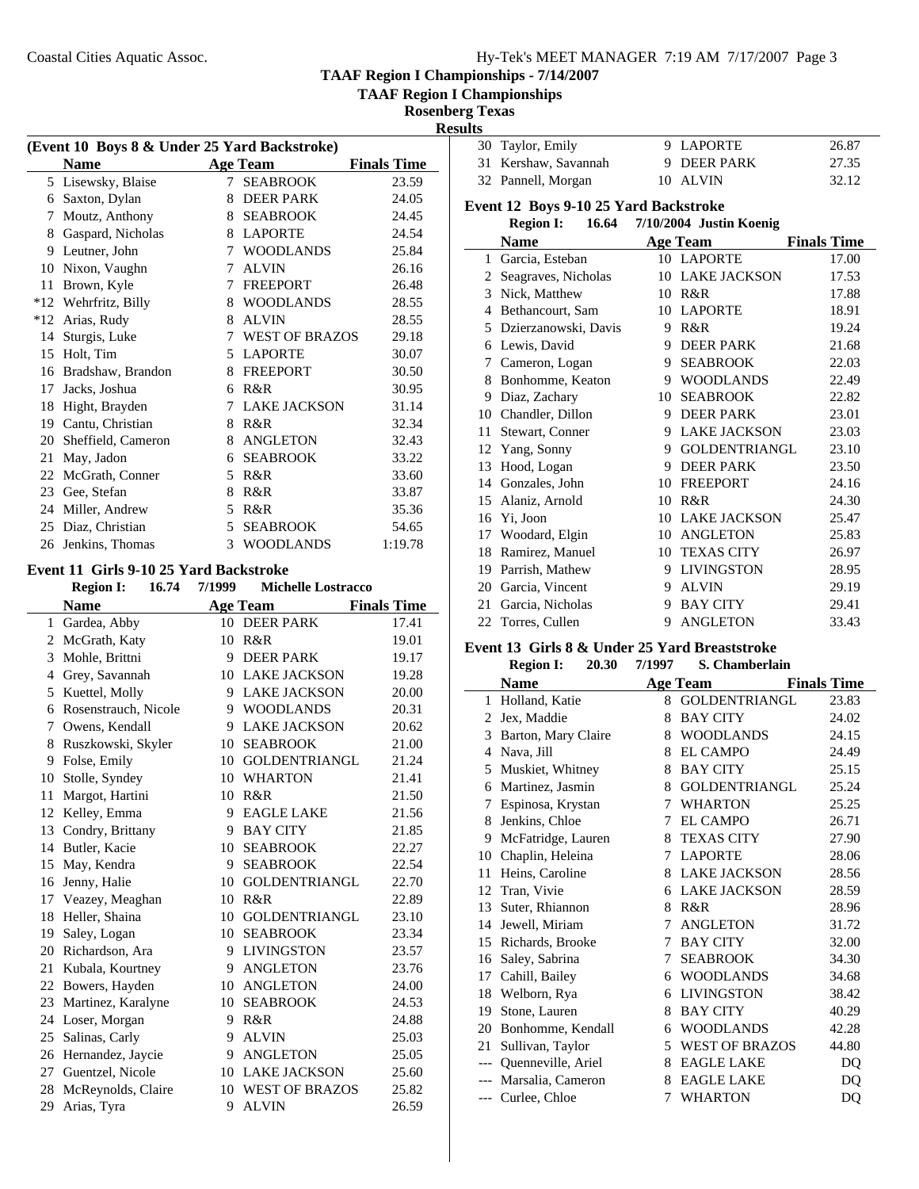TAAF Region I Championships - 7/14/2007

TAAF Region I Championships

Rosenberg Texas

Results

### (Event 10 Boys 8 & Under 25 Yard Backstroke)

| | Name | Age | Team | Finals Time |
|---|---|---|---|---|
| 5 | Lisewsky, Blaise | 7 | SEABROOK | 23.59 |
| 6 | Saxton, Dylan | 8 | DEER PARK | 24.05 |
| 7 | Moutz, Anthony | 8 | SEABROOK | 24.45 |
| 8 | Gaspard, Nicholas | 8 | LAPORTE | 24.54 |
| 9 | Leutner, John | 7 | WOODLANDS | 25.84 |
| 10 | Nixon, Vaughn | 7 | ALVIN | 26.16 |
| 11 | Brown, Kyle | 7 | FREEPORT | 26.48 |
| *12 | Wehrfritz, Billy | 8 | WOODLANDS | 28.55 |
| *12 | Arias, Rudy | 8 | ALVIN | 28.55 |
| 14 | Sturgis, Luke | 7 | WEST OF BRAZOS | 29.18 |
| 15 | Holt, Tim | 5 | LAPORTE | 30.07 |
| 16 | Bradshaw, Brandon | 8 | FREEPORT | 30.50 |
| 17 | Jacks, Joshua | 6 | R&R | 30.95 |
| 18 | Hight, Brayden | 7 | LAKE JACKSON | 31.14 |
| 19 | Cantu, Christian | 8 | R&R | 32.34 |
| 20 | Sheffield, Cameron | 8 | ANGLETON | 32.43 |
| 21 | May, Jadon | 6 | SEABROOK | 33.22 |
| 22 | McGrath, Conner | 5 | R&R | 33.60 |
| 23 | Gee, Stefan | 8 | R&R | 33.87 |
| 24 | Miller, Andrew | 5 | R&R | 35.36 |
| 25 | Diaz, Christian | 5 | SEABROOK | 54.65 |
| 26 | Jenkins, Thomas | 3 | WOODLANDS | 1:19.78 |

### Event 11 Girls 9-10 25 Yard Backstroke

**Region I: 16.74 7/1999 Michelle Lostracco**

| | Name | Age | Team | Finals Time |
|---|---|---|---|---|
| 1 | Gardea, Abby | 10 | DEER PARK | 17.41 |
| 2 | McGrath, Katy | 10 | R&R | 19.01 |
| 3 | Mohle, Brittni | 9 | DEER PARK | 19.17 |
| 4 | Grey, Savannah | 10 | LAKE JACKSON | 19.28 |
| 5 | Kuettel, Molly | 9 | LAKE JACKSON | 20.00 |
| 6 | Rosenstrauch, Nicole | 9 | WOODLANDS | 20.31 |
| 7 | Owens, Kendall | 9 | LAKE JACKSON | 20.62 |
| 8 | Ruszkowski, Skyler | 10 | SEABROOK | 21.00 |
| 9 | Folse, Emily | 10 | GOLDENTRIANGL | 21.24 |
| 10 | Stolle, Syndey | 10 | WHARTON | 21.41 |
| 11 | Margot, Hartini | 10 | R&R | 21.50 |
| 12 | Kelley, Emma | 9 | EAGLE LAKE | 21.56 |
| 13 | Condry, Brittany | 9 | BAY CITY | 21.85 |
| 14 | Butler, Kacie | 10 | SEABROOK | 22.27 |
| 15 | May, Kendra | 9 | SEABROOK | 22.54 |
| 16 | Jenny, Halie | 10 | GOLDENTRIANGL | 22.70 |
| 17 | Veazey, Meaghan | 10 | R&R | 22.89 |
| 18 | Heller, Shaina | 10 | GOLDENTRIANGL | 23.10 |
| 19 | Saley, Logan | 10 | SEABROOK | 23.34 |
| 20 | Richardson, Ara | 9 | LIVINGSTON | 23.57 |
| 21 | Kubala, Kourtney | 9 | ANGLETON | 23.76 |
| 22 | Bowers, Hayden | 10 | ANGLETON | 24.00 |
| 23 | Martinez, Karalyne | 10 | SEABROOK | 24.53 |
| 24 | Loser, Morgan | 9 | R&R | 24.88 |
| 25 | Salinas, Carly | 9 | ALVIN | 25.03 |
| 26 | Hernandez, Jaycie | 9 | ANGLETON | 25.05 |
| 27 | Guentzel, Nicole | 10 | LAKE JACKSON | 25.60 |
| 28 | McReynolds, Claire | 10 | WEST OF BRAZOS | 25.82 |
| 29 | Arias, Tyra | 9 | ALVIN | 26.59 |
| 30 | Taylor, Emily | 9 | LAPORTE | 26.87 |
| 31 | Kershaw, Savannah | 9 | DEER PARK | 27.35 |
| 32 | Pannell, Morgan | 10 | ALVIN | 32.12 |

### Event 12 Boys 9-10 25 Yard Backstroke

**Region I: 16.64 7/10/2004 Justin Koenig**

| | Name | Age | Team | Finals Time |
|---|---|---|---|---|
| 1 | Garcia, Esteban | 10 | LAPORTE | 17.00 |
| 2 | Seagraves, Nicholas | 10 | LAKE JACKSON | 17.53 |
| 3 | Nick, Matthew | 10 | R&R | 17.88 |
| 4 | Bethancourt, Sam | 10 | LAPORTE | 18.91 |
| 5 | Dzierzanowski, Davis | 9 | R&R | 19.24 |
| 6 | Lewis, David | 9 | DEER PARK | 21.68 |
| 7 | Cameron, Logan | 9 | SEABROOK | 22.03 |
| 8 | Bonhomme, Keaton | 9 | WOODLANDS | 22.49 |
| 9 | Diaz, Zachary | 10 | SEABROOK | 22.82 |
| 10 | Chandler, Dillon | 9 | DEER PARK | 23.01 |
| 11 | Stewart, Conner | 9 | LAKE JACKSON | 23.03 |
| 12 | Yang, Sonny | 9 | GOLDENTRIANGL | 23.10 |
| 13 | Hood, Logan | 9 | DEER PARK | 23.50 |
| 14 | Gonzales, John | 10 | FREEPORT | 24.16 |
| 15 | Alaniz, Arnold | 10 | R&R | 24.30 |
| 16 | Yi, Joon | 10 | LAKE JACKSON | 25.47 |
| 17 | Woodard, Elgin | 10 | ANGLETON | 25.83 |
| 18 | Ramirez, Manuel | 10 | TEXAS CITY | 26.97 |
| 19 | Parrish, Mathew | 9 | LIVINGSTON | 28.95 |
| 20 | Garcia, Vincent | 9 | ALVIN | 29.19 |
| 21 | Garcia, Nicholas | 9 | BAY CITY | 29.41 |
| 22 | Torres, Cullen | 9 | ANGLETON | 33.43 |

### Event 13 Girls 8 & Under 25 Yard Breaststroke

**Region I: 20.30 7/1997 S. Chamberlain**

| | Name | Age | Team | Finals Time |
|---|---|---|---|---|
| 1 | Holland, Katie | 8 | GOLDENTRIANGL | 23.83 |
| 2 | Jex, Maddie | 8 | BAY CITY | 24.02 |
| 3 | Barton, Mary Claire | 8 | WOODLANDS | 24.15 |
| 4 | Nava, Jill | 8 | EL CAMPO | 24.49 |
| 5 | Muskiet, Whitney | 8 | BAY CITY | 25.15 |
| 6 | Martinez, Jasmin | 8 | GOLDENTRIANGL | 25.24 |
| 7 | Espinosa, Krystan | 7 | WHARTON | 25.25 |
| 8 | Jenkins, Chloe | 7 | EL CAMPO | 26.71 |
| 9 | McFatridge, Lauren | 8 | TEXAS CITY | 27.90 |
| 10 | Chaplin, Heleina | 7 | LAPORTE | 28.06 |
| 11 | Heins, Caroline | 8 | LAKE JACKSON | 28.56 |
| 12 | Tran, Vivie | 6 | LAKE JACKSON | 28.59 |
| 13 | Suter, Rhiannon | 8 | R&R | 28.96 |
| 14 | Jewell, Miriam | 7 | ANGLETON | 31.72 |
| 15 | Richards, Brooke | 7 | BAY CITY | 32.00 |
| 16 | Saley, Sabrina | 7 | SEABROOK | 34.30 |
| 17 | Cahill, Bailey | 6 | WOODLANDS | 34.68 |
| 18 | Welborn, Rya | 6 | LIVINGSTON | 38.42 |
| 19 | Stone, Lauren | 8 | BAY CITY | 40.29 |
| 20 | Bonhomme, Kendall | 6 | WOODLANDS | 42.28 |
| 21 | Sullivan, Taylor | 5 | WEST OF BRAZOS | 44.80 |
| --- | Quenneville, Ariel | 8 | EAGLE LAKE | DQ |
| --- | Marsalia, Cameron | 8 | EAGLE LAKE | DQ |
| --- | Curlee, Chloe | 7 | WHARTON | DQ |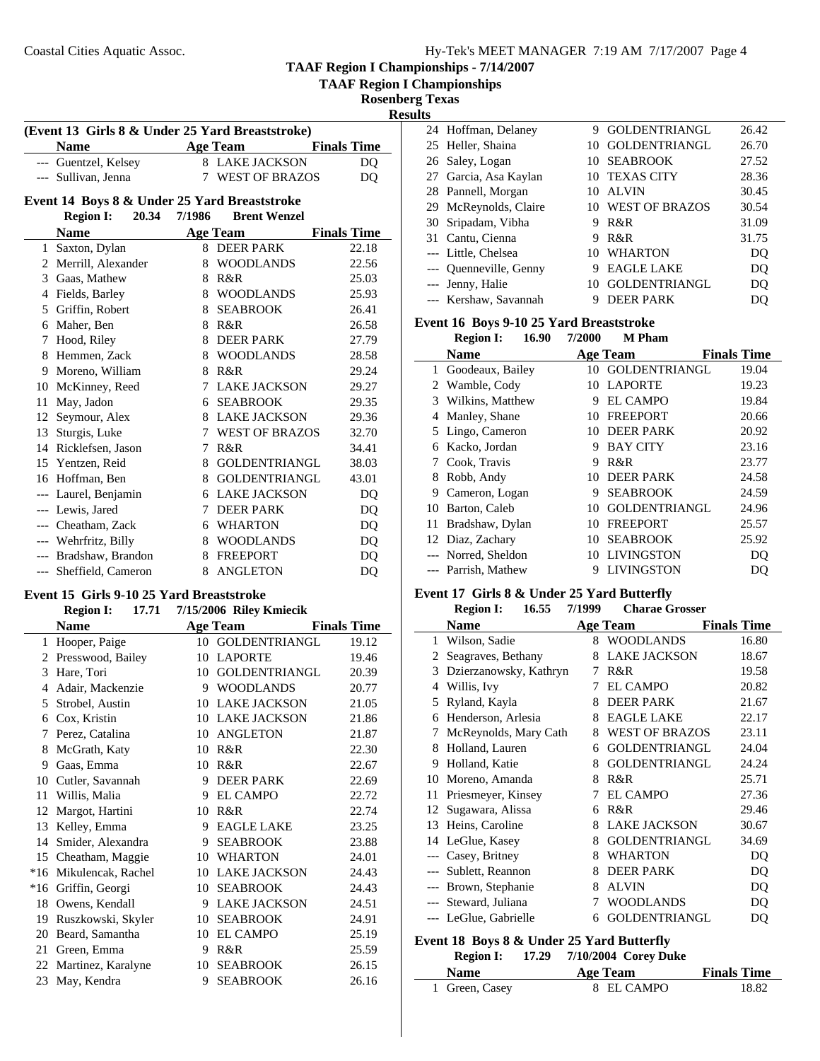TAAF Region I Championships - 7/14/2007

TAAF Region I Championships

Rosenberg Texas

Results

**(Event 13 Girls 8 & Under 25 Yard Breaststroke)**

| | Name | Age | Team | Finals Time |
|---|---|---|---|---|
| --- | Guentzel, Kelsey | 8 | LAKE JACKSON | DQ |
| --- | Sullivan, Jenna | 7 | WEST OF BRAZOS | DQ |

### Event 14 Boys 8 & Under 25 Yard Breaststroke

**Region I: 20.34 7/1986 Brent Wenzel**

| | Name | Age | Team | Finals Time |
|---|---|---|---|---|
| 1 | Saxton, Dylan | 8 | DEER PARK | 22.18 |
| 2 | Merrill, Alexander | 8 | WOODLANDS | 22.56 |
| 3 | Gaas, Mathew | 8 | R&R | 25.03 |
| 4 | Fields, Barley | 8 | WOODLANDS | 25.93 |
| 5 | Griffin, Robert | 8 | SEABROOK | 26.41 |
| 6 | Maher, Ben | 8 | R&R | 26.58 |
| 7 | Hood, Riley | 8 | DEER PARK | 27.79 |
| 8 | Hemmen, Zack | 8 | WOODLANDS | 28.58 |
| 9 | Moreno, William | 8 | R&R | 29.24 |
| 10 | McKinney, Reed | 7 | LAKE JACKSON | 29.27 |
| 11 | May, Jadon | 6 | SEABROOK | 29.35 |
| 12 | Seymour, Alex | 8 | LAKE JACKSON | 29.36 |
| 13 | Sturgis, Luke | 7 | WEST OF BRAZOS | 32.70 |
| 14 | Ricklefsen, Jason | 7 | R&R | 34.41 |
| 15 | Yentzen, Reid | 8 | GOLDENTRIANGL | 38.03 |
| 16 | Hoffman, Ben | 8 | GOLDENTRIANGL | 43.01 |
| --- | Laurel, Benjamin | 6 | LAKE JACKSON | DQ |
| --- | Lewis, Jared | 7 | DEER PARK | DQ |
| --- | Cheatham, Zack | 6 | WHARTON | DQ |
| --- | Wehrfritz, Billy | 8 | WOODLANDS | DQ |
| --- | Bradshaw, Brandon | 8 | FREEPORT | DQ |
| --- | Sheffield, Cameron | 8 | ANGLETON | DQ |

### Event 15 Girls 9-10 25 Yard Breaststroke

**Region I: 17.71 7/15/2006 Riley Kmiecik**

| | Name | Age | Team | Finals Time |
|---|---|---|---|---|
| 1 | Hooper, Paige | 10 | GOLDENTRIANGL | 19.12 |
| 2 | Presswood, Bailey | 10 | LAPORTE | 19.46 |
| 3 | Hare, Tori | 10 | GOLDENTRIANGL | 20.39 |
| 4 | Adair, Mackenzie | 9 | WOODLANDS | 20.77 |
| 5 | Strobel, Austin | 10 | LAKE JACKSON | 21.05 |
| 6 | Cox, Kristin | 10 | LAKE JACKSON | 21.86 |
| 7 | Perez, Catalina | 10 | ANGLETON | 21.87 |
| 8 | McGrath, Katy | 10 | R&R | 22.30 |
| 9 | Gaas, Emma | 10 | R&R | 22.67 |
| 10 | Cutler, Savannah | 9 | DEER PARK | 22.69 |
| 11 | Willis, Malia | 9 | EL CAMPO | 22.72 |
| 12 | Margot, Hartini | 10 | R&R | 22.74 |
| 13 | Kelley, Emma | 9 | EAGLE LAKE | 23.25 |
| 14 | Smider, Alexandra | 9 | SEABROOK | 23.88 |
| 15 | Cheatham, Maggie | 10 | WHARTON | 24.01 |
| *16 | Mikulencak, Rachel | 10 | LAKE JACKSON | 24.43 |
| *16 | Griffin, Georgi | 10 | SEABROOK | 24.43 |
| 18 | Owens, Kendall | 9 | LAKE JACKSON | 24.51 |
| 19 | Ruszkowski, Skyler | 10 | SEABROOK | 24.91 |
| 20 | Beard, Samantha | 10 | EL CAMPO | 25.19 |
| 21 | Green, Emma | 9 | R&R | 25.59 |
| 22 | Martinez, Karalyne | 10 | SEABROOK | 26.15 |
| 23 | May, Kendra | 9 | SEABROOK | 26.16 |
| 24 | Hoffman, Delaney | 9 | GOLDENTRIANGL | 26.42 |
| 25 | Heller, Shaina | 10 | GOLDENTRIANGL | 26.70 |
| 26 | Saley, Logan | 10 | SEABROOK | 27.52 |
| 27 | Garcia, Asa Kaylan | 10 | TEXAS CITY | 28.36 |
| 28 | Pannell, Morgan | 10 | ALVIN | 30.45 |
| 29 | McReynolds, Claire | 10 | WEST OF BRAZOS | 30.54 |
| 30 | Sripadam, Vibha | 9 | R&R | 31.09 |
| 31 | Cantu, Cienna | 9 | R&R | 31.75 |
| --- | Little, Chelsea | 10 | WHARTON | DQ |
| --- | Quenneville, Genny | 9 | EAGLE LAKE | DQ |
| --- | Jenny, Halie | 10 | GOLDENTRIANGL | DQ |
| --- | Kershaw, Savannah | 9 | DEER PARK | DQ |

### Event 16 Boys 9-10 25 Yard Breaststroke

**Region I: 16.90 7/2000 M Pham**

| | Name | Age | Team | Finals Time |
|---|---|---|---|---|
| 1 | Goodeaux, Bailey | 10 | GOLDENTRIANGL | 19.04 |
| 2 | Wamble, Cody | 10 | LAPORTE | 19.23 |
| 3 | Wilkins, Matthew | 9 | EL CAMPO | 19.84 |
| 4 | Manley, Shane | 10 | FREEPORT | 20.66 |
| 5 | Lingo, Cameron | 10 | DEER PARK | 20.92 |
| 6 | Kacko, Jordan | 9 | BAY CITY | 23.16 |
| 7 | Cook, Travis | 9 | R&R | 23.77 |
| 8 | Robb, Andy | 10 | DEER PARK | 24.58 |
| 9 | Cameron, Logan | 9 | SEABROOK | 24.59 |
| 10 | Barton, Caleb | 10 | GOLDENTRIANGL | 24.96 |
| 11 | Bradshaw, Dylan | 10 | FREEPORT | 25.57 |
| 12 | Diaz, Zachary | 10 | SEABROOK | 25.92 |
| --- | Norred, Sheldon | 10 | LIVINGSTON | DQ |
| --- | Parrish, Mathew | 9 | LIVINGSTON | DQ |

### Event 17 Girls 8 & Under 25 Yard Butterfly

**Region I: 16.55 7/1999 Charae Grosser**

| | Name | Age | Team | Finals Time |
|---|---|---|---|---|
| 1 | Wilson, Sadie | 8 | WOODLANDS | 16.80 |
| 2 | Seagraves, Bethany | 8 | LAKE JACKSON | 18.67 |
| 3 | Dzierzanowsky, Kathryn | 7 | R&R | 19.58 |
| 4 | Willis, Ivy | 7 | EL CAMPO | 20.82 |
| 5 | Ryland, Kayla | 8 | DEER PARK | 21.67 |
| 6 | Henderson, Arlesia | 8 | EAGLE LAKE | 22.17 |
| 7 | McReynolds, Mary Cath | 8 | WEST OF BRAZOS | 23.11 |
| 8 | Holland, Lauren | 6 | GOLDENTRIANGL | 24.04 |
| 9 | Holland, Katie | 8 | GOLDENTRIANGL | 24.24 |
| 10 | Moreno, Amanda | 8 | R&R | 25.71 |
| 11 | Priesmeyer, Kinsey | 7 | EL CAMPO | 27.36 |
| 12 | Sugawara, Alissa | 6 | R&R | 29.46 |
| 13 | Heins, Caroline | 8 | LAKE JACKSON | 30.67 |
| 14 | LeGlue, Kasey | 8 | GOLDENTRIANGL | 34.69 |
| --- | Casey, Britney | 8 | WHARTON | DQ |
| --- | Sublett, Reannon | 8 | DEER PARK | DQ |
| --- | Brown, Stephanie | 8 | ALVIN | DQ |
| --- | Steward, Juliana | 7 | WOODLANDS | DQ |
| --- | LeGlue, Gabrielle | 6 | GOLDENTRIANGL | DQ |

### Event 18 Boys 8 & Under 25 Yard Butterfly

**Region I: 17.29 7/10/2004 Corey Duke**

| | Name | Age | Team | Finals Time |
|---|---|---|---|---|
| 1 | Green, Casey | 8 | EL CAMPO | 18.82 |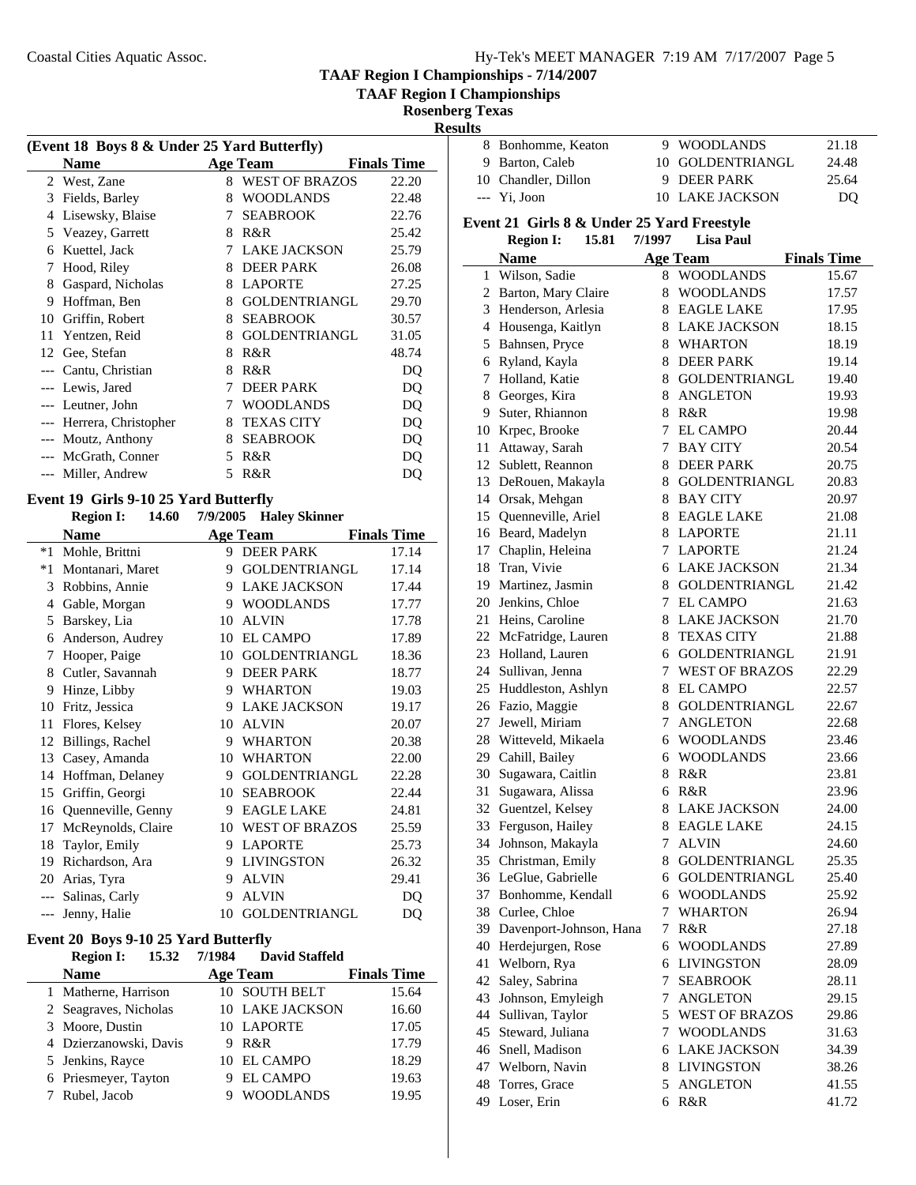## TAAF Region I Championships - 7/14/2007

**TAAF Region I Championships**
**Rosenberg Texas**
**Results**

### (Event 18 Boys 8 & Under 25 Yard Butterfly)

| | Name | Age | Team | Finals Time |
|---|---|---|---|---|
| 2 | West, Zane | 8 | WEST OF BRAZOS | 22.20 |
| 3 | Fields, Barley | 8 | WOODLANDS | 22.48 |
| 4 | Lisewsky, Blaise | 7 | SEABROOK | 22.76 |
| 5 | Veazey, Garrett | 8 | R&R | 25.42 |
| 6 | Kuettel, Jack | 7 | LAKE JACKSON | 25.79 |
| 7 | Hood, Riley | 8 | DEER PARK | 26.08 |
| 8 | Gaspard, Nicholas | 8 | LAPORTE | 27.25 |
| 9 | Hoffman, Ben | 8 | GOLDENTRIANGL | 29.70 |
| 10 | Griffin, Robert | 8 | SEABROOK | 30.57 |
| 11 | Yentzen, Reid | 8 | GOLDENTRIANGL | 31.05 |
| 12 | Gee, Stefan | 8 | R&R | 48.74 |
| --- | Cantu, Christian | 8 | R&R | DQ |
| --- | Lewis, Jared | 7 | DEER PARK | DQ |
| --- | Leutner, John | 7 | WOODLANDS | DQ |
| --- | Herrera, Christopher | 8 | TEXAS CITY | DQ |
| --- | Moutz, Anthony | 8 | SEABROOK | DQ |
| --- | McGrath, Conner | 5 | R&R | DQ |
| --- | Miller, Andrew | 5 | R&R | DQ |

### Event 19 Girls 9-10 25 Yard Butterfly

**Region I: 14.60 7/9/2005 Haley Skinner**

| | Name | Age | Team | Finals Time |
|---|---|---|---|---|
| *1 | Mohle, Brittni | 9 | DEER PARK | 17.14 |
| *1 | Montanari, Maret | 9 | GOLDENTRIANGL | 17.14 |
| 3 | Robbins, Annie | 9 | LAKE JACKSON | 17.44 |
| 4 | Gable, Morgan | 9 | WOODLANDS | 17.77 |
| 5 | Barskey, Lia | 10 | ALVIN | 17.78 |
| 6 | Anderson, Audrey | 10 | EL CAMPO | 17.89 |
| 7 | Hooper, Paige | 10 | GOLDENTRIANGL | 18.36 |
| 8 | Cutler, Savannah | 9 | DEER PARK | 18.77 |
| 9 | Hinze, Libby | 9 | WHARTON | 19.03 |
| 10 | Fritz, Jessica | 9 | LAKE JACKSON | 19.17 |
| 11 | Flores, Kelsey | 10 | ALVIN | 20.07 |
| 12 | Billings, Rachel | 9 | WHARTON | 20.38 |
| 13 | Casey, Amanda | 10 | WHARTON | 22.00 |
| 14 | Hoffman, Delaney | 9 | GOLDENTRIANGL | 22.28 |
| 15 | Griffin, Georgi | 10 | SEABROOK | 22.44 |
| 16 | Quenneville, Genny | 9 | EAGLE LAKE | 24.81 |
| 17 | McReynolds, Claire | 10 | WEST OF BRAZOS | 25.59 |
| 18 | Taylor, Emily | 9 | LAPORTE | 25.73 |
| 19 | Richardson, Ara | 9 | LIVINGSTON | 26.32 |
| 20 | Arias, Tyra | 9 | ALVIN | 29.41 |
| --- | Salinas, Carly | 9 | ALVIN | DQ |
| --- | Jenny, Halie | 10 | GOLDENTRIANGL | DQ |

### Event 20 Boys 9-10 25 Yard Butterfly

**Region I: 15.32 7/1984 David Staffeld**

| | Name | Age | Team | Finals Time |
|---|---|---|---|---|
| 1 | Matherne, Harrison | 10 | SOUTH BELT | 15.64 |
| 2 | Seagraves, Nicholas | 10 | LAKE JACKSON | 16.60 |
| 3 | Moore, Dustin | 10 | LAPORTE | 17.05 |
| 4 | Dzierzanowski, Davis | 9 | R&R | 17.79 |
| 5 | Jenkins, Rayce | 10 | EL CAMPO | 18.29 |
| 6 | Priesmeyer, Tayton | 9 | EL CAMPO | 19.63 |
| 7 | Rubel, Jacob | 9 | WOODLANDS | 19.95 |
| 8 | Bonhomme, Keaton | 9 | WOODLANDS | 21.18 |
| 9 | Barton, Caleb | 10 | GOLDENTRIANGL | 24.48 |
| 10 | Chandler, Dillon | 9 | DEER PARK | 25.64 |
| --- | Yi, Joon | 10 | LAKE JACKSON | DQ |

### Event 21 Girls 8 & Under 25 Yard Freestyle

**Region I: 15.81 7/1997 Lisa Paul**

| | Name | Age | Team | Finals Time |
|---|---|---|---|---|
| 1 | Wilson, Sadie | 8 | WOODLANDS | 15.67 |
| 2 | Barton, Mary Claire | 8 | WOODLANDS | 17.57 |
| 3 | Henderson, Arlesia | 8 | EAGLE LAKE | 17.95 |
| 4 | Housenga, Kaitlyn | 8 | LAKE JACKSON | 18.15 |
| 5 | Bahnsen, Pryce | 8 | WHARTON | 18.19 |
| 6 | Ryland, Kayla | 8 | DEER PARK | 19.14 |
| 7 | Holland, Katie | 8 | GOLDENTRIANGL | 19.40 |
| 8 | Georges, Kira | 8 | ANGLETON | 19.93 |
| 9 | Suter, Rhiannon | 8 | R&R | 19.98 |
| 10 | Krpec, Brooke | 7 | EL CAMPO | 20.44 |
| 11 | Attaway, Sarah | 7 | BAY CITY | 20.54 |
| 12 | Sublett, Reannon | 8 | DEER PARK | 20.75 |
| 13 | DeRouen, Makayla | 8 | GOLDENTRIANGL | 20.83 |
| 14 | Orsak, Mehgan | 8 | BAY CITY | 20.97 |
| 15 | Quenneville, Ariel | 8 | EAGLE LAKE | 21.08 |
| 16 | Beard, Madelyn | 8 | LAPORTE | 21.11 |
| 17 | Chaplin, Heleina | 7 | LAPORTE | 21.24 |
| 18 | Tran, Vivie | 6 | LAKE JACKSON | 21.34 |
| 19 | Martinez, Jasmin | 8 | GOLDENTRIANGL | 21.42 |
| 20 | Jenkins, Chloe | 7 | EL CAMPO | 21.63 |
| 21 | Heins, Caroline | 8 | LAKE JACKSON | 21.70 |
| 22 | McFatridge, Lauren | 8 | TEXAS CITY | 21.88 |
| 23 | Holland, Lauren | 6 | GOLDENTRIANGL | 21.91 |
| 24 | Sullivan, Jenna | 7 | WEST OF BRAZOS | 22.29 |
| 25 | Huddleston, Ashlyn | 8 | EL CAMPO | 22.57 |
| 26 | Fazio, Maggie | 8 | GOLDENTRIANGL | 22.67 |
| 27 | Jewell, Miriam | 7 | ANGLETON | 22.68 |
| 28 | Witteveld, Mikaela | 6 | WOODLANDS | 23.46 |
| 29 | Cahill, Bailey | 6 | WOODLANDS | 23.66 |
| 30 | Sugawara, Caitlin | 8 | R&R | 23.81 |
| 31 | Sugawara, Alissa | 6 | R&R | 23.96 |
| 32 | Guentzel, Kelsey | 8 | LAKE JACKSON | 24.00 |
| 33 | Ferguson, Hailey | 8 | EAGLE LAKE | 24.15 |
| 34 | Johnson, Makayla | 7 | ALVIN | 24.60 |
| 35 | Christman, Emily | 8 | GOLDENTRIANGL | 25.35 |
| 36 | LeGlue, Gabrielle | 6 | GOLDENTRIANGL | 25.40 |
| 37 | Bonhomme, Kendall | 6 | WOODLANDS | 25.92 |
| 38 | Curlee, Chloe | 7 | WHARTON | 26.94 |
| 39 | Davenport-Johnson, Hana | 7 | R&R | 27.18 |
| 40 | Herdejurgen, Rose | 6 | WOODLANDS | 27.89 |
| 41 | Welborn, Rya | 6 | LIVINGSTON | 28.09 |
| 42 | Saley, Sabrina | 7 | SEABROOK | 28.11 |
| 43 | Johnson, Emyleigh | 7 | ANGLETON | 29.15 |
| 44 | Sullivan, Taylor | 5 | WEST OF BRAZOS | 29.86 |
| 45 | Steward, Juliana | 7 | WOODLANDS | 31.63 |
| 46 | Snell, Madison | 6 | LAKE JACKSON | 34.39 |
| 47 | Welborn, Navin | 8 | LIVINGSTON | 38.26 |
| 48 | Torres, Grace | 5 | ANGLETON | 41.55 |
| 49 | Loser, Erin | 6 | R&R | 41.72 |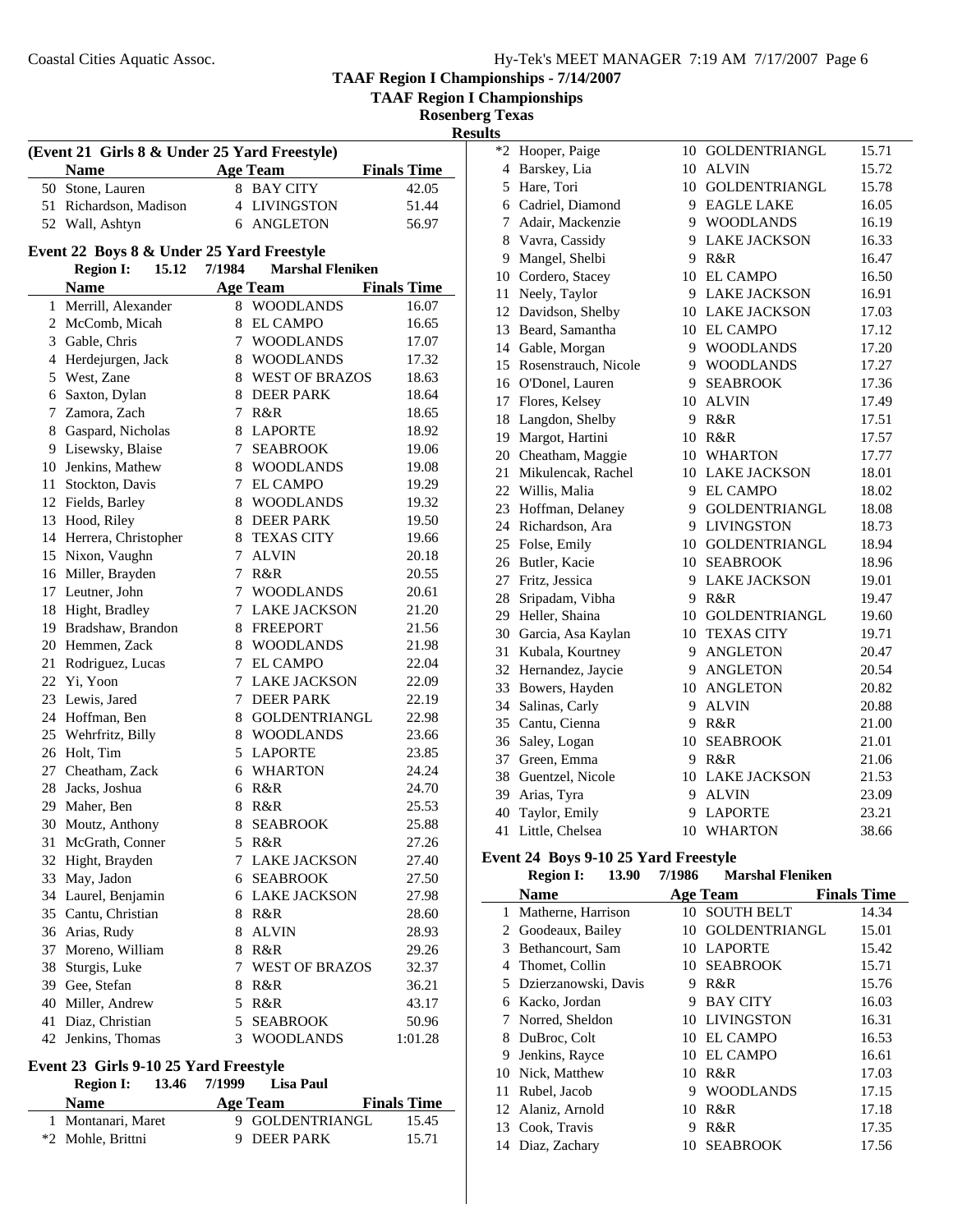# TAAF Region I Championships - 7/14/2007

## TAAF Region I Championships

### Rosenberg Texas

### Results

**(Event 21 Girls 8 & Under 25 Yard Freestyle)**

| | Name | Age | Team | Finals Time |
|---|---|---|---|---|
| 50 | Stone, Lauren | 8 | BAY CITY | 42.05 |
| 51 | Richardson, Madison | 4 | LIVINGSTON | 51.44 |
| 52 | Wall, Ashtyn | 6 | ANGLETON | 56.97 |

**Event 22 Boys 8 & Under 25 Yard Freestyle**

**Region I: 15.12 7/1984 Marshal Fleniken**

| | Name | Age | Team | Finals Time |
|---|---|---|---|---|
| 1 | Merrill, Alexander | 8 | WOODLANDS | 16.07 |
| 2 | McComb, Micah | 8 | EL CAMPO | 16.65 |
| 3 | Gable, Chris | 7 | WOODLANDS | 17.07 |
| 4 | Herdejurgen, Jack | 8 | WOODLANDS | 17.32 |
| 5 | West, Zane | 8 | WEST OF BRAZOS | 18.63 |
| 6 | Saxton, Dylan | 8 | DEER PARK | 18.64 |
| 7 | Zamora, Zach | 7 | R&R | 18.65 |
| 8 | Gaspard, Nicholas | 8 | LAPORTE | 18.92 |
| 9 | Lisewsky, Blaise | 7 | SEABROOK | 19.06 |
| 10 | Jenkins, Mathew | 8 | WOODLANDS | 19.08 |
| 11 | Stockton, Davis | 7 | EL CAMPO | 19.29 |
| 12 | Fields, Barley | 8 | WOODLANDS | 19.32 |
| 13 | Hood, Riley | 8 | DEER PARK | 19.50 |
| 14 | Herrera, Christopher | 8 | TEXAS CITY | 19.66 |
| 15 | Nixon, Vaughn | 7 | ALVIN | 20.18 |
| 16 | Miller, Brayden | 7 | R&R | 20.55 |
| 17 | Leutner, John | 7 | WOODLANDS | 20.61 |
| 18 | Hight, Bradley | 7 | LAKE JACKSON | 21.20 |
| 19 | Bradshaw, Brandon | 8 | FREEPORT | 21.56 |
| 20 | Hemmen, Zack | 8 | WOODLANDS | 21.98 |
| 21 | Rodriguez, Lucas | 7 | EL CAMPO | 22.04 |
| 22 | Yi, Yoon | 7 | LAKE JACKSON | 22.09 |
| 23 | Lewis, Jared | 7 | DEER PARK | 22.19 |
| 24 | Hoffman, Ben | 8 | GOLDENTRIANGL | 22.98 |
| 25 | Wehrfritz, Billy | 8 | WOODLANDS | 23.66 |
| 26 | Holt, Tim | 5 | LAPORTE | 23.85 |
| 27 | Cheatham, Zack | 6 | WHARTON | 24.24 |
| 28 | Jacks, Joshua | 6 | R&R | 24.70 |
| 29 | Maher, Ben | 8 | R&R | 25.53 |
| 30 | Moutz, Anthony | 8 | SEABROOK | 25.88 |
| 31 | McGrath, Conner | 5 | R&R | 27.26 |
| 32 | Hight, Brayden | 7 | LAKE JACKSON | 27.40 |
| 33 | May, Jadon | 6 | SEABROOK | 27.50 |
| 34 | Laurel, Benjamin | 6 | LAKE JACKSON | 27.98 |
| 35 | Cantu, Christian | 8 | R&R | 28.60 |
| 36 | Arias, Rudy | 8 | ALVIN | 28.93 |
| 37 | Moreno, William | 8 | R&R | 29.26 |
| 38 | Sturgis, Luke | 7 | WEST OF BRAZOS | 32.37 |
| 39 | Gee, Stefan | 8 | R&R | 36.21 |
| 40 | Miller, Andrew | 5 | R&R | 43.17 |
| 41 | Diaz, Christian | 5 | SEABROOK | 50.96 |
| 42 | Jenkins, Thomas | 3 | WOODLANDS | 1:01.28 |

**Event 23 Girls 9-10 25 Yard Freestyle**

**Region I: 13.46 7/1999 Lisa Paul**

| | Name | Age | Team | Finals Time |
|---|---|---|---|---|
| 1 | Montanari, Maret | 9 | GOLDENTRIANGL | 15.45 |
| *2 | Mohle, Brittni | 9 | DEER PARK | 15.71 |
| *2 | Hooper, Paige | 10 | GOLDENTRIANGL | 15.71 |
| 4 | Barskey, Lia | 10 | ALVIN | 15.72 |
| 5 | Hare, Tori | 10 | GOLDENTRIANGL | 15.78 |
| 6 | Cadriel, Diamond | 9 | EAGLE LAKE | 16.05 |
| 7 | Adair, Mackenzie | 9 | WOODLANDS | 16.19 |
| 8 | Vavra, Cassidy | 9 | LAKE JACKSON | 16.33 |
| 9 | Mangel, Shelbi | 9 | R&R | 16.47 |
| 10 | Cordero, Stacey | 10 | EL CAMPO | 16.50 |
| 11 | Neely, Taylor | 9 | LAKE JACKSON | 16.91 |
| 12 | Davidson, Shelby | 10 | LAKE JACKSON | 17.03 |
| 13 | Beard, Samantha | 10 | EL CAMPO | 17.12 |
| 14 | Gable, Morgan | 9 | WOODLANDS | 17.20 |
| 15 | Rosenstrauch, Nicole | 9 | WOODLANDS | 17.27 |
| 16 | O'Donel, Lauren | 9 | SEABROOK | 17.36 |
| 17 | Flores, Kelsey | 10 | ALVIN | 17.49 |
| 18 | Langdon, Shelby | 9 | R&R | 17.51 |
| 19 | Margot, Hartini | 10 | R&R | 17.57 |
| 20 | Cheatham, Maggie | 10 | WHARTON | 17.77 |
| 21 | Mikulencak, Rachel | 10 | LAKE JACKSON | 18.01 |
| 22 | Willis, Malia | 9 | EL CAMPO | 18.02 |
| 23 | Hoffman, Delaney | 9 | GOLDENTRIANGL | 18.08 |
| 24 | Richardson, Ara | 9 | LIVINGSTON | 18.73 |
| 25 | Folse, Emily | 10 | GOLDENTRIANGL | 18.94 |
| 26 | Butler, Kacie | 10 | SEABROOK | 18.96 |
| 27 | Fritz, Jessica | 9 | LAKE JACKSON | 19.01 |
| 28 | Sripadam, Vibha | 9 | R&R | 19.47 |
| 29 | Heller, Shaina | 10 | GOLDENTRIANGL | 19.60 |
| 30 | Garcia, Asa Kaylan | 10 | TEXAS CITY | 19.71 |
| 31 | Kubala, Kourtney | 9 | ANGLETON | 20.47 |
| 32 | Hernandez, Jaycie | 9 | ANGLETON | 20.54 |
| 33 | Bowers, Hayden | 10 | ANGLETON | 20.82 |
| 34 | Salinas, Carly | 9 | ALVIN | 20.88 |
| 35 | Cantu, Cienna | 9 | R&R | 21.00 |
| 36 | Saley, Logan | 10 | SEABROOK | 21.01 |
| 37 | Green, Emma | 9 | R&R | 21.06 |
| 38 | Guentzel, Nicole | 10 | LAKE JACKSON | 21.53 |
| 39 | Arias, Tyra | 9 | ALVIN | 23.09 |
| 40 | Taylor, Emily | 9 | LAPORTE | 23.21 |
| 41 | Little, Chelsea | 10 | WHARTON | 38.66 |

**Event 24 Boys 9-10 25 Yard Freestyle**

**Region I: 13.90 7/1986 Marshal Fleniken**

| | Name | Age | Team | Finals Time |
|---|---|---|---|---|
| 1 | Matherne, Harrison | 10 | SOUTH BELT | 14.34 |
| 2 | Goodeaux, Bailey | 10 | GOLDENTRIANGL | 15.01 |
| 3 | Bethancourt, Sam | 10 | LAPORTE | 15.42 |
| 4 | Thomet, Collin | 10 | SEABROOK | 15.71 |
| 5 | Dzierzanowski, Davis | 9 | R&R | 15.76 |
| 6 | Kacko, Jordan | 9 | BAY CITY | 16.03 |
| 7 | Norred, Sheldon | 10 | LIVINGSTON | 16.31 |
| 8 | DuBroc, Colt | 10 | EL CAMPO | 16.53 |
| 9 | Jenkins, Rayce | 10 | EL CAMPO | 16.61 |
| 10 | Nick, Matthew | 10 | R&R | 17.03 |
| 11 | Rubel, Jacob | 9 | WOODLANDS | 17.15 |
| 12 | Alaniz, Arnold | 10 | R&R | 17.18 |
| 13 | Cook, Travis | 9 | R&R | 17.35 |
| 14 | Diaz, Zachary | 10 | SEABROOK | 17.56 |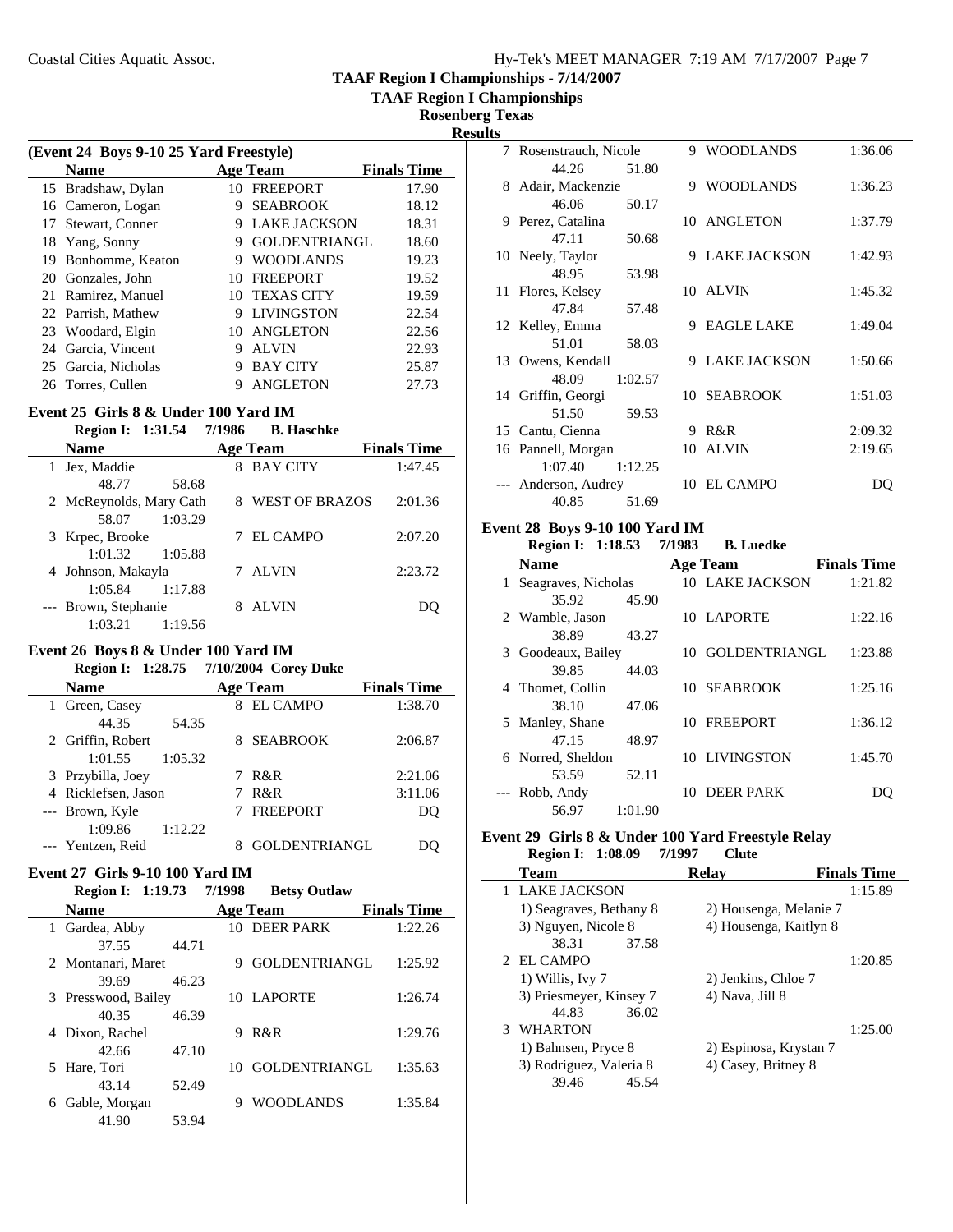TAAF Region I Championships - 7/14/2007

TAAF Region I Championships

Rosenberg Texas

Results

### (Event 24 Boys 9-10 25 Yard Freestyle)

| | Name | Age | Team | Finals Time |
|---|---|---|---|---|
| 15 | Bradshaw, Dylan | 10 | FREEPORT | 17.90 |
| 16 | Cameron, Logan | 9 | SEABROOK | 18.12 |
| 17 | Stewart, Conner | 9 | LAKE JACKSON | 18.31 |
| 18 | Yang, Sonny | 9 | GOLDENTRIANGL | 18.60 |
| 19 | Bonhomme, Keaton | 9 | WOODLANDS | 19.23 |
| 20 | Gonzales, John | 10 | FREEPORT | 19.52 |
| 21 | Ramirez, Manuel | 10 | TEXAS CITY | 19.59 |
| 22 | Parrish, Mathew | 9 | LIVINGSTON | 22.54 |
| 23 | Woodard, Elgin | 10 | ANGLETON | 22.56 |
| 24 | Garcia, Vincent | 9 | ALVIN | 22.93 |
| 25 | Garcia, Nicholas | 9 | BAY CITY | 25.87 |
| 26 | Torres, Cullen | 9 | ANGLETON | 27.73 |

### Event 25 Girls 8 & Under 100 Yard IM

**Region I: 1:31.54 7/1986 B. Haschke**

| | Name | Age | Team | Finals Time |
|---|---|---|---|---|
| 1 | Jex, Maddie | 8 | BAY CITY | 1:47.45 |
| | 48.77 58.68 | | | |
| 2 | McReynolds, Mary Cath | 8 | WEST OF BRAZOS | 2:01.36 |
| | 58.07 1:03.29 | | | |
| 3 | Krpec, Brooke | 7 | EL CAMPO | 2:07.20 |
| | 1:01.32 1:05.88 | | | |
| 4 | Johnson, Makayla | 7 | ALVIN | 2:23.72 |
| | 1:05.84 1:17.88 | | | |
| --- | Brown, Stephanie | 8 | ALVIN | DQ |
| | 1:03.21 1:19.56 | | | |

### Event 26 Boys 8 & Under 100 Yard IM

**Region I: 1:28.75 7/10/2004 Corey Duke**

| | Name | Age | Team | Finals Time |
|---|---|---|---|---|
| 1 | Green, Casey | 8 | EL CAMPO | 1:38.70 |
| | 44.35 54.35 | | | |
| 2 | Griffin, Robert | 8 | SEABROOK | 2:06.87 |
| | 1:01.55 1:05.32 | | | |
| 3 | Przybilla, Joey | 7 | R&R | 2:21.06 |
| 4 | Ricklefsen, Jason | 7 | R&R | 3:11.06 |
| --- | Brown, Kyle | 7 | FREEPORT | DQ |
| | 1:09.86 1:12.22 | | | |
| --- | Yentzen, Reid | 8 | GOLDENTRIANGL | DQ |

### Event 27 Girls 9-10 100 Yard IM

**Region I: 1:19.73 7/1998 Betsy Outlaw**

| | Name | Age | Team | Finals Time |
|---|---|---|---|---|
| 1 | Gardea, Abby | 10 | DEER PARK | 1:22.26 |
| | 37.55 44.71 | | | |
| 2 | Montanari, Maret | 9 | GOLDENTRIANGL | 1:25.92 |
| | 39.69 46.23 | | | |
| 3 | Presswood, Bailey | 10 | LAPORTE | 1:26.74 |
| | 40.35 46.39 | | | |
| 4 | Dixon, Rachel | 9 | R&R | 1:29.76 |
| | 42.66 47.10 | | | |
| 5 | Hare, Tori | 10 | GOLDENTRIANGL | 1:35.63 |
| | 43.14 52.49 | | | |
| 6 | Gable, Morgan | 9 | WOODLANDS | 1:35.84 |
| | 41.90 53.94 | | | |
| 7 | Rosenstrauch, Nicole | 9 | WOODLANDS | 1:36.06 |
| | 44.26 51.80 | | | |
| 8 | Adair, Mackenzie | 9 | WOODLANDS | 1:36.23 |
| | 46.06 50.17 | | | |
| 9 | Perez, Catalina | 10 | ANGLETON | 1:37.79 |
| | 47.11 50.68 | | | |
| 10 | Neely, Taylor | 9 | LAKE JACKSON | 1:42.93 |
| | 48.95 53.98 | | | |
| 11 | Flores, Kelsey | 10 | ALVIN | 1:45.32 |
| | 47.84 57.48 | | | |
| 12 | Kelley, Emma | 9 | EAGLE LAKE | 1:49.04 |
| | 51.01 58.03 | | | |
| 13 | Owens, Kendall | 9 | LAKE JACKSON | 1:50.66 |
| | 48.09 1:02.57 | | | |
| 14 | Griffin, Georgi | 10 | SEABROOK | 1:51.03 |
| | 51.50 59.53 | | | |
| 15 | Cantu, Cienna | 9 | R&R | 2:09.32 |
| 16 | Pannell, Morgan | 10 | ALVIN | 2:19.65 |
| | 1:07.40 1:12.25 | | | |
| --- | Anderson, Audrey | 10 | EL CAMPO | DQ |
| | 40.85 51.69 | | | |

### Event 28 Boys 9-10 100 Yard IM

**Region I: 1:18.53 7/1983 B. Luedke**

| | Name | Age | Team | Finals Time |
|---|---|---|---|---|
| 1 | Seagraves, Nicholas | 10 | LAKE JACKSON | 1:21.82 |
| | 35.92 45.90 | | | |
| 2 | Wamble, Jason | 10 | LAPORTE | 1:22.16 |
| | 38.89 43.27 | | | |
| 3 | Goodeaux, Bailey | 10 | GOLDENTRIANGL | 1:23.88 |
| | 39.85 44.03 | | | |
| 4 | Thomet, Collin | 10 | SEABROOK | 1:25.16 |
| | 38.10 47.06 | | | |
| 5 | Manley, Shane | 10 | FREEPORT | 1:36.12 |
| | 47.15 48.97 | | | |
| 6 | Norred, Sheldon | 10 | LIVINGSTON | 1:45.70 |
| | 53.59 52.11 | | | |
| --- | Robb, Andy | 10 | DEER PARK | DQ |
| | 56.97 1:01.90 | | | |

### Event 29 Girls 8 & Under 100 Yard Freestyle Relay

**Region I: 1:08.09 7/1997 Clute**

| | Team | Relay | | Finals Time |
|---|---|---|---|---|
| 1 | LAKE JACKSON | | | 1:15.89 |
| | 1) Seagraves, Bethany 8 | 2) Housenga, Melanie 7 | | |
| | 3) Nguyen, Nicole 8 | 4) Housenga, Kaitlyn 8 | | |
| | 38.31 37.58 | | | |
| 2 | EL CAMPO | | | 1:20.85 |
| | 1) Willis, Ivy 7 | 2) Jenkins, Chloe 7 | | |
| | 3) Priesmeyer, Kinsey 7 | 4) Nava, Jill 8 | | |
| | 44.83 36.02 | | | |
| 3 | WHARTON | | | 1:25.00 |
| | 1) Bahnsen, Pryce 8 | 2) Espinosa, Krystan 7 | | |
| | 3) Rodriguez, Valeria 8 | 4) Casey, Britney 8 | | |
| | 39.46 45.54 | | | |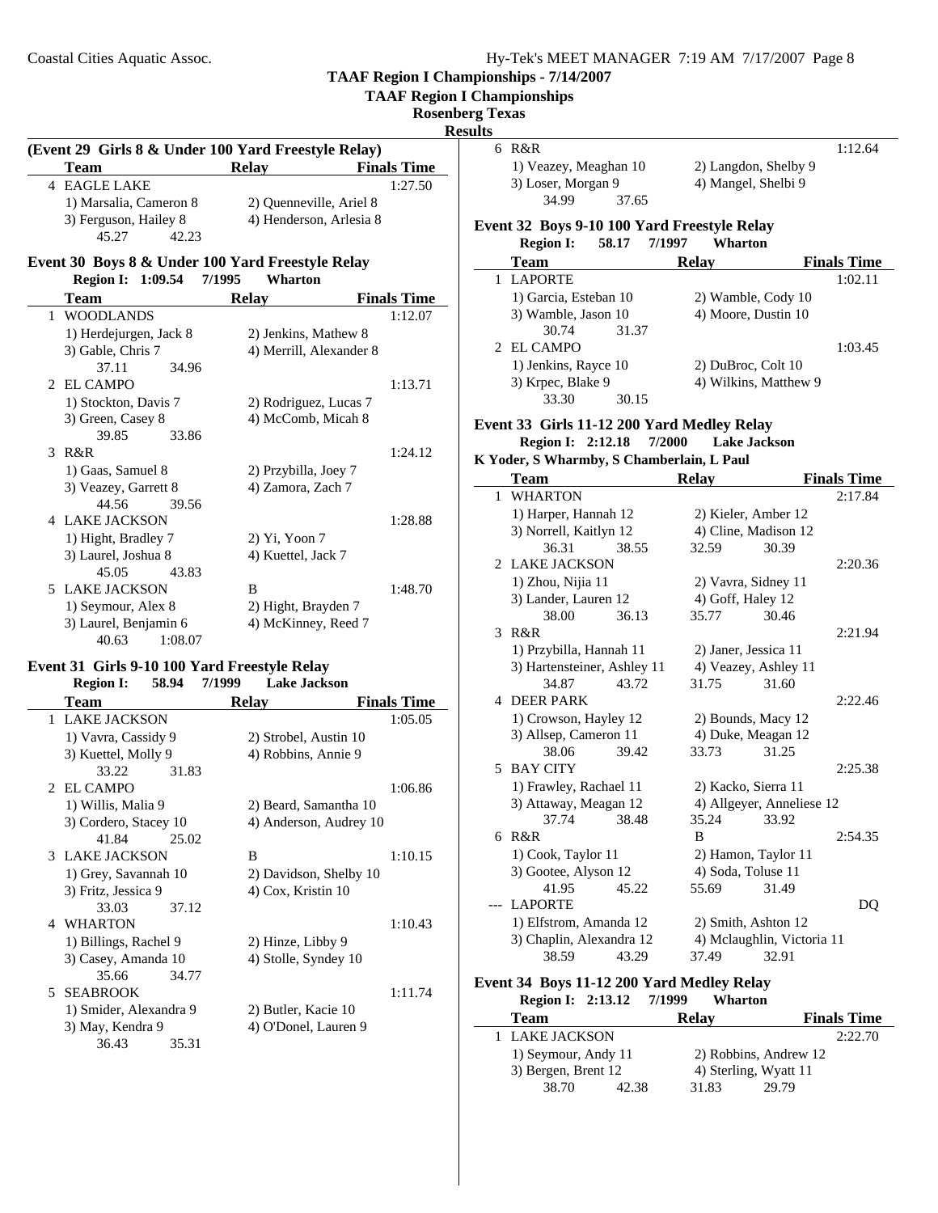## TAAF Region I Championships - 7/14/2007

### TAAF Region I Championships

### Rosenberg Texas

### Results

**(Event 29 Girls 8 & Under 100 Yard Freestyle Relay)**

| | Team | Relay | Finals Time |
|---|---|---|---|
| 4 | EAGLE LAKE | | 1:27.50 |
| | 1) Marsalia, Cameron 8 | 2) Quenneville, Ariel 8 | |
| | 3) Ferguson, Hailey 8 | 4) Henderson, Arlesia 8 | |
| | 45.27 42.23 | | |

**Event 30 Boys 8 & Under 100 Yard Freestyle Relay**

Region I: 1:09.54 7/1995 Wharton

| | Team | Relay | Finals Time |
|---|---|---|---|
| 1 | WOODLANDS | | 1:12.07 |
| | 1) Herdejurgen, Jack 8 | 2) Jenkins, Mathew 8 | |
| | 3) Gable, Chris 7 | 4) Merrill, Alexander 8 | |
| | 37.11 34.96 | | |
| 2 | EL CAMPO | | 1:13.71 |
| | 1) Stockton, Davis 7 | 2) Rodriguez, Lucas 7 | |
| | 3) Green, Casey 8 | 4) McComb, Micah 8 | |
| | 39.85 33.86 | | |
| 3 | R&R | | 1:24.12 |
| | 1) Gaas, Samuel 8 | 2) Przybilla, Joey 7 | |
| | 3) Veazey, Garrett 8 | 4) Zamora, Zach 7 | |
| | 44.56 39.56 | | |
| 4 | LAKE JACKSON | | 1:28.88 |
| | 1) Hight, Bradley 7 | 2) Yi, Yoon 7 | |
| | 3) Laurel, Joshua 8 | 4) Kuettel, Jack 7 | |
| | 45.05 43.83 | | |
| 5 | LAKE JACKSON | B | 1:48.70 |
| | 1) Seymour, Alex 8 | 2) Hight, Brayden 7 | |
| | 3) Laurel, Benjamin 6 | 4) McKinney, Reed 7 | |
| | 40.63 1:08.07 | | |

**Event 31 Girls 9-10 100 Yard Freestyle Relay**

Region I: 58.94 7/1999 Lake Jackson

| | Team | Relay | Finals Time |
|---|---|---|---|
| 1 | LAKE JACKSON | | 1:05.05 |
| | 1) Vavra, Cassidy 9 | 2) Strobel, Austin 10 | |
| | 3) Kuettel, Molly 9 | 4) Robbins, Annie 9 | |
| | 33.22 31.83 | | |
| 2 | EL CAMPO | | 1:06.86 |
| | 1) Willis, Malia 9 | 2) Beard, Samantha 10 | |
| | 3) Cordero, Stacey 10 | 4) Anderson, Audrey 10 | |
| | 41.84 25.02 | | |
| 3 | LAKE JACKSON | B | 1:10.15 |
| | 1) Grey, Savannah 10 | 2) Davidson, Shelby 10 | |
| | 3) Fritz, Jessica 9 | 4) Cox, Kristin 10 | |
| | 33.03 37.12 | | |
| 4 | WHARTON | | 1:10.43 |
| | 1) Billings, Rachel 9 | 2) Hinze, Libby 9 | |
| | 3) Casey, Amanda 10 | 4) Stolle, Syndey 10 | |
| | 35.66 34.77 | | |
| 5 | SEABROOK | | 1:11.74 |
| | 1) Smider, Alexandra 9 | 2) Butler, Kacie 10 | |
| | 3) May, Kendra 9 | 4) O'Donel, Lauren 9 | |
| | 36.43 35.31 | | |
| 6 | R&R | | 1:12.64 |
| | 1) Veazey, Meaghan 10 | 2) Langdon, Shelby 9 | |
| | 3) Loser, Morgan 9 | 4) Mangel, Shelbi 9 | |
| | 34.99 37.65 | | |

**Event 32 Boys 9-10 100 Yard Freestyle Relay**

Region I: 58.17 7/1997 Wharton

| | Team | Relay | Finals Time |
|---|---|---|---|
| 1 | LAPORTE | | 1:02.11 |
| | 1) Garcia, Esteban 10 | 2) Wamble, Cody 10 | |
| | 3) Wamble, Jason 10 | 4) Moore, Dustin 10 | |
| | 30.74 31.37 | | |
| 2 | EL CAMPO | | 1:03.45 |
| | 1) Jenkins, Rayce 10 | 2) DuBroc, Colt 10 | |
| | 3) Krpec, Blake 9 | 4) Wilkins, Matthew 9 | |
| | 33.30 30.15 | | |

**Event 33 Girls 11-12 200 Yard Medley Relay**

Region I: 2:12.18 7/2000 Lake Jackson

K Yoder, S Wharmby, S Chamberlain, L Paul

| | Team | Relay | Finals Time |
|---|---|---|---|
| 1 | WHARTON | | 2:17.84 |
| | 1) Harper, Hannah 12 | 2) Kieler, Amber 12 | |
| | 3) Norrell, Kaitlyn 12 | 4) Cline, Madison 12 | |
| | 36.31 38.55 | 32.59 30.39 | |
| 2 | LAKE JACKSON | | 2:20.36 |
| | 1) Zhou, Nijia 11 | 2) Vavra, Sidney 11 | |
| | 3) Lander, Lauren 12 | 4) Goff, Haley 12 | |
| | 38.00 36.13 | 35.77 30.46 | |
| 3 | R&R | | 2:21.94 |
| | 1) Przybilla, Hannah 11 | 2) Janer, Jessica 11 | |
| | 3) Hartensteiner, Ashley 11 | 4) Veazey, Ashley 11 | |
| | 34.87 43.72 | 31.75 31.60 | |
| 4 | DEER PARK | | 2:22.46 |
| | 1) Crowson, Hayley 12 | 2) Bounds, Macy 12 | |
| | 3) Allsep, Cameron 11 | 4) Duke, Meagan 12 | |
| | 38.06 39.42 | 33.73 31.25 | |
| 5 | BAY CITY | | 2:25.38 |
| | 1) Frawley, Rachael 11 | 2) Kacko, Sierra 11 | |
| | 3) Attaway, Meagan 12 | 4) Allgeyer, Anneliese 12 | |
| | 37.74 38.48 | 35.24 33.92 | |
| 6 | R&R | B | 2:54.35 |
| | 1) Cook, Taylor 11 | 2) Hamon, Taylor 11 | |
| | 3) Gootee, Alyson 12 | 4) Soda, Toluse 11 | |
| | 41.95 45.22 | 55.69 31.49 | |
| --- | LAPORTE | | DQ |
| | 1) Elfstrom, Amanda 12 | 2) Smith, Ashton 12 | |
| | 3) Chaplin, Alexandra 12 | 4) Mclaughlin, Victoria 11 | |
| | 38.59 43.29 | 37.49 32.91 | |

**Event 34 Boys 11-12 200 Yard Medley Relay**

Region I: 2:13.12 7/1999 Wharton

| | Team | Relay | Finals Time |
|---|---|---|---|
| 1 | LAKE JACKSON | | 2:22.70 |
| | 1) Seymour, Andy 11 | 2) Robbins, Andrew 12 | |
| | 3) Bergen, Brent 12 | 4) Sterling, Wyatt 11 | |
| | 38.70 42.38 | 31.83 29.79 | |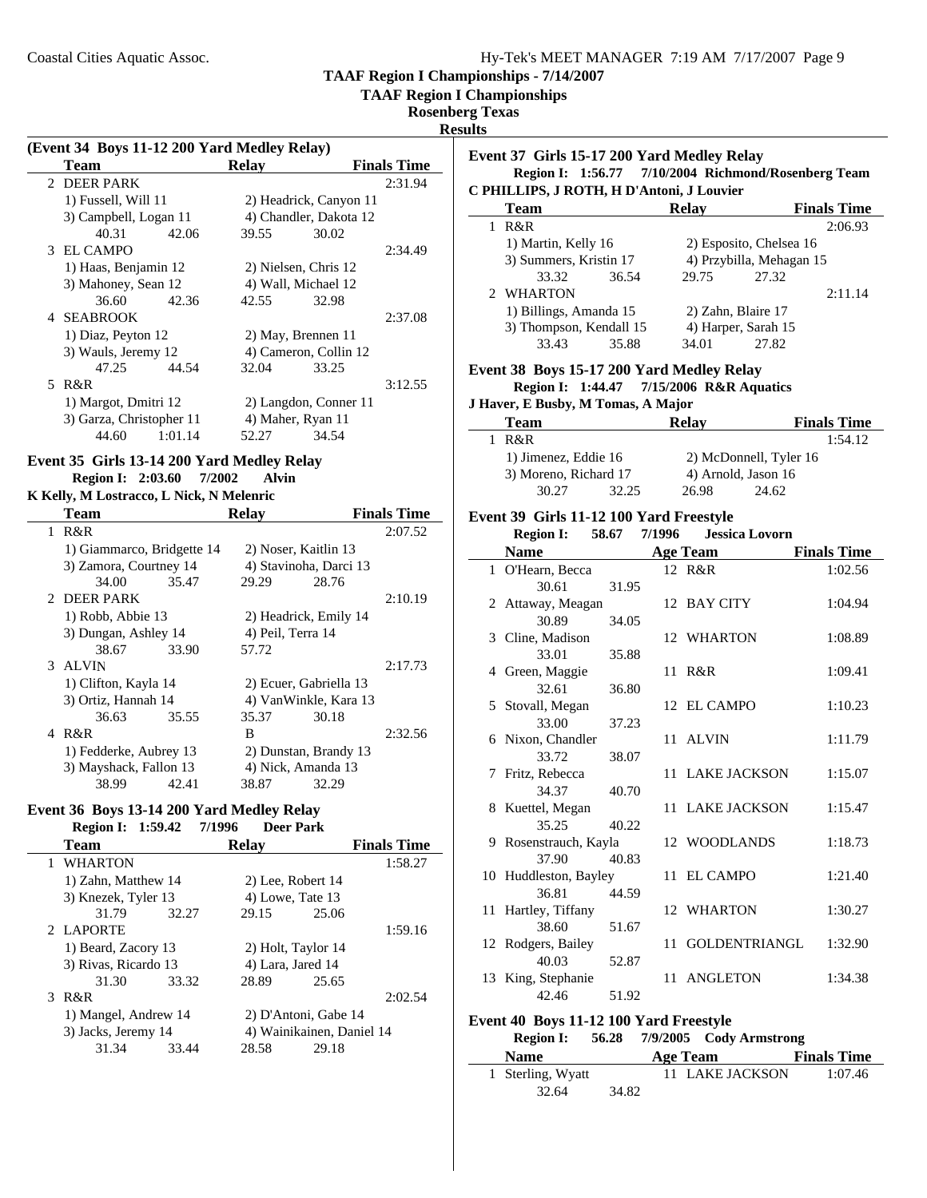# TAAF Region I Championships - 7/14/2007

## TAAF Region I Championships

### Rosenberg Texas

#### Results

**(Event 34 Boys 11-12 200 Yard Medley Relay)**

| | Team | Relay | Finals Time |
|---|---|---|---|
| 2 | DEER PARK | | 2:31.94 |
| | 1) Fussell, Will 11 | 2) Headrick, Canyon 11 | |
| | 3) Campbell, Logan 11 | 4) Chandler, Dakota 12 | |
| | 40.31 42.06 | 39.55 30.02 | |
| 3 | EL CAMPO | | 2:34.49 |
| | 1) Haas, Benjamin 12 | 2) Nielsen, Chris 12 | |
| | 3) Mahoney, Sean 12 | 4) Wall, Michael 12 | |
| | 36.60 42.36 | 42.55 32.98 | |
| 4 | SEABROOK | | 2:37.08 |
| | 1) Diaz, Peyton 12 | 2) May, Brennen 11 | |
| | 3) Wauls, Jeremy 12 | 4) Cameron, Collin 12 | |
| | 47.25 44.54 | 32.04 33.25 | |
| 5 | R&R | | 3:12.55 |
| | 1) Margot, Dmitri 12 | 2) Langdon, Conner 11 | |
| | 3) Garza, Christopher 11 | 4) Maher, Ryan 11 | |
| | 44.60 1:01.14 | 52.27 34.54 | |

**Event 35 Girls 13-14 200 Yard Medley Relay**

**Region I: 2:03.60 7/2002 Alvin**

**K Kelly, M Lostracco, L Nick, N Melenric**

| | Team | Relay | Finals Time |
|---|---|---|---|
| 1 | R&R | | 2:07.52 |
| | 1) Giammarco, Bridgette 14 | 2) Noser, Kaitlin 13 | |
| | 3) Zamora, Courtney 14 | 4) Stavinoha, Darci 13 | |
| | 34.00 35.47 | 29.29 28.76 | |
| 2 | DEER PARK | | 2:10.19 |
| | 1) Robb, Abbie 13 | 2) Headrick, Emily 14 | |
| | 3) Dungan, Ashley 14 | 4) Peil, Terra 14 | |
| | 38.67 33.90 | 57.72 | |
| 3 | ALVIN | | 2:17.73 |
| | 1) Clifton, Kayla 14 | 2) Ecuer, Gabriella 13 | |
| | 3) Ortiz, Hannah 14 | 4) VanWinkle, Kara 13 | |
| | 36.63 35.55 | 35.37 30.18 | |
| 4 | R&R | B | 2:32.56 |
| | 1) Fedderke, Aubrey 13 | 2) Dunstan, Brandy 13 | |
| | 3) Mayshack, Fallon 13 | 4) Nick, Amanda 13 | |
| | 38.99 42.41 | 38.87 32.29 | |

**Event 36 Boys 13-14 200 Yard Medley Relay**

**Region I: 1:59.42 7/1996 Deer Park**

| | Team | Relay | Finals Time |
|---|---|---|---|
| 1 | WHARTON | | 1:58.27 |
| | 1) Zahn, Matthew 14 | 2) Lee, Robert 14 | |
| | 3) Knezek, Tyler 13 | 4) Lowe, Tate 13 | |
| | 31.79 32.27 | 29.15 25.06 | |
| 2 | LAPORTE | | 1:59.16 |
| | 1) Beard, Zacory 13 | 2) Holt, Taylor 14 | |
| | 3) Rivas, Ricardo 13 | 4) Lara, Jared 14 | |
| | 31.30 33.32 | 28.89 25.65 | |
| 3 | R&R | | 2:02.54 |
| | 1) Mangel, Andrew 14 | 2) D'Antoni, Gabe 14 | |
| | 3) Jacks, Jeremy 14 | 4) Wainikainen, Daniel 14 | |
| | 31.34 33.44 | 28.58 29.18 | |

**Event 37 Girls 15-17 200 Yard Medley Relay**

**Region I: 1:56.77 7/10/2004 Richmond/Rosenberg Team**

**C PHILLIPS, J ROTH, H D'Antoni, J Louvier**

| | Team | Relay | Finals Time |
|---|---|---|---|
| 1 | R&R | | 2:06.93 |
| | 1) Martin, Kelly 16 | 2) Esposito, Chelsea 16 | |
| | 3) Summers, Kristin 17 | 4) Przybilla, Mehagan 15 | |
| | 33.32 36.54 | 29.75 27.32 | |
| 2 | WHARTON | | 2:11.14 |
| | 1) Billings, Amanda 15 | 2) Zahn, Blaire 17 | |
| | 3) Thompson, Kendall 15 | 4) Harper, Sarah 15 | |
| | 33.43 35.88 | 34.01 27.82 | |

**Event 38 Boys 15-17 200 Yard Medley Relay**

**Region I: 1:44.47 7/15/2006 R&R Aquatics**

**J Haver, E Busby, M Tomas, A Major**

| | Team | Relay | Finals Time |
|---|---|---|---|
| 1 | R&R | | 1:54.12 |
| | 1) Jimenez, Eddie 16 | 2) McDonnell, Tyler 16 | |
| | 3) Moreno, Richard 17 | 4) Arnold, Jason 16 | |
| | 30.27 32.25 | 26.98 24.62 | |

**Event 39 Girls 11-12 100 Yard Freestyle**

**Region I: 58.67 7/1996 Jessica Lovorn**

| | Name | Age | Team | Finals Time |
|---|---|---|---|---|
| 1 | O'Hearn, Becca | 12 | R&R | 1:02.56 |
| | 30.61 31.95 | | | |
| 2 | Attaway, Meagan | 12 | BAY CITY | 1:04.94 |
| | 30.89 34.05 | | | |
| 3 | Cline, Madison | 12 | WHARTON | 1:08.89 |
| | 33.01 35.88 | | | |
| 4 | Green, Maggie | 11 | R&R | 1:09.41 |
| | 32.61 36.80 | | | |
| 5 | Stovall, Megan | 12 | EL CAMPO | 1:10.23 |
| | 33.00 37.23 | | | |
| 6 | Nixon, Chandler | 11 | ALVIN | 1:11.79 |
| | 33.72 38.07 | | | |
| 7 | Fritz, Rebecca | 11 | LAKE JACKSON | 1:15.07 |
| | 34.37 40.70 | | | |
| 8 | Kuettel, Megan | 11 | LAKE JACKSON | 1:15.47 |
| | 35.25 40.22 | | | |
| 9 | Rosenstrauch, Kayla | 12 | WOODLANDS | 1:18.73 |
| | 37.90 40.83 | | | |
| 10 | Huddleston, Bayley | 11 | EL CAMPO | 1:21.40 |
| | 36.81 44.59 | | | |
| 11 | Hartley, Tiffany | 12 | WHARTON | 1:30.27 |
| | 38.60 51.67 | | | |
| 12 | Rodgers, Bailey | 11 | GOLDENTRIANGL | 1:32.90 |
| | 40.03 52.87 | | | |
| 13 | King, Stephanie | 11 | ANGLETON | 1:34.38 |
| | 42.46 51.92 | | | |

**Event 40 Boys 11-12 100 Yard Freestyle**

**Region I: 56.28 7/9/2005 Cody Armstrong**

| | Name | Age | Team | Finals Time |
|---|---|---|---|---|
| 1 | Sterling, Wyatt | 11 | LAKE JACKSON | 1:07.46 |
| | 32.64 34.82 | | | |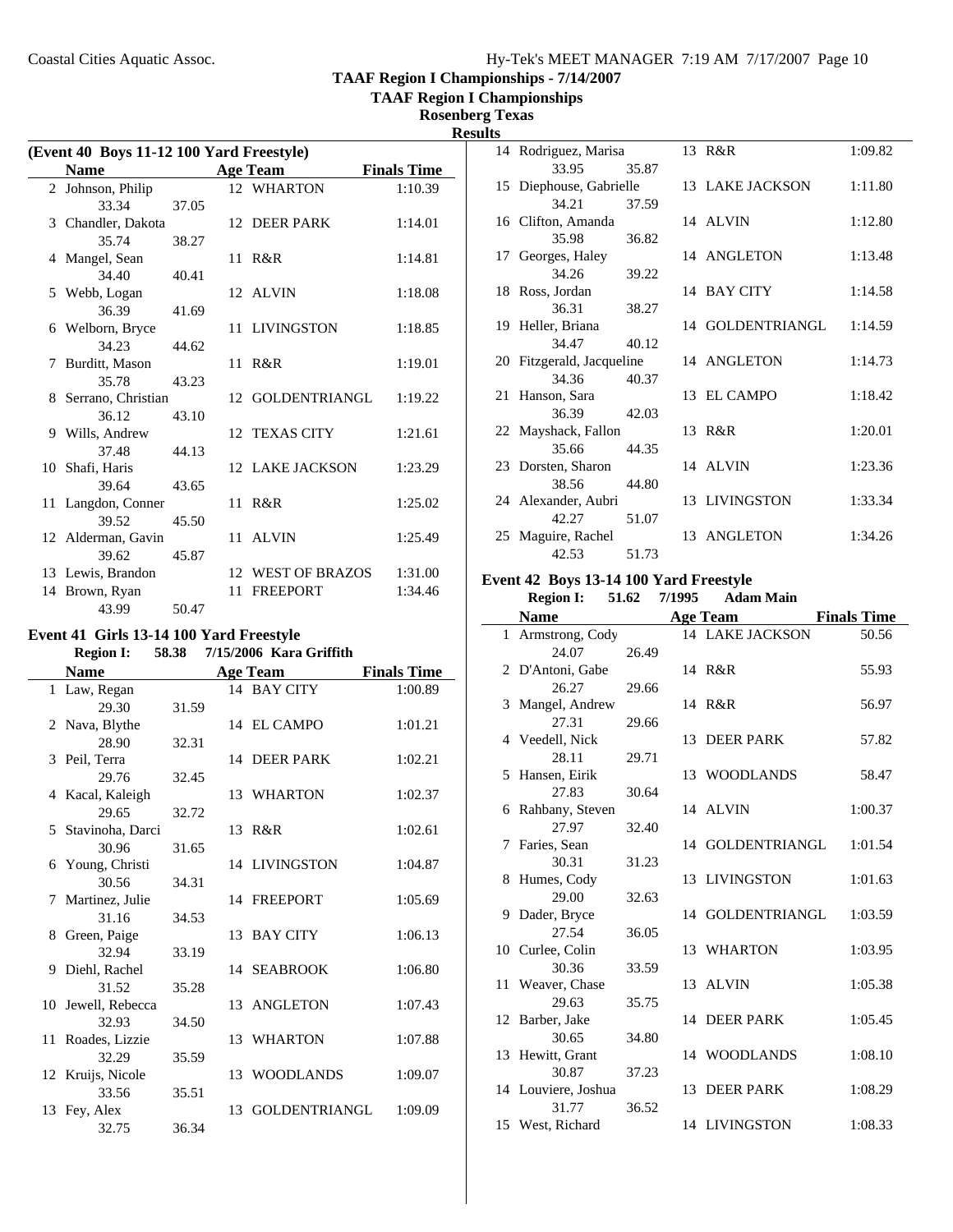## TAAF Region I Championships - 7/14/2007

## TAAF Region I Championships

## Rosenberg Texas

### Results

### (Event 40 Boys 11-12 100 Yard Freestyle)

| | Name | Age | Team | Finals Time |
|---|---|---|---|---|
| 2 | Johnson, Philip | 12 | WHARTON | 1:10.39 |
| | 33.34 37.05 | | | |
| 3 | Chandler, Dakota | 12 | DEER PARK | 1:14.01 |
| | 35.74 38.27 | | | |
| 4 | Mangel, Sean | 11 | R&R | 1:14.81 |
| | 34.40 40.41 | | | |
| 5 | Webb, Logan | 12 | ALVIN | 1:18.08 |
| | 36.39 41.69 | | | |
| 6 | Welborn, Bryce | 11 | LIVINGSTON | 1:18.85 |
| | 34.23 44.62 | | | |
| 7 | Burditt, Mason | 11 | R&R | 1:19.01 |
| | 35.78 43.23 | | | |
| 8 | Serrano, Christian | 12 | GOLDENTRIANGL | 1:19.22 |
| | 36.12 43.10 | | | |
| 9 | Wills, Andrew | 12 | TEXAS CITY | 1:21.61 |
| | 37.48 44.13 | | | |
| 10 | Shafi, Haris | 12 | LAKE JACKSON | 1:23.29 |
| | 39.64 43.65 | | | |
| 11 | Langdon, Conner | 11 | R&R | 1:25.02 |
| | 39.52 45.50 | | | |
| 12 | Alderman, Gavin | 11 | ALVIN | 1:25.49 |
| | 39.62 45.87 | | | |
| 13 | Lewis, Brandon | 12 | WEST OF BRAZOS | 1:31.00 |
| 14 | Brown, Ryan | 11 | FREEPORT | 1:34.46 |
| | 43.99 50.47 | | | |

### Event 41 Girls 13-14 100 Yard Freestyle

**Region I: 58.38 7/15/2006 Kara Griffith**

| | Name | Age | Team | Finals Time |
|---|---|---|---|---|
| 1 | Law, Regan | 14 | BAY CITY | 1:00.89 |
| | 29.30 31.59 | | | |
| 2 | Nava, Blythe | 14 | EL CAMPO | 1:01.21 |
| | 28.90 32.31 | | | |
| 3 | Peil, Terra | 14 | DEER PARK | 1:02.21 |
| | 29.76 32.45 | | | |
| 4 | Kacal, Kaleigh | 13 | WHARTON | 1:02.37 |
| | 29.65 32.72 | | | |
| 5 | Stavinoha, Darci | 13 | R&R | 1:02.61 |
| | 30.96 31.65 | | | |
| 6 | Young, Christi | 14 | LIVINGSTON | 1:04.87 |
| | 30.56 34.31 | | | |
| 7 | Martinez, Julie | 14 | FREEPORT | 1:05.69 |
| | 31.16 34.53 | | | |
| 8 | Green, Paige | 13 | BAY CITY | 1:06.13 |
| | 32.94 33.19 | | | |
| 9 | Diehl, Rachel | 14 | SEABROOK | 1:06.80 |
| | 31.52 35.28 | | | |
| 10 | Jewell, Rebecca | 13 | ANGLETON | 1:07.43 |
| | 32.93 34.50 | | | |
| 11 | Roades, Lizzie | 13 | WHARTON | 1:07.88 |
| | 32.29 35.59 | | | |
| 12 | Kruijs, Nicole | 13 | WOODLANDS | 1:09.07 |
| | 33.56 35.51 | | | |
| 13 | Fey, Alex | 13 | GOLDENTRIANGL | 1:09.09 |
| | 32.75 36.34 | | | |
| 14 | Rodriguez, Marisa | 13 | R&R | 1:09.82 |
| | 33.95 35.87 | | | |
| 15 | Diephouse, Gabrielle | 13 | LAKE JACKSON | 1:11.80 |
| | 34.21 37.59 | | | |
| 16 | Clifton, Amanda | 14 | ALVIN | 1:12.80 |
| | 35.98 36.82 | | | |
| 17 | Georges, Haley | 14 | ANGLETON | 1:13.48 |
| | 34.26 39.22 | | | |
| 18 | Ross, Jordan | 14 | BAY CITY | 1:14.58 |
| | 36.31 38.27 | | | |
| 19 | Heller, Briana | 14 | GOLDENTRIANGL | 1:14.59 |
| | 34.47 40.12 | | | |
| 20 | Fitzgerald, Jacqueline | 14 | ANGLETON | 1:14.73 |
| | 34.36 40.37 | | | |
| 21 | Hanson, Sara | 13 | EL CAMPO | 1:18.42 |
| | 36.39 42.03 | | | |
| 22 | Mayshack, Fallon | 13 | R&R | 1:20.01 |
| | 35.66 44.35 | | | |
| 23 | Dorsten, Sharon | 14 | ALVIN | 1:23.36 |
| | 38.56 44.80 | | | |
| 24 | Alexander, Aubri | 13 | LIVINGSTON | 1:33.34 |
| | 42.27 51.07 | | | |
| 25 | Maguire, Rachel | 13 | ANGLETON | 1:34.26 |
| | 42.53 51.73 | | | |

### Event 42 Boys 13-14 100 Yard Freestyle

**Region I: 51.62 7/1995 Adam Main**

| | Name | Age | Team | Finals Time |
|---|---|---|---|---|
| 1 | Armstrong, Cody | 14 | LAKE JACKSON | 50.56 |
| | 24.07 26.49 | | | |
| 2 | D'Antoni, Gabe | 14 | R&R | 55.93 |
| | 26.27 29.66 | | | |
| 3 | Mangel, Andrew | 14 | R&R | 56.97 |
| | 27.31 29.66 | | | |
| 4 | Veedell, Nick | 13 | DEER PARK | 57.82 |
| | 28.11 29.71 | | | |
| 5 | Hansen, Eirik | 13 | WOODLANDS | 58.47 |
| | 27.83 30.64 | | | |
| 6 | Rahbany, Steven | 14 | ALVIN | 1:00.37 |
| | 27.97 32.40 | | | |
| 7 | Faries, Sean | 14 | GOLDENTRIANGL | 1:01.54 |
| | 30.31 31.23 | | | |
| 8 | Humes, Cody | 13 | LIVINGSTON | 1:01.63 |
| | 29.00 32.63 | | | |
| 9 | Dader, Bryce | 14 | GOLDENTRIANGL | 1:03.59 |
| | 27.54 36.05 | | | |
| 10 | Curlee, Colin | 13 | WHARTON | 1:03.95 |
| | 30.36 33.59 | | | |
| 11 | Weaver, Chase | 13 | ALVIN | 1:05.38 |
| | 29.63 35.75 | | | |
| 12 | Barber, Jake | 14 | DEER PARK | 1:05.45 |
| | 30.65 34.80 | | | |
| 13 | Hewitt, Grant | 14 | WOODLANDS | 1:08.10 |
| | 30.87 37.23 | | | |
| 14 | Louviere, Joshua | 13 | DEER PARK | 1:08.29 |
| | 31.77 36.52 | | | |
| 15 | West, Richard | 14 | LIVINGSTON | 1:08.33 |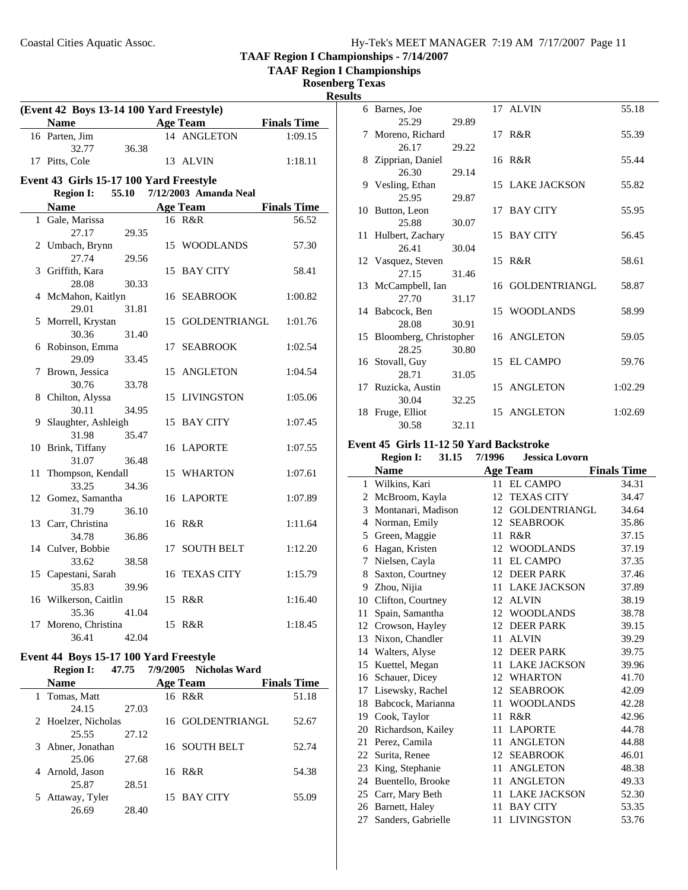# TAAF Region I Championships - 7/14/2007

## TAAF Region I Championships

### Rosenberg Texas

### Results

**(Event 42 Boys 13-14 100 Yard Freestyle)**

| | Name | Age | Team | Finals Time |
|---|---|---|---|---|
| 16 | Parten, Jim | 14 | ANGLETON | 1:09.15 |
| | 32.77 36.38 | | | |
| 17 | Pitts, Cole | 13 | ALVIN | 1:18.11 |

**Event 43 Girls 15-17 100 Yard Freestyle**

Region I: 55.10 7/12/2003 Amanda Neal

| | Name | Age | Team | Finals Time |
|---|---|---|---|---|
| 1 | Gale, Marissa | 16 | R&R | 56.52 |
| | 27.17 29.35 | | | |
| 2 | Umbach, Brynn | 15 | WOODLANDS | 57.30 |
| | 27.74 29.56 | | | |
| 3 | Griffith, Kara | 15 | BAY CITY | 58.41 |
| | 28.08 30.33 | | | |
| 4 | McMahon, Kaitlyn | 16 | SEABROOK | 1:00.82 |
| | 29.01 31.81 | | | |
| 5 | Morrell, Krystan | 15 | GOLDENTRIANGL | 1:01.76 |
| | 30.36 31.40 | | | |
| 6 | Robinson, Emma | 17 | SEABROOK | 1:02.54 |
| | 29.09 33.45 | | | |
| 7 | Brown, Jessica | 15 | ANGLETON | 1:04.54 |
| | 30.76 33.78 | | | |
| 8 | Chilton, Alyssa | 15 | LIVINGSTON | 1:05.06 |
| | 30.11 34.95 | | | |
| 9 | Slaughter, Ashleigh | 15 | BAY CITY | 1:07.45 |
| | 31.98 35.47 | | | |
| 10 | Brink, Tiffany | 16 | LAPORTE | 1:07.55 |
| | 31.07 36.48 | | | |
| 11 | Thompson, Kendall | 15 | WHARTON | 1:07.61 |
| | 33.25 34.36 | | | |
| 12 | Gomez, Samantha | 16 | LAPORTE | 1:07.89 |
| | 31.79 36.10 | | | |
| 13 | Carr, Christina | 16 | R&R | 1:11.64 |
| | 34.78 36.86 | | | |
| 14 | Culver, Bobbie | 17 | SOUTH BELT | 1:12.20 |
| | 33.62 38.58 | | | |
| 15 | Capestani, Sarah | 16 | TEXAS CITY | 1:15.79 |
| | 35.83 39.96 | | | |
| 16 | Wilkerson, Caitlin | 15 | R&R | 1:16.40 |
| | 35.36 41.04 | | | |
| 17 | Moreno, Christina | 15 | R&R | 1:18.45 |
| | 36.41 42.04 | | | |

**Event 44 Boys 15-17 100 Yard Freestyle**

Region I: 47.75 7/9/2005 Nicholas Ward

| | Name | Age | Team | Finals Time |
|---|---|---|---|---|
| 1 | Tomas, Matt | 16 | R&R | 51.18 |
| | 24.15 27.03 | | | |
| 2 | Hoelzer, Nicholas | 16 | GOLDENTRIANGL | 52.67 |
| | 25.55 27.12 | | | |
| 3 | Abner, Jonathan | 16 | SOUTH BELT | 52.74 |
| | 25.06 27.68 | | | |
| 4 | Arnold, Jason | 16 | R&R | 54.38 |
| | 25.87 28.51 | | | |
| 5 | Attaway, Tyler | 15 | BAY CITY | 55.09 |
| | 26.69 28.40 | | | |
| 6 | Barnes, Joe | 17 | ALVIN | 55.18 |
| | 25.29 29.89 | | | |
| 7 | Moreno, Richard | 17 | R&R | 55.39 |
| | 26.17 29.22 | | | |
| 8 | Zipprian, Daniel | 16 | R&R | 55.44 |
| | 26.30 29.14 | | | |
| 9 | Vesling, Ethan | 15 | LAKE JACKSON | 55.82 |
| | 25.95 29.87 | | | |
| 10 | Button, Leon | 17 | BAY CITY | 55.95 |
| | 25.88 30.07 | | | |
| 11 | Hulbert, Zachary | 15 | BAY CITY | 56.45 |
| | 26.41 30.04 | | | |
| 12 | Vasquez, Steven | 15 | R&R | 58.61 |
| | 27.15 31.46 | | | |
| 13 | McCampbell, Ian | 16 | GOLDENTRIANGL | 58.87 |
| | 27.70 31.17 | | | |
| 14 | Babcock, Ben | 15 | WOODLANDS | 58.99 |
| | 28.08 30.91 | | | |
| 15 | Bloomberg, Christopher | 16 | ANGLETON | 59.05 |
| | 28.25 30.80 | | | |
| 16 | Stovall, Guy | 15 | EL CAMPO | 59.76 |
| | 28.71 31.05 | | | |
| 17 | Ruzicka, Austin | 15 | ANGLETON | 1:02.29 |
| | 30.04 32.25 | | | |
| 18 | Fruge, Elliot | 15 | ANGLETON | 1:02.69 |
| | 30.58 32.11 | | | |

**Event 45 Girls 11-12 50 Yard Backstroke**

Region I: 31.15 7/1996 Jessica Lovorn

| | Name | Age | Team | Finals Time |
|---|---|---|---|---|
| 1 | Wilkins, Kari | 11 | EL CAMPO | 34.31 |
| 2 | McBroom, Kayla | 12 | TEXAS CITY | 34.47 |
| 3 | Montanari, Madison | 12 | GOLDENTRIANGL | 34.64 |
| 4 | Norman, Emily | 12 | SEABROOK | 35.86 |
| 5 | Green, Maggie | 11 | R&R | 37.15 |
| 6 | Hagan, Kristen | 12 | WOODLANDS | 37.19 |
| 7 | Nielsen, Cayla | 11 | EL CAMPO | 37.35 |
| 8 | Saxton, Courtney | 12 | DEER PARK | 37.46 |
| 9 | Zhou, Nijia | 11 | LAKE JACKSON | 37.89 |
| 10 | Clifton, Courtney | 12 | ALVIN | 38.19 |
| 11 | Spain, Samantha | 12 | WOODLANDS | 38.78 |
| 12 | Crowson, Hayley | 12 | DEER PARK | 39.15 |
| 13 | Nixon, Chandler | 11 | ALVIN | 39.29 |
| 14 | Walters, Alyse | 12 | DEER PARK | 39.75 |
| 15 | Kuettel, Megan | 11 | LAKE JACKSON | 39.96 |
| 16 | Schauer, Dicey | 12 | WHARTON | 41.70 |
| 17 | Lisewsky, Rachel | 12 | SEABROOK | 42.09 |
| 18 | Babcock, Marianna | 11 | WOODLANDS | 42.28 |
| 19 | Cook, Taylor | 11 | R&R | 42.96 |
| 20 | Richardson, Kailey | 11 | LAPORTE | 44.78 |
| 21 | Perez, Camila | 11 | ANGLETON | 44.88 |
| 22 | Surita, Renee | 12 | SEABROOK | 46.01 |
| 23 | King, Stephanie | 11 | ANGLETON | 48.38 |
| 24 | Buentello, Brooke | 11 | ANGLETON | 49.33 |
| 25 | Carr, Mary Beth | 11 | LAKE JACKSON | 52.30 |
| 26 | Barnett, Haley | 11 | BAY CITY | 53.35 |
| 27 | Sanders, Gabrielle | 11 | LIVINGSTON | 53.76 |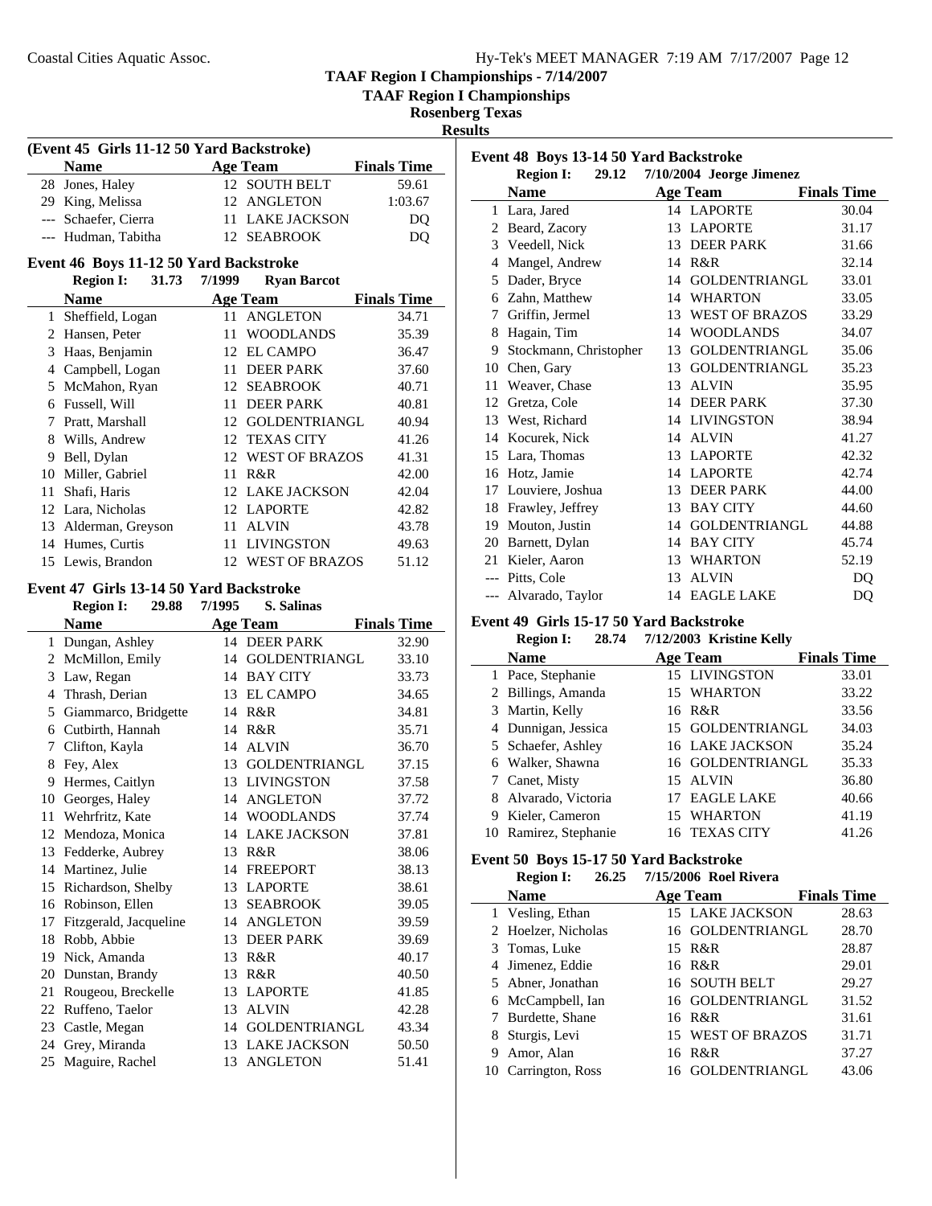# TAAF Region I Championships - 7/14/2007

## TAAF Region I Championships

### Rosenberg Texas

### Results

**(Event 45 Girls 11-12 50 Yard Backstroke)**

| | Name | Age | Team | Finals Time |
|---|---|---|---|---|
| 28 | Jones, Haley | 12 | SOUTH BELT | 59.61 |
| 29 | King, Melissa | 12 | ANGLETON | 1:03.67 |
| --- | Schaefer, Cierra | 11 | LAKE JACKSON | DQ |
| --- | Hudman, Tabitha | 12 | SEABROOK | DQ |

**Event 46 Boys 11-12 50 Yard Backstroke**

Region I: 31.73 7/1999 Ryan Barcot

| | Name | Age | Team | Finals Time |
|---|---|---|---|---|
| 1 | Sheffield, Logan | 11 | ANGLETON | 34.71 |
| 2 | Hansen, Peter | 11 | WOODLANDS | 35.39 |
| 3 | Haas, Benjamin | 12 | EL CAMPO | 36.47 |
| 4 | Campbell, Logan | 11 | DEER PARK | 37.60 |
| 5 | McMahon, Ryan | 12 | SEABROOK | 40.71 |
| 6 | Fussell, Will | 11 | DEER PARK | 40.81 |
| 7 | Pratt, Marshall | 12 | GOLDENTRIANGL | 40.94 |
| 8 | Wills, Andrew | 12 | TEXAS CITY | 41.26 |
| 9 | Bell, Dylan | 12 | WEST OF BRAZOS | 41.31 |
| 10 | Miller, Gabriel | 11 | R&R | 42.00 |
| 11 | Shafi, Haris | 12 | LAKE JACKSON | 42.04 |
| 12 | Lara, Nicholas | 12 | LAPORTE | 42.82 |
| 13 | Alderman, Greyson | 11 | ALVIN | 43.78 |
| 14 | Humes, Curtis | 11 | LIVINGSTON | 49.63 |
| 15 | Lewis, Brandon | 12 | WEST OF BRAZOS | 51.12 |

**Event 47 Girls 13-14 50 Yard Backstroke**

Region I: 29.88 7/1995 S. Salinas

| | Name | Age | Team | Finals Time |
|---|---|---|---|---|
| 1 | Dungan, Ashley | 14 | DEER PARK | 32.90 |
| 2 | McMillon, Emily | 14 | GOLDENTRIANGL | 33.10 |
| 3 | Law, Regan | 14 | BAY CITY | 33.73 |
| 4 | Thrash, Derian | 13 | EL CAMPO | 34.65 |
| 5 | Giammarco, Bridgette | 14 | R&R | 34.81 |
| 6 | Cutbirth, Hannah | 14 | R&R | 35.71 |
| 7 | Clifton, Kayla | 14 | ALVIN | 36.70 |
| 8 | Fey, Alex | 13 | GOLDENTRIANGL | 37.15 |
| 9 | Hermes, Caitlyn | 13 | LIVINGSTON | 37.58 |
| 10 | Georges, Haley | 14 | ANGLETON | 37.72 |
| 11 | Wehrfritz, Kate | 14 | WOODLANDS | 37.74 |
| 12 | Mendoza, Monica | 14 | LAKE JACKSON | 37.81 |
| 13 | Fedderke, Aubrey | 13 | R&R | 38.06 |
| 14 | Martinez, Julie | 14 | FREEPORT | 38.13 |
| 15 | Richardson, Shelby | 13 | LAPORTE | 38.61 |
| 16 | Robinson, Ellen | 13 | SEABROOK | 39.05 |
| 17 | Fitzgerald, Jacqueline | 14 | ANGLETON | 39.59 |
| 18 | Robb, Abbie | 13 | DEER PARK | 39.69 |
| 19 | Nick, Amanda | 13 | R&R | 40.17 |
| 20 | Dunstan, Brandy | 13 | R&R | 40.50 |
| 21 | Rougeou, Breckelle | 13 | LAPORTE | 41.85 |
| 22 | Ruffeno, Taelor | 13 | ALVIN | 42.28 |
| 23 | Castle, Megan | 14 | GOLDENTRIANGL | 43.34 |
| 24 | Grey, Miranda | 13 | LAKE JACKSON | 50.50 |
| 25 | Maguire, Rachel | 13 | ANGLETON | 51.41 |

**Event 48 Boys 13-14 50 Yard Backstroke**

Region I: 29.12 7/10/2004 Jeorge Jimenez

| | Name | Age | Team | Finals Time |
|---|---|---|---|---|
| 1 | Lara, Jared | 14 | LAPORTE | 30.04 |
| 2 | Beard, Zacory | 13 | LAPORTE | 31.17 |
| 3 | Veedell, Nick | 13 | DEER PARK | 31.66 |
| 4 | Mangel, Andrew | 14 | R&R | 32.14 |
| 5 | Dader, Bryce | 14 | GOLDENTRIANGL | 33.01 |
| 6 | Zahn, Matthew | 14 | WHARTON | 33.05 |
| 7 | Griffin, Jermel | 13 | WEST OF BRAZOS | 33.29 |
| 8 | Hagain, Tim | 14 | WOODLANDS | 34.07 |
| 9 | Stockmann, Christopher | 13 | GOLDENTRIANGL | 35.06 |
| 10 | Chen, Gary | 13 | GOLDENTRIANGL | 35.23 |
| 11 | Weaver, Chase | 13 | ALVIN | 35.95 |
| 12 | Gretza, Cole | 14 | DEER PARK | 37.30 |
| 13 | West, Richard | 14 | LIVINGSTON | 38.94 |
| 14 | Kocurek, Nick | 14 | ALVIN | 41.27 |
| 15 | Lara, Thomas | 13 | LAPORTE | 42.32 |
| 16 | Hotz, Jamie | 14 | LAPORTE | 42.74 |
| 17 | Louviere, Joshua | 13 | DEER PARK | 44.00 |
| 18 | Frawley, Jeffrey | 13 | BAY CITY | 44.60 |
| 19 | Mouton, Justin | 14 | GOLDENTRIANGL | 44.88 |
| 20 | Barnett, Dylan | 14 | BAY CITY | 45.74 |
| 21 | Kieler, Aaron | 13 | WHARTON | 52.19 |
| --- | Pitts, Cole | 13 | ALVIN | DQ |
| --- | Alvarado, Taylor | 14 | EAGLE LAKE | DQ |

**Event 49 Girls 15-17 50 Yard Backstroke**

Region I: 28.74 7/12/2003 Kristine Kelly

| | Name | Age | Team | Finals Time |
|---|---|---|---|---|
| 1 | Pace, Stephanie | 15 | LIVINGSTON | 33.01 |
| 2 | Billings, Amanda | 15 | WHARTON | 33.22 |
| 3 | Martin, Kelly | 16 | R&R | 33.56 |
| 4 | Dunnigan, Jessica | 15 | GOLDENTRIANGL | 34.03 |
| 5 | Schaefer, Ashley | 16 | LAKE JACKSON | 35.24 |
| 6 | Walker, Shawna | 16 | GOLDENTRIANGL | 35.33 |
| 7 | Canet, Misty | 15 | ALVIN | 36.80 |
| 8 | Alvarado, Victoria | 17 | EAGLE LAKE | 40.66 |
| 9 | Kieler, Cameron | 15 | WHARTON | 41.19 |
| 10 | Ramirez, Stephanie | 16 | TEXAS CITY | 41.26 |

**Event 50 Boys 15-17 50 Yard Backstroke**

Region I: 26.25 7/15/2006 Roel Rivera

| | Name | Age | Team | Finals Time |
|---|---|---|---|---|
| 1 | Vesling, Ethan | 15 | LAKE JACKSON | 28.63 |
| 2 | Hoelzer, Nicholas | 16 | GOLDENTRIANGL | 28.70 |
| 3 | Tomas, Luke | 15 | R&R | 28.87 |
| 4 | Jimenez, Eddie | 16 | R&R | 29.01 |
| 5 | Abner, Jonathan | 16 | SOUTH BELT | 29.27 |
| 6 | McCampbell, Ian | 16 | GOLDENTRIANGL | 31.52 |
| 7 | Burdette, Shane | 16 | R&R | 31.61 |
| 8 | Sturgis, Levi | 15 | WEST OF BRAZOS | 31.71 |
| 9 | Amor, Alan | 16 | R&R | 37.27 |
| 10 | Carrington, Ross | 16 | GOLDENTRIANGL | 43.06 |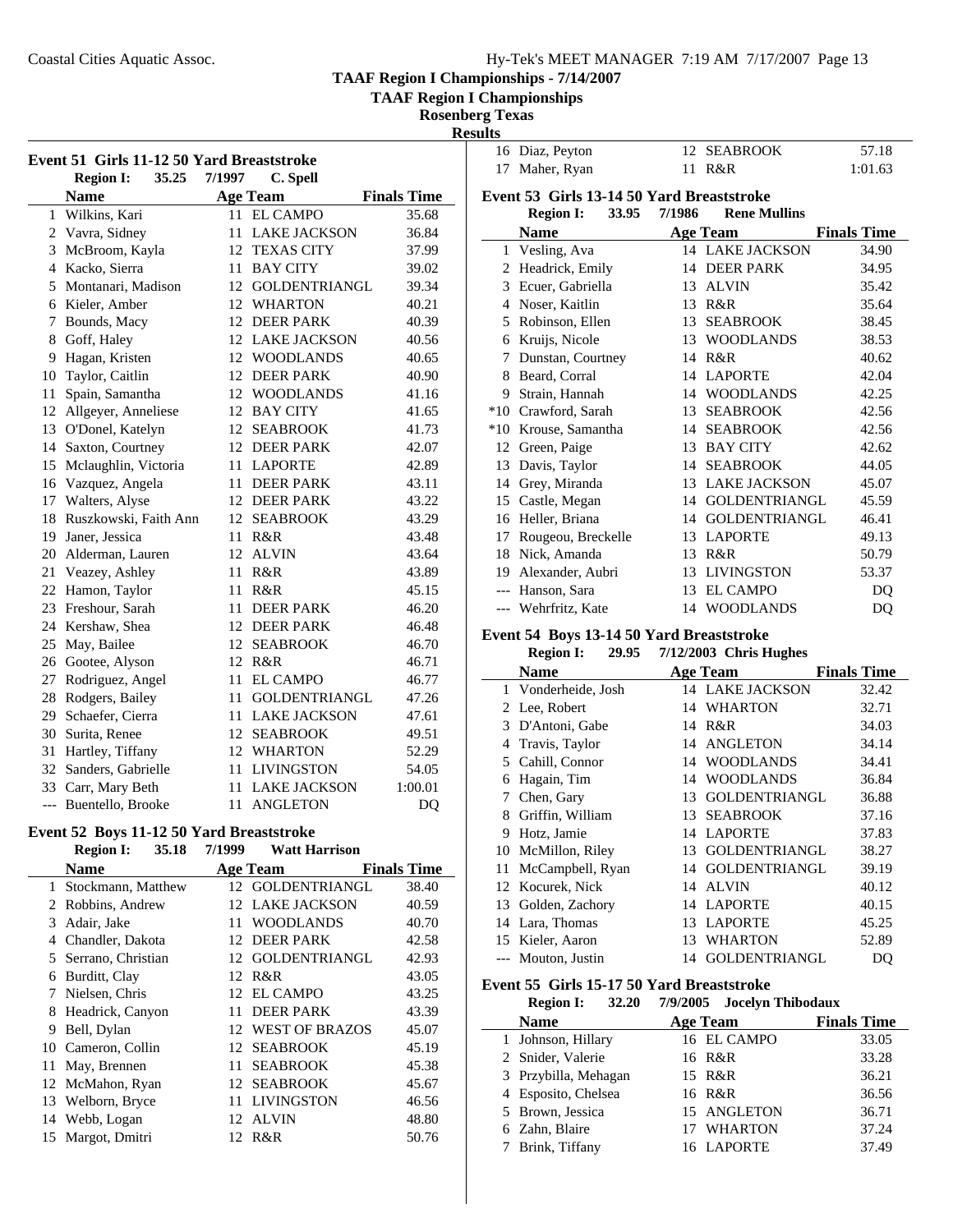TAAF Region I Championships - 7/14/2007

TAAF Region I Championships

Rosenberg Texas

Results

### Event 51 Girls 11-12 50 Yard Breaststroke

Region I: 35.25 7/1997 C. Spell

| | Name | Age | Team | Finals Time |
|---|---|---|---|---|
| 1 | Wilkins, Kari | 11 | EL CAMPO | 35.68 |
| 2 | Vavra, Sidney | 11 | LAKE JACKSON | 36.84 |
| 3 | McBroom, Kayla | 12 | TEXAS CITY | 37.99 |
| 4 | Kacko, Sierra | 11 | BAY CITY | 39.02 |
| 5 | Montanari, Madison | 12 | GOLDENTRIANGL | 39.34 |
| 6 | Kieler, Amber | 12 | WHARTON | 40.21 |
| 7 | Bounds, Macy | 12 | DEER PARK | 40.39 |
| 8 | Goff, Haley | 12 | LAKE JACKSON | 40.56 |
| 9 | Hagan, Kristen | 12 | WOODLANDS | 40.65 |
| 10 | Taylor, Caitlin | 12 | DEER PARK | 40.90 |
| 11 | Spain, Samantha | 12 | WOODLANDS | 41.16 |
| 12 | Allgeyer, Anneliese | 12 | BAY CITY | 41.65 |
| 13 | O'Donel, Katelyn | 12 | SEABROOK | 41.73 |
| 14 | Saxton, Courtney | 12 | DEER PARK | 42.07 |
| 15 | Mclaughlin, Victoria | 11 | LAPORTE | 42.89 |
| 16 | Vazquez, Angela | 11 | DEER PARK | 43.11 |
| 17 | Walters, Alyse | 12 | DEER PARK | 43.22 |
| 18 | Ruszkowski, Faith Ann | 12 | SEABROOK | 43.29 |
| 19 | Janer, Jessica | 11 | R&R | 43.48 |
| 20 | Alderman, Lauren | 12 | ALVIN | 43.64 |
| 21 | Veazey, Ashley | 11 | R&R | 43.89 |
| 22 | Hamon, Taylor | 11 | R&R | 45.15 |
| 23 | Freshour, Sarah | 11 | DEER PARK | 46.20 |
| 24 | Kershaw, Shea | 12 | DEER PARK | 46.48 |
| 25 | May, Bailee | 12 | SEABROOK | 46.70 |
| 26 | Gootee, Alyson | 12 | R&R | 46.71 |
| 27 | Rodriguez, Angel | 11 | EL CAMPO | 46.77 |
| 28 | Rodgers, Bailey | 11 | GOLDENTRIANGL | 47.26 |
| 29 | Schaefer, Cierra | 11 | LAKE JACKSON | 47.61 |
| 30 | Surita, Renee | 12 | SEABROOK | 49.51 |
| 31 | Hartley, Tiffany | 12 | WHARTON | 52.29 |
| 32 | Sanders, Gabrielle | 11 | LIVINGSTON | 54.05 |
| 33 | Carr, Mary Beth | 11 | LAKE JACKSON | 1:00.01 |
| --- | Buentello, Brooke | 11 | ANGLETON | DQ |

### Event 52 Boys 11-12 50 Yard Breaststroke

Region I: 35.18 7/1999 Watt Harrison

| | Name | Age | Team | Finals Time |
|---|---|---|---|---|
| 1 | Stockmann, Matthew | 12 | GOLDENTRIANGL | 38.40 |
| 2 | Robbins, Andrew | 12 | LAKE JACKSON | 40.59 |
| 3 | Adair, Jake | 11 | WOODLANDS | 40.70 |
| 4 | Chandler, Dakota | 12 | DEER PARK | 42.58 |
| 5 | Serrano, Christian | 12 | GOLDENTRIANGL | 42.93 |
| 6 | Burditt, Clay | 12 | R&R | 43.05 |
| 7 | Nielsen, Chris | 12 | EL CAMPO | 43.25 |
| 8 | Headrick, Canyon | 11 | DEER PARK | 43.39 |
| 9 | Bell, Dylan | 12 | WEST OF BRAZOS | 45.07 |
| 10 | Cameron, Collin | 12 | SEABROOK | 45.19 |
| 11 | May, Brennen | 11 | SEABROOK | 45.38 |
| 12 | McMahon, Ryan | 12 | SEABROOK | 45.67 |
| 13 | Welborn, Bryce | 11 | LIVINGSTON | 46.56 |
| 14 | Webb, Logan | 12 | ALVIN | 48.80 |
| 15 | Margot, Dmitri | 12 | R&R | 50.76 |
| 16 | Diaz, Peyton | 12 | SEABROOK | 57.18 |
| 17 | Maher, Ryan | 11 | R&R | 1:01.63 |

### Event 53 Girls 13-14 50 Yard Breaststroke

Region I: 33.95 7/1986 Rene Mullins

| | Name | Age | Team | Finals Time |
|---|---|---|---|---|
| 1 | Vesling, Ava | 14 | LAKE JACKSON | 34.90 |
| 2 | Headrick, Emily | 14 | DEER PARK | 34.95 |
| 3 | Ecuer, Gabriella | 13 | ALVIN | 35.42 |
| 4 | Noser, Kaitlin | 13 | R&R | 35.64 |
| 5 | Robinson, Ellen | 13 | SEABROOK | 38.45 |
| 6 | Kruijs, Nicole | 13 | WOODLANDS | 38.53 |
| 7 | Dunstan, Courtney | 14 | R&R | 40.62 |
| 8 | Beard, Corral | 14 | LAPORTE | 42.04 |
| 9 | Strain, Hannah | 14 | WOODLANDS | 42.25 |
| *10 | Crawford, Sarah | 13 | SEABROOK | 42.56 |
| *10 | Krouse, Samantha | 14 | SEABROOK | 42.56 |
| 12 | Green, Paige | 13 | BAY CITY | 42.62 |
| 13 | Davis, Taylor | 14 | SEABROOK | 44.05 |
| 14 | Grey, Miranda | 13 | LAKE JACKSON | 45.07 |
| 15 | Castle, Megan | 14 | GOLDENTRIANGL | 45.59 |
| 16 | Heller, Briana | 14 | GOLDENTRIANGL | 46.41 |
| 17 | Rougeou, Breckelle | 13 | LAPORTE | 49.13 |
| 18 | Nick, Amanda | 13 | R&R | 50.79 |
| 19 | Alexander, Aubri | 13 | LIVINGSTON | 53.37 |
| --- | Hanson, Sara | 13 | EL CAMPO | DQ |
| --- | Wehrfritz, Kate | 14 | WOODLANDS | DQ |

### Event 54 Boys 13-14 50 Yard Breaststroke

Region I: 29.95 7/12/2003 Chris Hughes

| | Name | Age | Team | Finals Time |
|---|---|---|---|---|
| 1 | Vonderheide, Josh | 14 | LAKE JACKSON | 32.42 |
| 2 | Lee, Robert | 14 | WHARTON | 32.71 |
| 3 | D'Antoni, Gabe | 14 | R&R | 34.03 |
| 4 | Travis, Taylor | 14 | ANGLETON | 34.14 |
| 5 | Cahill, Connor | 14 | WOODLANDS | 34.41 |
| 6 | Hagain, Tim | 14 | WOODLANDS | 36.84 |
| 7 | Chen, Gary | 13 | GOLDENTRIANGL | 36.88 |
| 8 | Griffin, William | 13 | SEABROOK | 37.16 |
| 9 | Hotz, Jamie | 14 | LAPORTE | 37.83 |
| 10 | McMillon, Riley | 13 | GOLDENTRIANGL | 38.27 |
| 11 | McCampbell, Ryan | 14 | GOLDENTRIANGL | 39.19 |
| 12 | Kocurek, Nick | 14 | ALVIN | 40.12 |
| 13 | Golden, Zachory | 14 | LAPORTE | 40.15 |
| 14 | Lara, Thomas | 13 | LAPORTE | 45.25 |
| 15 | Kieler, Aaron | 13 | WHARTON | 52.89 |
| --- | Mouton, Justin | 14 | GOLDENTRIANGL | DQ |

### Event 55 Girls 15-17 50 Yard Breaststroke

Region I: 32.20 7/9/2005 Jocelyn Thibodaux

| | Name | Age | Team | Finals Time |
|---|---|---|---|---|
| 1 | Johnson, Hillary | 16 | EL CAMPO | 33.05 |
| 2 | Snider, Valerie | 16 | R&R | 33.28 |
| 3 | Przybilla, Mehagan | 15 | R&R | 36.21 |
| 4 | Esposito, Chelsea | 16 | R&R | 36.56 |
| 5 | Brown, Jessica | 15 | ANGLETON | 36.71 |
| 6 | Zahn, Blaire | 17 | WHARTON | 37.24 |
| 7 | Brink, Tiffany | 16 | LAPORTE | 37.49 |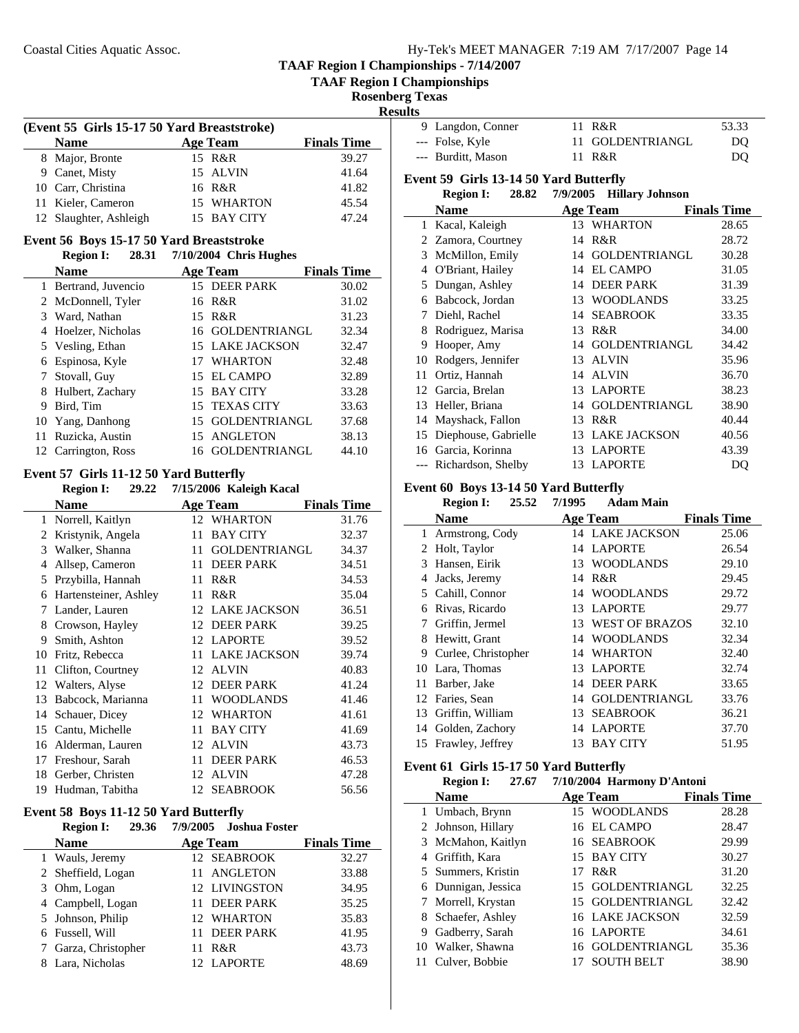TAAF Region I Championships - 7/14/2007

TAAF Region I Championships

Rosenberg Texas

Results

**(Event 55 Girls 15-17 50 Yard Breaststroke)**

| | Name | Age | Team | Finals Time |
|---|---|---|---|---|
| 8 | Major, Bronte | 15 | R&R | 39.27 |
| 9 | Canet, Misty | 15 | ALVIN | 41.64 |
| 10 | Carr, Christina | 16 | R&R | 41.82 |
| 11 | Kieler, Cameron | 15 | WHARTON | 45.54 |
| 12 | Slaughter, Ashleigh | 15 | BAY CITY | 47.24 |

**Event 56 Boys 15-17 50 Yard Breaststroke**

Region I: 28.31 7/10/2004 Chris Hughes

| | Name | Age | Team | Finals Time |
|---|---|---|---|---|
| 1 | Bertrand, Juvencio | 15 | DEER PARK | 30.02 |
| 2 | McDonnell, Tyler | 16 | R&R | 31.02 |
| 3 | Ward, Nathan | 15 | R&R | 31.23 |
| 4 | Hoelzer, Nicholas | 16 | GOLDENTRIANGL | 32.34 |
| 5 | Vesling, Ethan | 15 | LAKE JACKSON | 32.47 |
| 6 | Espinosa, Kyle | 17 | WHARTON | 32.48 |
| 7 | Stovall, Guy | 15 | EL CAMPO | 32.89 |
| 8 | Hulbert, Zachary | 15 | BAY CITY | 33.28 |
| 9 | Bird, Tim | 15 | TEXAS CITY | 33.63 |
| 10 | Yang, Danhong | 15 | GOLDENTRIANGL | 37.68 |
| 11 | Ruzicka, Austin | 15 | ANGLETON | 38.13 |
| 12 | Carrington, Ross | 16 | GOLDENTRIANGL | 44.10 |

**Event 57 Girls 11-12 50 Yard Butterfly**

Region I: 29.22 7/15/2006 Kaleigh Kacal

| | Name | Age | Team | Finals Time |
|---|---|---|---|---|
| 1 | Norrell, Kaitlyn | 12 | WHARTON | 31.76 |
| 2 | Kristynik, Angela | 11 | BAY CITY | 32.37 |
| 3 | Walker, Shanna | 11 | GOLDENTRIANGL | 34.37 |
| 4 | Allsep, Cameron | 11 | DEER PARK | 34.51 |
| 5 | Przybilla, Hannah | 11 | R&R | 34.53 |
| 6 | Hartensteiner, Ashley | 11 | R&R | 35.04 |
| 7 | Lander, Lauren | 12 | LAKE JACKSON | 36.51 |
| 8 | Crowson, Hayley | 12 | DEER PARK | 39.25 |
| 9 | Smith, Ashton | 12 | LAPORTE | 39.52 |
| 10 | Fritz, Rebecca | 11 | LAKE JACKSON | 39.74 |
| 11 | Clifton, Courtney | 12 | ALVIN | 40.83 |
| 12 | Walters, Alyse | 12 | DEER PARK | 41.24 |
| 13 | Babcock, Marianna | 11 | WOODLANDS | 41.46 |
| 14 | Schauer, Dicey | 12 | WHARTON | 41.61 |
| 15 | Cantu, Michelle | 11 | BAY CITY | 41.69 |
| 16 | Alderman, Lauren | 12 | ALVIN | 43.73 |
| 17 | Freshour, Sarah | 11 | DEER PARK | 46.53 |
| 18 | Gerber, Christen | 12 | ALVIN | 47.28 |
| 19 | Hudman, Tabitha | 12 | SEABROOK | 56.56 |

**Event 58 Boys 11-12 50 Yard Butterfly**

Region I: 29.36 7/9/2005 Joshua Foster

| | Name | Age | Team | Finals Time |
|---|---|---|---|---|
| 1 | Wauls, Jeremy | 12 | SEABROOK | 32.27 |
| 2 | Sheffield, Logan | 11 | ANGLETON | 33.88 |
| 3 | Ohm, Logan | 12 | LIVINGSTON | 34.95 |
| 4 | Campbell, Logan | 11 | DEER PARK | 35.25 |
| 5 | Johnson, Philip | 12 | WHARTON | 35.83 |
| 6 | Fussell, Will | 11 | DEER PARK | 41.95 |
| 7 | Garza, Christopher | 11 | R&R | 43.73 |
| 8 | Lara, Nicholas | 12 | LAPORTE | 48.69 |
| 9 | Langdon, Conner | 11 | R&R | 53.33 |
| --- | Folse, Kyle | 11 | GOLDENTRIANGL | DQ |
| --- | Burditt, Mason | 11 | R&R | DQ |

**Event 59 Girls 13-14 50 Yard Butterfly**

Region I: 28.82 7/9/2005 Hillary Johnson

| | Name | Age | Team | Finals Time |
|---|---|---|---|---|
| 1 | Kacal, Kaleigh | 13 | WHARTON | 28.65 |
| 2 | Zamora, Courtney | 14 | R&R | 28.72 |
| 3 | McMillon, Emily | 14 | GOLDENTRIANGL | 30.28 |
| 4 | O'Briant, Hailey | 14 | EL CAMPO | 31.05 |
| 5 | Dungan, Ashley | 14 | DEER PARK | 31.39 |
| 6 | Babcock, Jordan | 13 | WOODLANDS | 33.25 |
| 7 | Diehl, Rachel | 14 | SEABROOK | 33.35 |
| 8 | Rodriguez, Marisa | 13 | R&R | 34.00 |
| 9 | Hooper, Amy | 14 | GOLDENTRIANGL | 34.42 |
| 10 | Rodgers, Jennifer | 13 | ALVIN | 35.96 |
| 11 | Ortiz, Hannah | 14 | ALVIN | 36.70 |
| 12 | Garcia, Brelan | 13 | LAPORTE | 38.23 |
| 13 | Heller, Briana | 14 | GOLDENTRIANGL | 38.90 |
| 14 | Mayshack, Fallon | 13 | R&R | 40.44 |
| 15 | Diephouse, Gabrielle | 13 | LAKE JACKSON | 40.56 |
| 16 | Garcia, Korinna | 13 | LAPORTE | 43.39 |
| --- | Richardson, Shelby | 13 | LAPORTE | DQ |

**Event 60 Boys 13-14 50 Yard Butterfly**

Region I: 25.52 7/1995 Adam Main

| | Name | Age | Team | Finals Time |
|---|---|---|---|---|
| 1 | Armstrong, Cody | 14 | LAKE JACKSON | 25.06 |
| 2 | Holt, Taylor | 14 | LAPORTE | 26.54 |
| 3 | Hansen, Eirik | 13 | WOODLANDS | 29.10 |
| 4 | Jacks, Jeremy | 14 | R&R | 29.45 |
| 5 | Cahill, Connor | 14 | WOODLANDS | 29.72 |
| 6 | Rivas, Ricardo | 13 | LAPORTE | 29.77 |
| 7 | Griffin, Jermel | 13 | WEST OF BRAZOS | 32.10 |
| 8 | Hewitt, Grant | 14 | WOODLANDS | 32.34 |
| 9 | Curlee, Christopher | 14 | WHARTON | 32.40 |
| 10 | Lara, Thomas | 13 | LAPORTE | 32.74 |
| 11 | Barber, Jake | 14 | DEER PARK | 33.65 |
| 12 | Faries, Sean | 14 | GOLDENTRIANGL | 33.76 |
| 13 | Griffin, William | 13 | SEABROOK | 36.21 |
| 14 | Golden, Zachory | 14 | LAPORTE | 37.70 |
| 15 | Frawley, Jeffrey | 13 | BAY CITY | 51.95 |

**Event 61 Girls 15-17 50 Yard Butterfly**

Region I: 27.67 7/10/2004 Harmony D'Antoni

| | Name | Age | Team | Finals Time |
|---|---|---|---|---|
| 1 | Umbach, Brynn | 15 | WOODLANDS | 28.28 |
| 2 | Johnson, Hillary | 16 | EL CAMPO | 28.47 |
| 3 | McMahon, Kaitlyn | 16 | SEABROOK | 29.99 |
| 4 | Griffith, Kara | 15 | BAY CITY | 30.27 |
| 5 | Summers, Kristin | 17 | R&R | 31.20 |
| 6 | Dunnigan, Jessica | 15 | GOLDENTRIANGL | 32.25 |
| 7 | Morrell, Krystan | 15 | GOLDENTRIANGL | 32.42 |
| 8 | Schaefer, Ashley | 16 | LAKE JACKSON | 32.59 |
| 9 | Gadberry, Sarah | 16 | LAPORTE | 34.61 |
| 10 | Walker, Shawna | 16 | GOLDENTRIANGL | 35.36 |
| 11 | Culver, Bobbie | 17 | SOUTH BELT | 38.90 |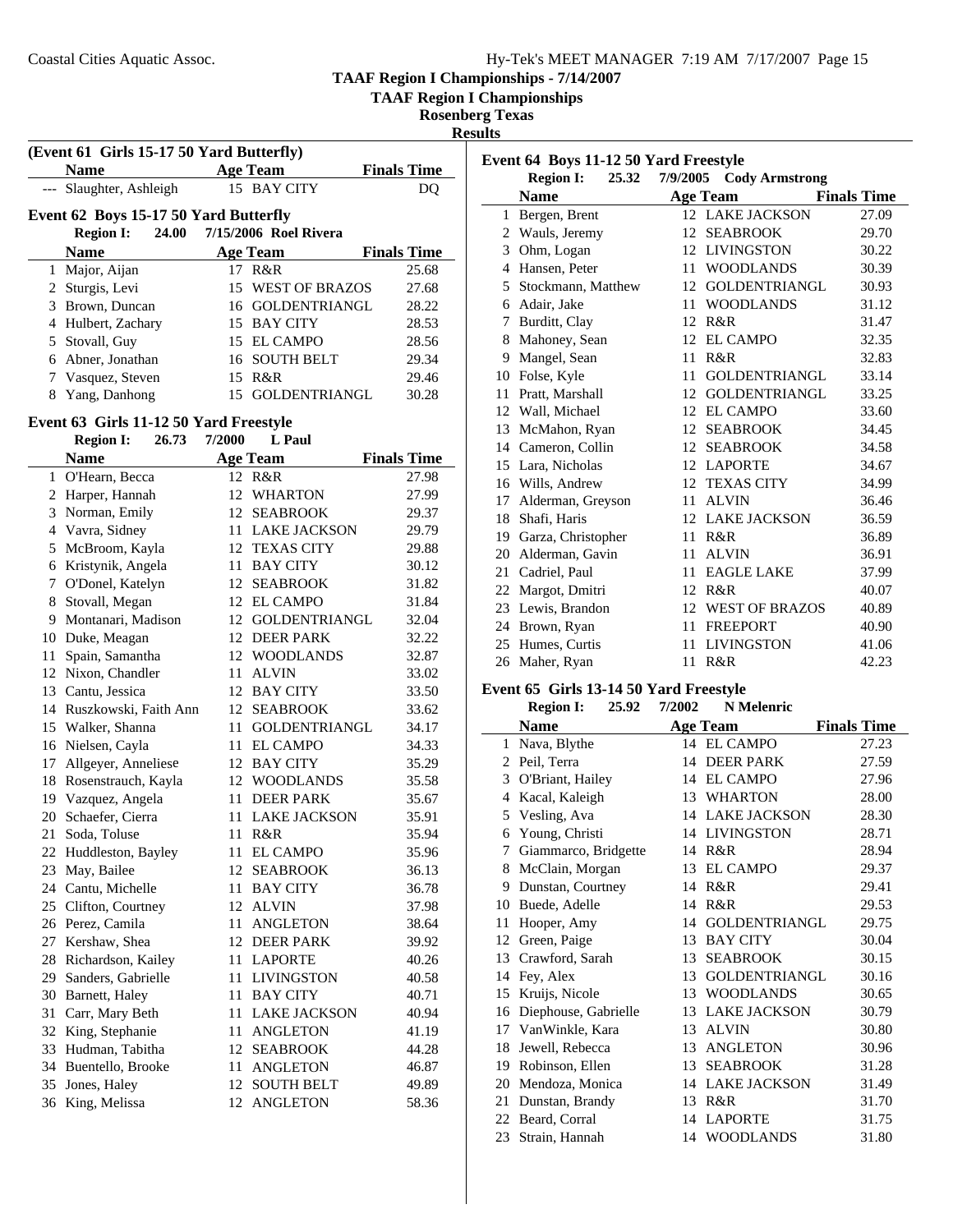**TAAF Region I Championships - 7/14/2007**

**TAAF Region I Championships**

**Rosenberg Texas**

**Results**

**(Event 61 Girls 15-17 50 Yard Butterfly)**

| | Name | Age | Team | Finals Time |
|---|---|---|---|---|
| --- | Slaughter, Ashleigh | 15 | BAY CITY | DQ |

**Event 62 Boys 15-17 50 Yard Butterfly**

Region I: 24.00 7/15/2006 Roel Rivera

| | Name | Age | Team | Finals Time |
|---|---|---|---|---|
| 1 | Major, Aijan | 17 | R&R | 25.68 |
| 2 | Sturgis, Levi | 15 | WEST OF BRAZOS | 27.68 |
| 3 | Brown, Duncan | 16 | GOLDENTRIANGL | 28.22 |
| 4 | Hulbert, Zachary | 15 | BAY CITY | 28.53 |
| 5 | Stovall, Guy | 15 | EL CAMPO | 28.56 |
| 6 | Abner, Jonathan | 16 | SOUTH BELT | 29.34 |
| 7 | Vasquez, Steven | 15 | R&R | 29.46 |
| 8 | Yang, Danhong | 15 | GOLDENTRIANGL | 30.28 |

**Event 63 Girls 11-12 50 Yard Freestyle**

Region I: 26.73 7/2000 L Paul

| | Name | Age | Team | Finals Time |
|---|---|---|---|---|
| 1 | O'Hearn, Becca | 12 | R&R | 27.98 |
| 2 | Harper, Hannah | 12 | WHARTON | 27.99 |
| 3 | Norman, Emily | 12 | SEABROOK | 29.37 |
| 4 | Vavra, Sidney | 11 | LAKE JACKSON | 29.79 |
| 5 | McBroom, Kayla | 12 | TEXAS CITY | 29.88 |
| 6 | Kristynik, Angela | 11 | BAY CITY | 30.12 |
| 7 | O'Donel, Katelyn | 12 | SEABROOK | 31.82 |
| 8 | Stovall, Megan | 12 | EL CAMPO | 31.84 |
| 9 | Montanari, Madison | 12 | GOLDENTRIANGL | 32.04 |
| 10 | Duke, Meagan | 12 | DEER PARK | 32.22 |
| 11 | Spain, Samantha | 12 | WOODLANDS | 32.87 |
| 12 | Nixon, Chandler | 11 | ALVIN | 33.02 |
| 13 | Cantu, Jessica | 12 | BAY CITY | 33.50 |
| 14 | Ruszkowski, Faith Ann | 12 | SEABROOK | 33.62 |
| 15 | Walker, Shanna | 11 | GOLDENTRIANGL | 34.17 |
| 16 | Nielsen, Cayla | 11 | EL CAMPO | 34.33 |
| 17 | Allgeyer, Anneliese | 12 | BAY CITY | 35.29 |
| 18 | Rosenstrauch, Kayla | 12 | WOODLANDS | 35.58 |
| 19 | Vazquez, Angela | 11 | DEER PARK | 35.67 |
| 20 | Schaefer, Cierra | 11 | LAKE JACKSON | 35.91 |
| 21 | Soda, Toluse | 11 | R&R | 35.94 |
| 22 | Huddleston, Bayley | 11 | EL CAMPO | 35.96 |
| 23 | May, Bailee | 12 | SEABROOK | 36.13 |
| 24 | Cantu, Michelle | 11 | BAY CITY | 36.78 |
| 25 | Clifton, Courtney | 12 | ALVIN | 37.98 |
| 26 | Perez, Camila | 11 | ANGLETON | 38.64 |
| 27 | Kershaw, Shea | 12 | DEER PARK | 39.92 |
| 28 | Richardson, Kailey | 11 | LAPORTE | 40.26 |
| 29 | Sanders, Gabrielle | 11 | LIVINGSTON | 40.58 |
| 30 | Barnett, Haley | 11 | BAY CITY | 40.71 |
| 31 | Carr, Mary Beth | 11 | LAKE JACKSON | 40.94 |
| 32 | King, Stephanie | 11 | ANGLETON | 41.19 |
| 33 | Hudman, Tabitha | 12 | SEABROOK | 44.28 |
| 34 | Buentello, Brooke | 11 | ANGLETON | 46.87 |
| 35 | Jones, Haley | 12 | SOUTH BELT | 49.89 |
| 36 | King, Melissa | 12 | ANGLETON | 58.36 |

**Event 64 Boys 11-12 50 Yard Freestyle**

Region I: 25.32 7/9/2005 Cody Armstrong

| | Name | Age | Team | Finals Time |
|---|---|---|---|---|
| 1 | Bergen, Brent | 12 | LAKE JACKSON | 27.09 |
| 2 | Wauls, Jeremy | 12 | SEABROOK | 29.70 |
| 3 | Ohm, Logan | 12 | LIVINGSTON | 30.22 |
| 4 | Hansen, Peter | 11 | WOODLANDS | 30.39 |
| 5 | Stockmann, Matthew | 12 | GOLDENTRIANGL | 30.93 |
| 6 | Adair, Jake | 11 | WOODLANDS | 31.12 |
| 7 | Burditt, Clay | 12 | R&R | 31.47 |
| 8 | Mahoney, Sean | 12 | EL CAMPO | 32.35 |
| 9 | Mangel, Sean | 11 | R&R | 32.83 |
| 10 | Folse, Kyle | 11 | GOLDENTRIANGL | 33.14 |
| 11 | Pratt, Marshall | 12 | GOLDENTRIANGL | 33.25 |
| 12 | Wall, Michael | 12 | EL CAMPO | 33.60 |
| 13 | McMahon, Ryan | 12 | SEABROOK | 34.45 |
| 14 | Cameron, Collin | 12 | SEABROOK | 34.58 |
| 15 | Lara, Nicholas | 12 | LAPORTE | 34.67 |
| 16 | Wills, Andrew | 12 | TEXAS CITY | 34.99 |
| 17 | Alderman, Greyson | 11 | ALVIN | 36.46 |
| 18 | Shafi, Haris | 12 | LAKE JACKSON | 36.59 |
| 19 | Garza, Christopher | 11 | R&R | 36.89 |
| 20 | Alderman, Gavin | 11 | ALVIN | 36.91 |
| 21 | Cadriel, Paul | 11 | EAGLE LAKE | 37.99 |
| 22 | Margot, Dmitri | 12 | R&R | 40.07 |
| 23 | Lewis, Brandon | 12 | WEST OF BRAZOS | 40.89 |
| 24 | Brown, Ryan | 11 | FREEPORT | 40.90 |
| 25 | Humes, Curtis | 11 | LIVINGSTON | 41.06 |
| 26 | Maher, Ryan | 11 | R&R | 42.23 |

**Event 65 Girls 13-14 50 Yard Freestyle**

Region I: 25.92 7/2002 N Melenric

| | Name | Age | Team | Finals Time |
|---|---|---|---|---|
| 1 | Nava, Blythe | 14 | EL CAMPO | 27.23 |
| 2 | Peil, Terra | 14 | DEER PARK | 27.59 |
| 3 | O'Briant, Hailey | 14 | EL CAMPO | 27.96 |
| 4 | Kacal, Kaleigh | 13 | WHARTON | 28.00 |
| 5 | Vesling, Ava | 14 | LAKE JACKSON | 28.30 |
| 6 | Young, Christi | 14 | LIVINGSTON | 28.71 |
| 7 | Giammarco, Bridgette | 14 | R&R | 28.94 |
| 8 | McClain, Morgan | 13 | EL CAMPO | 29.37 |
| 9 | Dunstan, Courtney | 14 | R&R | 29.41 |
| 10 | Buede, Adelle | 14 | R&R | 29.53 |
| 11 | Hooper, Amy | 14 | GOLDENTRIANGL | 29.75 |
| 12 | Green, Paige | 13 | BAY CITY | 30.04 |
| 13 | Crawford, Sarah | 13 | SEABROOK | 30.15 |
| 14 | Fey, Alex | 13 | GOLDENTRIANGL | 30.16 |
| 15 | Kruijs, Nicole | 13 | WOODLANDS | 30.65 |
| 16 | Diephouse, Gabrielle | 13 | LAKE JACKSON | 30.79 |
| 17 | VanWinkle, Kara | 13 | ALVIN | 30.80 |
| 18 | Jewell, Rebecca | 13 | ANGLETON | 30.96 |
| 19 | Robinson, Ellen | 13 | SEABROOK | 31.28 |
| 20 | Mendoza, Monica | 14 | LAKE JACKSON | 31.49 |
| 21 | Dunstan, Brandy | 13 | R&R | 31.70 |
| 22 | Beard, Corral | 14 | LAPORTE | 31.75 |
| 23 | Strain, Hannah | 14 | WOODLANDS | 31.80 |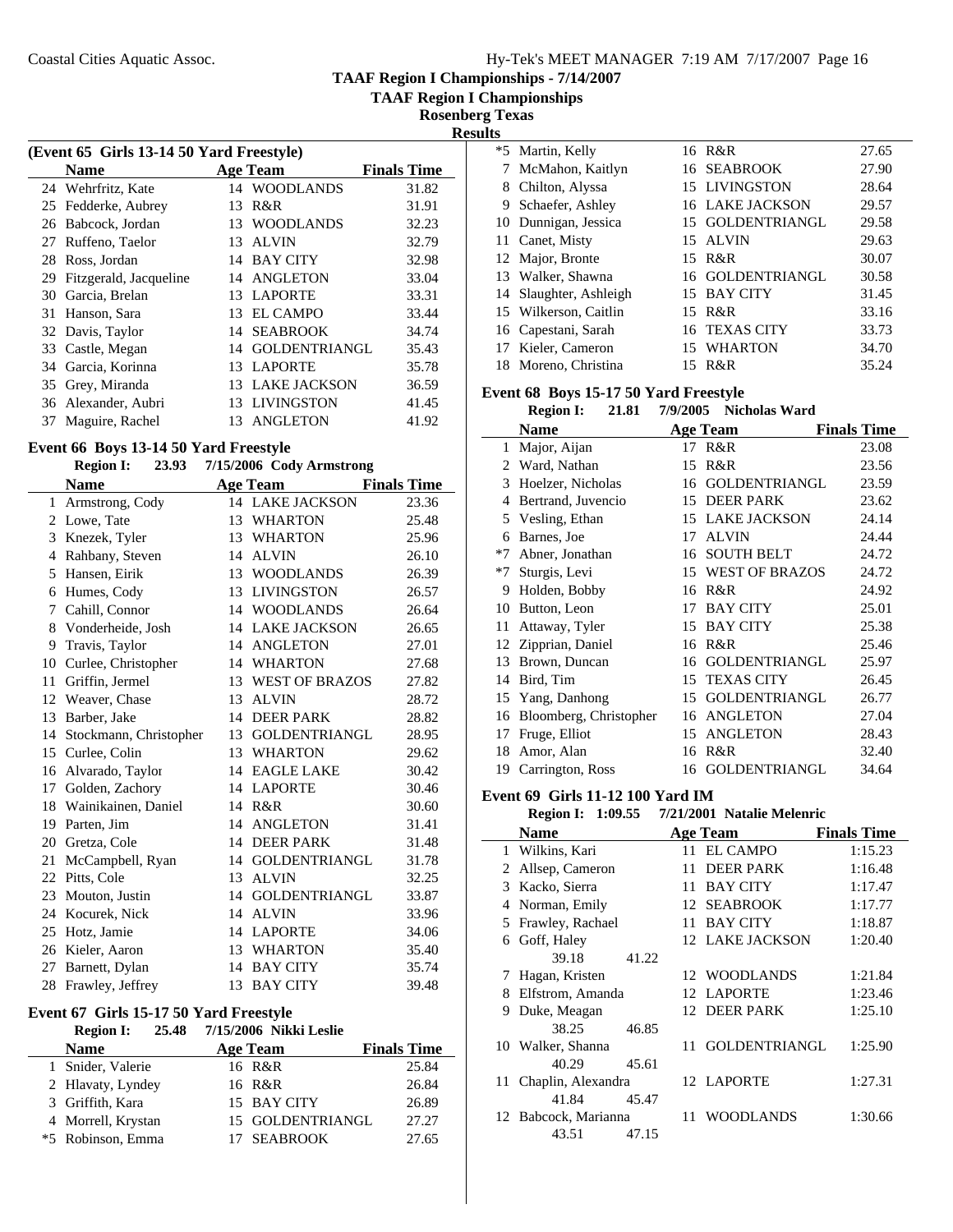# TAAF Region I Championships - 7/14/2007

## TAAF Region I Championships

### Rosenberg Texas

### Results

### (Event 65 Girls 13-14 50 Yard Freestyle)

| | Name | Age | Team | Finals Time |
|---|---|---|---|---|
| 24 | Wehrfritz, Kate | 14 | WOODLANDS | 31.82 |
| 25 | Fedderke, Aubrey | 13 | R&R | 31.91 |
| 26 | Babcock, Jordan | 13 | WOODLANDS | 32.23 |
| 27 | Ruffeno, Taelor | 13 | ALVIN | 32.79 |
| 28 | Ross, Jordan | 14 | BAY CITY | 32.98 |
| 29 | Fitzgerald, Jacqueline | 14 | ANGLETON | 33.04 |
| 30 | Garcia, Brelan | 13 | LAPORTE | 33.31 |
| 31 | Hanson, Sara | 13 | EL CAMPO | 33.44 |
| 32 | Davis, Taylor | 14 | SEABROOK | 34.74 |
| 33 | Castle, Megan | 14 | GOLDENTRIANGL | 35.43 |
| 34 | Garcia, Korinna | 13 | LAPORTE | 35.78 |
| 35 | Grey, Miranda | 13 | LAKE JACKSON | 36.59 |
| 36 | Alexander, Aubri | 13 | LIVINGSTON | 41.45 |
| 37 | Maguire, Rachel | 13 | ANGLETON | 41.92 |

### Event 66 Boys 13-14 50 Yard Freestyle

**Region I: 23.93 7/15/2006 Cody Armstrong**

| | Name | Age | Team | Finals Time |
|---|---|---|---|---|
| 1 | Armstrong, Cody | 14 | LAKE JACKSON | 23.36 |
| 2 | Lowe, Tate | 13 | WHARTON | 25.48 |
| 3 | Knezek, Tyler | 13 | WHARTON | 25.96 |
| 4 | Rahbany, Steven | 14 | ALVIN | 26.10 |
| 5 | Hansen, Eirik | 13 | WOODLANDS | 26.39 |
| 6 | Humes, Cody | 13 | LIVINGSTON | 26.57 |
| 7 | Cahill, Connor | 14 | WOODLANDS | 26.64 |
| 8 | Vonderheide, Josh | 14 | LAKE JACKSON | 26.65 |
| 9 | Travis, Taylor | 14 | ANGLETON | 27.01 |
| 10 | Curlee, Christopher | 14 | WHARTON | 27.68 |
| 11 | Griffin, Jermel | 13 | WEST OF BRAZOS | 27.82 |
| 12 | Weaver, Chase | 13 | ALVIN | 28.72 |
| 13 | Barber, Jake | 14 | DEER PARK | 28.82 |
| 14 | Stockmann, Christopher | 13 | GOLDENTRIANGL | 28.95 |
| 15 | Curlee, Colin | 13 | WHARTON | 29.62 |
| 16 | Alvarado, Taylor | 14 | EAGLE LAKE | 30.42 |
| 17 | Golden, Zachory | 14 | LAPORTE | 30.46 |
| 18 | Wainikainen, Daniel | 14 | R&R | 30.60 |
| 19 | Parten, Jim | 14 | ANGLETON | 31.41 |
| 20 | Gretza, Cole | 14 | DEER PARK | 31.48 |
| 21 | McCampbell, Ryan | 14 | GOLDENTRIANGL | 31.78 |
| 22 | Pitts, Cole | 13 | ALVIN | 32.25 |
| 23 | Mouton, Justin | 14 | GOLDENTRIANGL | 33.87 |
| 24 | Kocurek, Nick | 14 | ALVIN | 33.96 |
| 25 | Hotz, Jamie | 14 | LAPORTE | 34.06 |
| 26 | Kieler, Aaron | 13 | WHARTON | 35.40 |
| 27 | Barnett, Dylan | 14 | BAY CITY | 35.74 |
| 28 | Frawley, Jeffrey | 13 | BAY CITY | 39.48 |

### Event 67 Girls 15-17 50 Yard Freestyle

**Region I: 25.48 7/15/2006 Nikki Leslie**

| | Name | Age | Team | Finals Time |
|---|---|---|---|---|
| 1 | Snider, Valerie | 16 | R&R | 25.84 |
| 2 | Hlavaty, Lyndey | 16 | R&R | 26.84 |
| 3 | Griffith, Kara | 15 | BAY CITY | 26.89 |
| 4 | Morrell, Krystan | 15 | GOLDENTRIANGL | 27.27 |
| *5 | Robinson, Emma | 17 | SEABROOK | 27.65 |
| *5 | Martin, Kelly | 16 | R&R | 27.65 |
| 7 | McMahon, Kaitlyn | 16 | SEABROOK | 27.90 |
| 8 | Chilton, Alyssa | 15 | LIVINGSTON | 28.64 |
| 9 | Schaefer, Ashley | 16 | LAKE JACKSON | 29.57 |
| 10 | Dunnigan, Jessica | 15 | GOLDENTRIANGL | 29.58 |
| 11 | Canet, Misty | 15 | ALVIN | 29.63 |
| 12 | Major, Bronte | 15 | R&R | 30.07 |
| 13 | Walker, Shawna | 16 | GOLDENTRIANGL | 30.58 |
| 14 | Slaughter, Ashleigh | 15 | BAY CITY | 31.45 |
| 15 | Wilkerson, Caitlin | 15 | R&R | 33.16 |
| 16 | Capestani, Sarah | 16 | TEXAS CITY | 33.73 |
| 17 | Kieler, Cameron | 15 | WHARTON | 34.70 |
| 18 | Moreno, Christina | 15 | R&R | 35.24 |

### Event 68 Boys 15-17 50 Yard Freestyle

**Region I: 21.81 7/9/2005 Nicholas Ward**

| | Name | Age | Team | Finals Time |
|---|---|---|---|---|
| 1 | Major, Aijan | 17 | R&R | 23.08 |
| 2 | Ward, Nathan | 15 | R&R | 23.56 |
| 3 | Hoelzer, Nicholas | 16 | GOLDENTRIANGL | 23.59 |
| 4 | Bertrand, Juvencio | 15 | DEER PARK | 23.62 |
| 5 | Vesling, Ethan | 15 | LAKE JACKSON | 24.14 |
| 6 | Barnes, Joe | 17 | ALVIN | 24.44 |
| *7 | Abner, Jonathan | 16 | SOUTH BELT | 24.72 |
| *7 | Sturgis, Levi | 15 | WEST OF BRAZOS | 24.72 |
| 9 | Holden, Bobby | 16 | R&R | 24.92 |
| 10 | Button, Leon | 17 | BAY CITY | 25.01 |
| 11 | Attaway, Tyler | 15 | BAY CITY | 25.38 |
| 12 | Zipprian, Daniel | 16 | R&R | 25.46 |
| 13 | Brown, Duncan | 16 | GOLDENTRIANGL | 25.97 |
| 14 | Bird, Tim | 15 | TEXAS CITY | 26.45 |
| 15 | Yang, Danhong | 15 | GOLDENTRIANGL | 26.77 |
| 16 | Bloomberg, Christopher | 16 | ANGLETON | 27.04 |
| 17 | Fruge, Elliot | 15 | ANGLETON | 28.43 |
| 18 | Amor, Alan | 16 | R&R | 32.40 |
| 19 | Carrington, Ross | 16 | GOLDENTRIANGL | 34.64 |

### Event 69 Girls 11-12 100 Yard IM

**Region I: 1:09.55 7/21/2001 Natalie Melenric**

| | Name | Age | Team | Finals Time |
|---|---|---|---|---|
| 1 | Wilkins, Kari | 11 | EL CAMPO | 1:15.23 |
| 2 | Allsep, Cameron | 11 | DEER PARK | 1:16.48 |
| 3 | Kacko, Sierra | 11 | BAY CITY | 1:17.47 |
| 4 | Norman, Emily | 12 | SEABROOK | 1:17.77 |
| 5 | Frawley, Rachael | 11 | BAY CITY | 1:18.87 |
| 6 | Goff, Haley | 12 | LAKE JACKSON | 1:20.40 |
| | 39.18 41.22 | | | |
| 7 | Hagan, Kristen | 12 | WOODLANDS | 1:21.84 |
| 8 | Elfstrom, Amanda | 12 | LAPORTE | 1:23.46 |
| 9 | Duke, Meagan | 12 | DEER PARK | 1:25.10 |
| | 38.25 46.85 | | | |
| 10 | Walker, Shanna | 11 | GOLDENTRIANGL | 1:25.90 |
| | 40.29 45.61 | | | |
| 11 | Chaplin, Alexandra | 12 | LAPORTE | 1:27.31 |
| | 41.84 45.47 | | | |
| 12 | Babcock, Marianna | 11 | WOODLANDS | 1:30.66 |
| | 43.51 47.15 | | | |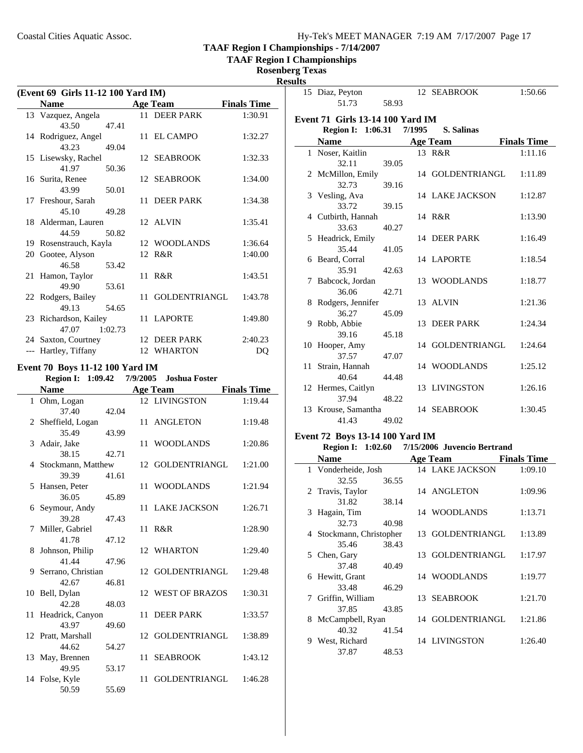TAAF Region I Championships - 7/14/2007

TAAF Region I Championships

Rosenberg Texas

Results

### (Event 69 Girls 11-12 100 Yard IM)

| | Name | Age | Team | Finals Time |
|---|---|---|---|---|
| 13 | Vazquez, Angela | 11 | DEER PARK | 1:30.91 |
| | 43.50 47.41 | | | |
| 14 | Rodriguez, Angel | 11 | EL CAMPO | 1:32.27 |
| | 43.23 49.04 | | | |
| 15 | Lisewsky, Rachel | 12 | SEABROOK | 1:32.33 |
| | 41.97 50.36 | | | |
| 16 | Surita, Renee | 12 | SEABROOK | 1:34.00 |
| | 43.99 50.01 | | | |
| 17 | Freshour, Sarah | 11 | DEER PARK | 1:34.38 |
| | 45.10 49.28 | | | |
| 18 | Alderman, Lauren | 12 | ALVIN | 1:35.41 |
| | 44.59 50.82 | | | |
| 19 | Rosenstrauch, Kayla | 12 | WOODLANDS | 1:36.64 |
| 20 | Gootee, Alyson | 12 | R&R | 1:40.00 |
| | 46.58 53.42 | | | |
| 21 | Hamon, Taylor | 11 | R&R | 1:43.51 |
| | 49.90 53.61 | | | |
| 22 | Rodgers, Bailey | 11 | GOLDENTRIANGL | 1:43.78 |
| | 49.13 54.65 | | | |
| 23 | Richardson, Kailey | 11 | LAPORTE | 1:49.80 |
| | 47.07 1:02.73 | | | |
| 24 | Saxton, Courtney | 12 | DEER PARK | 2:40.23 |
| --- | Hartley, Tiffany | 12 | WHARTON | DQ |

### Event 70 Boys 11-12 100 Yard IM

**Region I: 1:09.42 7/9/2005 Joshua Foster**

| | Name | Age | Team | Finals Time |
|---|---|---|---|---|
| 1 | Ohm, Logan | 12 | LIVINGSTON | 1:19.44 |
| | 37.40 42.04 | | | |
| 2 | Sheffield, Logan | 11 | ANGLETON | 1:19.48 |
| | 35.49 43.99 | | | |
| 3 | Adair, Jake | 11 | WOODLANDS | 1:20.86 |
| | 38.15 42.71 | | | |
| 4 | Stockmann, Matthew | 12 | GOLDENTRIANGL | 1:21.00 |
| | 39.39 41.61 | | | |
| 5 | Hansen, Peter | 11 | WOODLANDS | 1:21.94 |
| | 36.05 45.89 | | | |
| 6 | Seymour, Andy | 11 | LAKE JACKSON | 1:26.71 |
| | 39.28 47.43 | | | |
| 7 | Miller, Gabriel | 11 | R&R | 1:28.90 |
| | 41.78 47.12 | | | |
| 8 | Johnson, Philip | 12 | WHARTON | 1:29.40 |
| | 41.44 47.96 | | | |
| 9 | Serrano, Christian | 12 | GOLDENTRIANGL | 1:29.48 |
| | 42.67 46.81 | | | |
| 10 | Bell, Dylan | 12 | WEST OF BRAZOS | 1:30.31 |
| | 42.28 48.03 | | | |
| 11 | Headrick, Canyon | 11 | DEER PARK | 1:33.57 |
| | 43.97 49.60 | | | |
| 12 | Pratt, Marshall | 12 | GOLDENTRIANGL | 1:38.89 |
| | 44.62 54.27 | | | |
| 13 | May, Brennen | 11 | SEABROOK | 1:43.12 |
| | 49.95 53.17 | | | |
| 14 | Folse, Kyle | 11 | GOLDENTRIANGL | 1:46.28 |
| | 50.59 55.69 | | | |
| 15 | Diaz, Peyton | 12 | SEABROOK | 1:50.66 |
| | 51.73 58.93 | | | |

### Event 71 Girls 13-14 100 Yard IM

**Region I: 1:06.31 7/1995 S. Salinas**

| | Name | Age | Team | Finals Time |
|---|---|---|---|---|
| 1 | Noser, Kaitlin | 13 | R&R | 1:11.16 |
| | 32.11 39.05 | | | |
| 2 | McMillon, Emily | 14 | GOLDENTRIANGL | 1:11.89 |
| | 32.73 39.16 | | | |
| 3 | Vesling, Ava | 14 | LAKE JACKSON | 1:12.87 |
| | 33.72 39.15 | | | |
| 4 | Cutbirth, Hannah | 14 | R&R | 1:13.90 |
| | 33.63 40.27 | | | |
| 5 | Headrick, Emily | 14 | DEER PARK | 1:16.49 |
| | 35.44 41.05 | | | |
| 6 | Beard, Corral | 14 | LAPORTE | 1:18.54 |
| | 35.91 42.63 | | | |
| 7 | Babcock, Jordan | 13 | WOODLANDS | 1:18.77 |
| | 36.06 42.71 | | | |
| 8 | Rodgers, Jennifer | 13 | ALVIN | 1:21.36 |
| | 36.27 45.09 | | | |
| 9 | Robb, Abbie | 13 | DEER PARK | 1:24.34 |
| | 39.16 45.18 | | | |
| 10 | Hooper, Amy | 14 | GOLDENTRIANGL | 1:24.64 |
| | 37.57 47.07 | | | |
| 11 | Strain, Hannah | 14 | WOODLANDS | 1:25.12 |
| | 40.64 44.48 | | | |
| 12 | Hermes, Caitlyn | 13 | LIVINGSTON | 1:26.16 |
| | 37.94 48.22 | | | |
| 13 | Krouse, Samantha | 14 | SEABROOK | 1:30.45 |
| | 41.43 49.02 | | | |

### Event 72 Boys 13-14 100 Yard IM

**Region I: 1:02.60 7/15/2006 Juvencio Bertrand**

| | Name | Age | Team | Finals Time |
|---|---|---|---|---|
| 1 | Vonderheide, Josh | 14 | LAKE JACKSON | 1:09.10 |
| | 32.55 36.55 | | | |
| 2 | Travis, Taylor | 14 | ANGLETON | 1:09.96 |
| | 31.82 38.14 | | | |
| 3 | Hagain, Tim | 14 | WOODLANDS | 1:13.71 |
| | 32.73 40.98 | | | |
| 4 | Stockmann, Christopher | 13 | GOLDENTRIANGL | 1:13.89 |
| | 35.46 38.43 | | | |
| 5 | Chen, Gary | 13 | GOLDENTRIANGL | 1:17.97 |
| | 37.48 40.49 | | | |
| 6 | Hewitt, Grant | 14 | WOODLANDS | 1:19.77 |
| | 33.48 46.29 | | | |
| 7 | Griffin, William | 13 | SEABROOK | 1:21.70 |
| | 37.85 43.85 | | | |
| 8 | McCampbell, Ryan | 14 | GOLDENTRIANGL | 1:21.86 |
| | 40.32 41.54 | | | |
| 9 | West, Richard | 14 | LIVINGSTON | 1:26.40 |
| | 37.87 48.53 | | | |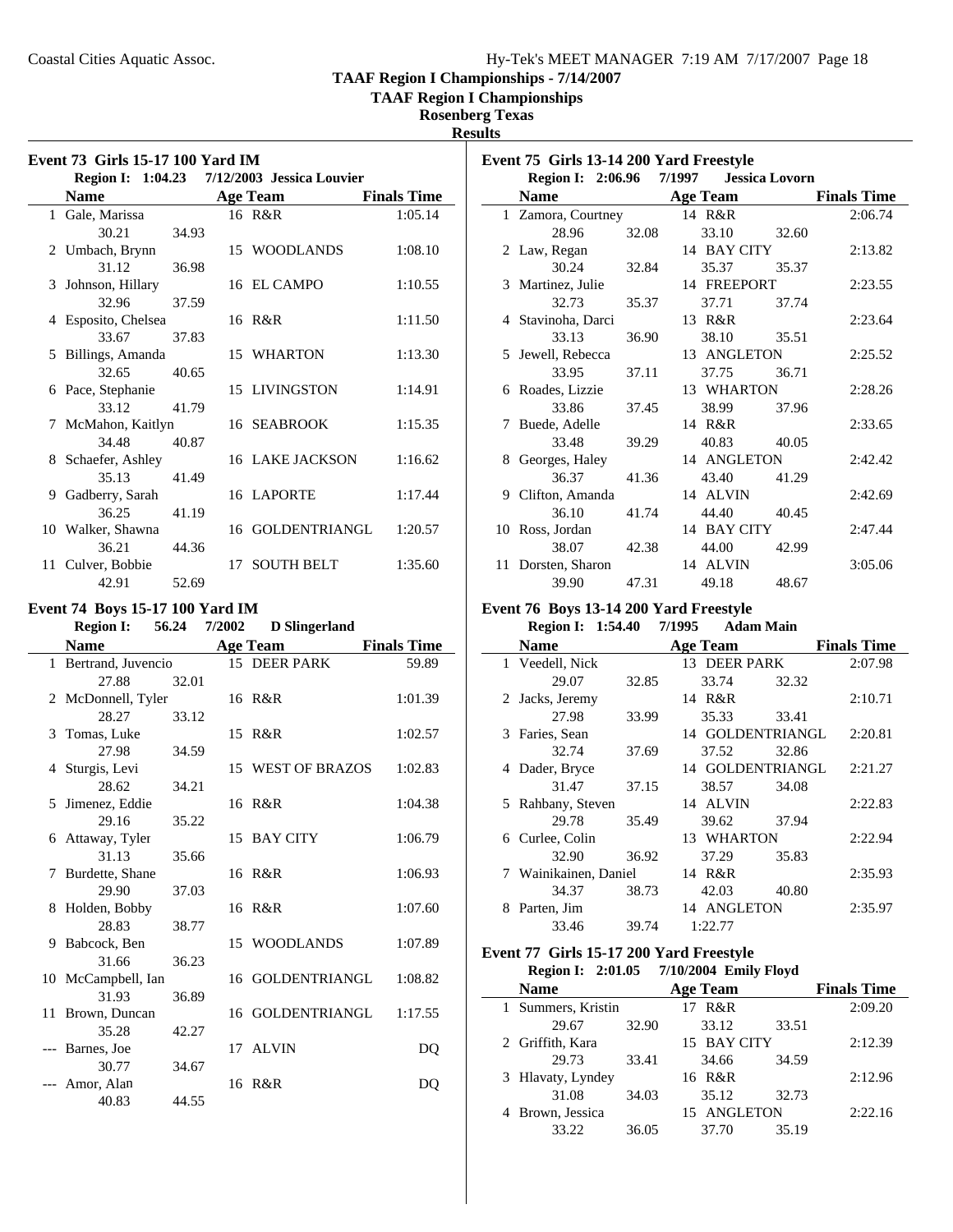Coastal Cities Aquatic Assoc. Hy-Tek's MEET MANAGER 7:19 AM 7/17/2007 Page 18

**TAAF Region I Championships - 7/14/2007**

**TAAF Region I Championships**

**Rosenberg Texas**

**Results**

### Event 73 Girls 15-17 100 Yard IM

**Region I: 1:04.23 7/12/2003 Jessica Louvier**

| | Name | Age | Team | Finals Time |
|---|---|---|---|---|
| 1 | Gale, Marissa | 16 | R&R | 1:05.14 |
| | 30.21 34.93 | | | |
| 2 | Umbach, Brynn | 15 | WOODLANDS | 1:08.10 |
| | 31.12 36.98 | | | |
| 3 | Johnson, Hillary | 16 | EL CAMPO | 1:10.55 |
| | 32.96 37.59 | | | |
| 4 | Esposito, Chelsea | 16 | R&R | 1:11.50 |
| | 33.67 37.83 | | | |
| 5 | Billings, Amanda | 15 | WHARTON | 1:13.30 |
| | 32.65 40.65 | | | |
| 6 | Pace, Stephanie | 15 | LIVINGSTON | 1:14.91 |
| | 33.12 41.79 | | | |
| 7 | McMahon, Kaitlyn | 16 | SEABROOK | 1:15.35 |
| | 34.48 40.87 | | | |
| 8 | Schaefer, Ashley | 16 | LAKE JACKSON | 1:16.62 |
| | 35.13 41.49 | | | |
| 9 | Gadberry, Sarah | 16 | LAPORTE | 1:17.44 |
| | 36.25 41.19 | | | |
| 10 | Walker, Shawna | 16 | GOLDENTRIANGL | 1:20.57 |
| | 36.21 44.36 | | | |
| 11 | Culver, Bobbie | 17 | SOUTH BELT | 1:35.60 |
| | 42.91 52.69 | | | |

### Event 74 Boys 15-17 100 Yard IM

**Region I: 56.24 7/2002 D Slingerland**

| | Name | Age | Team | Finals Time |
|---|---|---|---|---|
| 1 | Bertrand, Juvencio | 15 | DEER PARK | 59.89 |
| | 27.88 32.01 | | | |
| 2 | McDonnell, Tyler | 16 | R&R | 1:01.39 |
| | 28.27 33.12 | | | |
| 3 | Tomas, Luke | 15 | R&R | 1:02.57 |
| | 27.98 34.59 | | | |
| 4 | Sturgis, Levi | 15 | WEST OF BRAZOS | 1:02.83 |
| | 28.62 34.21 | | | |
| 5 | Jimenez, Eddie | 16 | R&R | 1:04.38 |
| | 29.16 35.22 | | | |
| 6 | Attaway, Tyler | 15 | BAY CITY | 1:06.79 |
| | 31.13 35.66 | | | |
| 7 | Burdette, Shane | 16 | R&R | 1:06.93 |
| | 29.90 37.03 | | | |
| 8 | Holden, Bobby | 16 | R&R | 1:07.60 |
| | 28.83 38.77 | | | |
| 9 | Babcock, Ben | 15 | WOODLANDS | 1:07.89 |
| | 31.66 36.23 | | | |
| 10 | McCampbell, Ian | 16 | GOLDENTRIANGL | 1:08.82 |
| | 31.93 36.89 | | | |
| 11 | Brown, Duncan | 16 | GOLDENTRIANGL | 1:17.55 |
| | 35.28 42.27 | | | |
| --- | Barnes, Joe | 17 | ALVIN | DQ |
| | 30.77 34.67 | | | |
| --- | Amor, Alan | 16 | R&R | DQ |
| | 40.83 44.55 | | | |

### Event 75 Girls 13-14 200 Yard Freestyle

**Region I: 2:06.96 7/1997 Jessica Lovorn**

| | Name | Age | Team | Finals Time |
|---|---|---|---|---|
| 1 | Zamora, Courtney | 14 | R&R | 2:06.74 |
| | 28.96 32.08 33.10 32.60 | | | |
| 2 | Law, Regan | 14 | BAY CITY | 2:13.82 |
| | 30.24 32.84 35.37 35.37 | | | |
| 3 | Martinez, Julie | 14 | FREEPORT | 2:23.55 |
| | 32.73 35.37 37.71 37.74 | | | |
| 4 | Stavinoha, Darci | 13 | R&R | 2:23.64 |
| | 33.13 36.90 38.10 35.51 | | | |
| 5 | Jewell, Rebecca | 13 | ANGLETON | 2:25.52 |
| | 33.95 37.11 37.75 36.71 | | | |
| 6 | Roades, Lizzie | 13 | WHARTON | 2:28.26 |
| | 33.86 37.45 38.99 37.96 | | | |
| 7 | Buede, Adelle | 14 | R&R | 2:33.65 |
| | 33.48 39.29 40.83 40.05 | | | |
| 8 | Georges, Haley | 14 | ANGLETON | 2:42.42 |
| | 36.37 41.36 43.40 41.29 | | | |
| 9 | Clifton, Amanda | 14 | ALVIN | 2:42.69 |
| | 36.10 41.74 44.40 40.45 | | | |
| 10 | Ross, Jordan | 14 | BAY CITY | 2:47.44 |
| | 38.07 42.38 44.00 42.99 | | | |
| 11 | Dorsten, Sharon | 14 | ALVIN | 3:05.06 |
| | 39.90 47.31 49.18 48.67 | | | |

### Event 76 Boys 13-14 200 Yard Freestyle

**Region I: 1:54.40 7/1995 Adam Main**

| | Name | Age | Team | Finals Time |
|---|---|---|---|---|
| 1 | Veedell, Nick | 13 | DEER PARK | 2:07.98 |
| | 29.07 32.85 33.74 32.32 | | | |
| 2 | Jacks, Jeremy | 14 | R&R | 2:10.71 |
| | 27.98 33.99 35.33 33.41 | | | |
| 3 | Faries, Sean | 14 | GOLDENTRIANGL | 2:20.81 |
| | 32.74 37.69 37.52 32.86 | | | |
| 4 | Dader, Bryce | 14 | GOLDENTRIANGL | 2:21.27 |
| | 31.47 37.15 38.57 34.08 | | | |
| 5 | Rahbany, Steven | 14 | ALVIN | 2:22.83 |
| | 29.78 35.49 39.62 37.94 | | | |
| 6 | Curlee, Colin | 13 | WHARTON | 2:22.94 |
| | 32.90 36.92 37.29 35.83 | | | |
| 7 | Wainikainen, Daniel | 14 | R&R | 2:35.93 |
| | 34.37 38.73 42.03 40.80 | | | |
| 8 | Parten, Jim | 14 | ANGLETON | 2:35.97 |
| | 33.46 39.74 1:22.77 | | | |

### Event 77 Girls 15-17 200 Yard Freestyle

**Region I: 2:01.05 7/10/2004 Emily Floyd**

| | Name | Age | Team | Finals Time |
|---|---|---|---|---|
| 1 | Summers, Kristin | 17 | R&R | 2:09.20 |
| | 29.67 32.90 33.12 33.51 | | | |
| 2 | Griffith, Kara | 15 | BAY CITY | 2:12.39 |
| | 29.73 33.41 34.66 34.59 | | | |
| 3 | Hlavaty, Lyndey | 16 | R&R | 2:12.96 |
| | 31.08 34.03 35.12 32.73 | | | |
| 4 | Brown, Jessica | 15 | ANGLETON | 2:22.16 |
| | 33.22 36.05 37.70 35.19 | | | |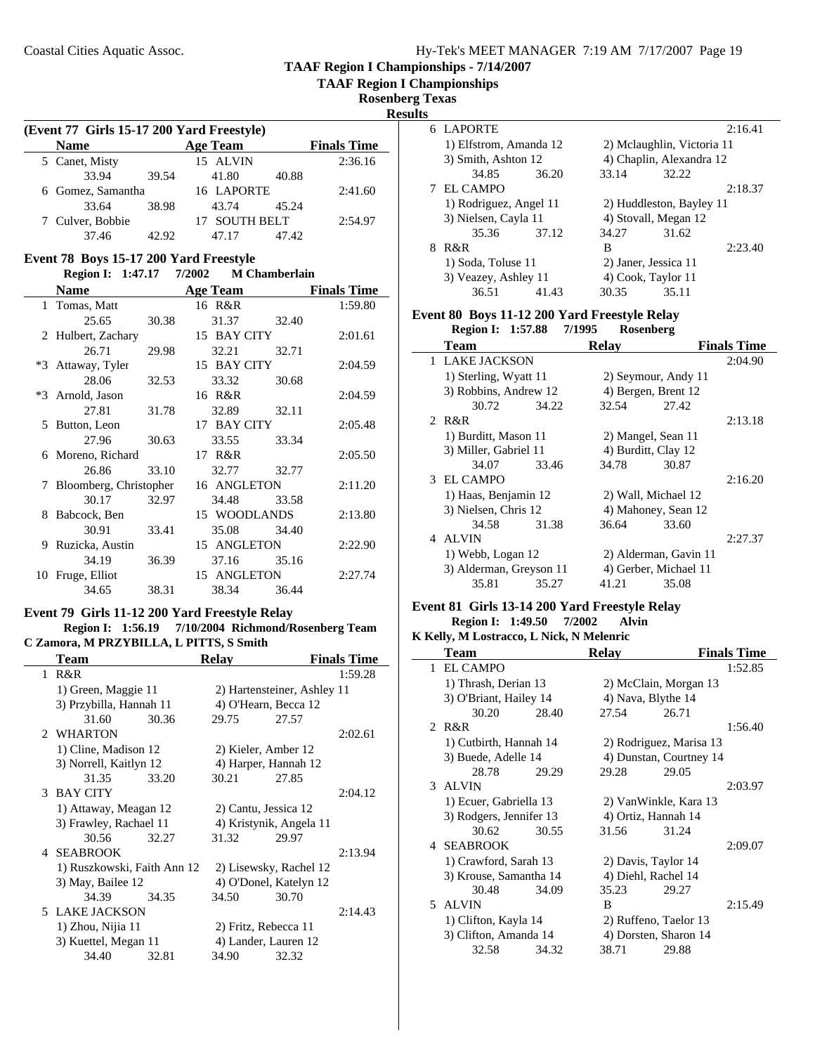## TAAF Region I Championships - 7/14/2007

### TAAF Region I Championships

### Rosenberg Texas

### Results

**(Event 77 Girls 15-17 200 Yard Freestyle)**

| | Name | Age | Team | Finals Time |
|---|---|---|---|---|
| 5 | Canet, Misty | 15 | ALVIN | 2:36.16 |
| | 33.94 39.54 41.80 40.88 | | | |
| 6 | Gomez, Samantha | 16 | LAPORTE | 2:41.60 |
| | 33.64 38.98 43.74 45.24 | | | |
| 7 | Culver, Bobbie | 17 | SOUTH BELT | 2:54.97 |
| | 37.46 42.92 47.17 47.42 | | | |

**Event 78 Boys 15-17 200 Yard Freestyle**

**Region I: 1:47.17 7/2002 M Chamberlain**

| | Name | Age | Team | Finals Time |
|---|---|---|---|---|
| 1 | Tomas, Matt | 16 | R&R | 1:59.80 |
| | 25.65 30.38 31.37 32.40 | | | |
| 2 | Hulbert, Zachary | 15 | BAY CITY | 2:01.61 |
| | 26.71 29.98 32.21 32.71 | | | |
| *3 | Attaway, Tyler | 15 | BAY CITY | 2:04.59 |
| | 28.06 32.53 33.32 30.68 | | | |
| *3 | Arnold, Jason | 16 | R&R | 2:04.59 |
| | 27.81 31.78 32.89 32.11 | | | |
| 5 | Button, Leon | 17 | BAY CITY | 2:05.48 |
| | 27.96 30.63 33.55 33.34 | | | |
| 6 | Moreno, Richard | 17 | R&R | 2:05.50 |
| | 26.86 33.10 32.77 32.77 | | | |
| 7 | Bloomberg, Christopher | 16 | ANGLETON | 2:11.20 |
| | 30.17 32.97 34.48 33.58 | | | |
| 8 | Babcock, Ben | 15 | WOODLANDS | 2:13.80 |
| | 30.91 33.41 35.08 34.40 | | | |
| 9 | Ruzicka, Austin | 15 | ANGLETON | 2:22.90 |
| | 34.19 36.39 37.16 35.16 | | | |
| 10 | Fruge, Elliot | 15 | ANGLETON | 2:27.74 |
| | 34.65 38.31 38.34 36.44 | | | |

**Event 79 Girls 11-12 200 Yard Freestyle Relay**

**Region I: 1:56.19 7/10/2004 Richmond/Rosenberg Team**

**C Zamora, M PRZYBILLA, L PITTS, S Smith**

| | Team | Relay | Finals Time |
|---|---|---|---|
| 1 | R&R | | 1:59.28 |
| | 1) Green, Maggie 11 | 2) Hartensteiner, Ashley 11 | |
| | 3) Przybilla, Hannah 11 | 4) O'Hearn, Becca 12 | |
| | 31.60 30.36 29.75 27.57 | | |
| 2 | WHARTON | | 2:02.61 |
| | 1) Cline, Madison 12 | 2) Kieler, Amber 12 | |
| | 3) Norrell, Kaitlyn 12 | 4) Harper, Hannah 12 | |
| | 31.35 33.20 30.21 27.85 | | |
| 3 | BAY CITY | | 2:04.12 |
| | 1) Attaway, Meagan 12 | 2) Cantu, Jessica 12 | |
| | 3) Frawley, Rachael 11 | 4) Kristynik, Angela 11 | |
| | 30.56 32.27 31.32 29.97 | | |
| 4 | SEABROOK | | 2:13.94 |
| | 1) Ruszkowski, Faith Ann 12 | 2) Lisewsky, Rachel 12 | |
| | 3) May, Bailee 12 | 4) O'Donel, Katelyn 12 | |
| | 34.39 34.35 34.50 30.70 | | |
| 5 | LAKE JACKSON | | 2:14.43 |
| | 1) Zhou, Nijia 11 | 2) Fritz, Rebecca 11 | |
| | 3) Kuettel, Megan 11 | 4) Lander, Lauren 12 | |
| | 34.40 32.81 34.90 32.32 | | |
| 6 | LAPORTE | | 2:16.41 |
| | 1) Elfstrom, Amanda 12 | 2) Mclaughlin, Victoria 11 | |
| | 3) Smith, Ashton 12 | 4) Chaplin, Alexandra 12 | |
| | 34.85 36.20 33.14 32.22 | | |
| 7 | EL CAMPO | | 2:18.37 |
| | 1) Rodriguez, Angel 11 | 2) Huddleston, Bayley 11 | |
| | 3) Nielsen, Cayla 11 | 4) Stovall, Megan 12 | |
| | 35.36 37.12 34.27 31.62 | | |
| 8 | R&R | B | 2:23.40 |
| | 1) Soda, Toluse 11 | 2) Janer, Jessica 11 | |
| | 3) Veazey, Ashley 11 | 4) Cook, Taylor 11 | |
| | 36.51 41.43 30.35 35.11 | | |

**Event 80 Boys 11-12 200 Yard Freestyle Relay**

**Region I: 1:57.88 7/1995 Rosenberg**

| | Team | Relay | Finals Time |
|---|---|---|---|
| 1 | LAKE JACKSON | | 2:04.90 |
| | 1) Sterling, Wyatt 11 | 2) Seymour, Andy 11 | |
| | 3) Robbins, Andrew 12 | 4) Bergen, Brent 12 | |
| | 30.72 34.22 32.54 27.42 | | |
| 2 | R&R | | 2:13.18 |
| | 1) Burditt, Mason 11 | 2) Mangel, Sean 11 | |
| | 3) Miller, Gabriel 11 | 4) Burditt, Clay 12 | |
| | 34.07 33.46 34.78 30.87 | | |
| 3 | EL CAMPO | | 2:16.20 |
| | 1) Haas, Benjamin 12 | 2) Wall, Michael 12 | |
| | 3) Nielsen, Chris 12 | 4) Mahoney, Sean 12 | |
| | 34.58 31.38 36.64 33.60 | | |
| 4 | ALVIN | | 2:27.37 |
| | 1) Webb, Logan 12 | 2) Alderman, Gavin 11 | |
| | 3) Alderman, Greyson 11 | 4) Gerber, Michael 11 | |
| | 35.81 35.27 41.21 35.08 | | |

**Event 81 Girls 13-14 200 Yard Freestyle Relay**

**Region I: 1:49.50 7/2002 Alvin**

**K Kelly, M Lostracco, L Nick, N Melenric**

| | Team | Relay | Finals Time |
|---|---|---|---|
| 1 | EL CAMPO | | 1:52.85 |
| | 1) Thrash, Derian 13 | 2) McClain, Morgan 13 | |
| | 3) O'Briant, Hailey 14 | 4) Nava, Blythe 14 | |
| | 30.20 28.40 27.54 26.71 | | |
| 2 | R&R | | 1:56.40 |
| | 1) Cutbirth, Hannah 14 | 2) Rodriguez, Marisa 13 | |
| | 3) Buede, Adelle 14 | 4) Dunstan, Courtney 14 | |
| | 28.78 29.29 29.28 29.05 | | |
| 3 | ALVIN | | 2:03.97 |
| | 1) Ecuer, Gabriella 13 | 2) VanWinkle, Kara 13 | |
| | 3) Rodgers, Jennifer 13 | 4) Ortiz, Hannah 14 | |
| | 30.62 30.55 31.56 31.24 | | |
| 4 | SEABROOK | | 2:09.07 |
| | 1) Crawford, Sarah 13 | 2) Davis, Taylor 14 | |
| | 3) Krouse, Samantha 14 | 4) Diehl, Rachel 14 | |
| | 30.48 34.09 35.23 29.27 | | |
| 5 | ALVIN | B | 2:15.49 |
| | 1) Clifton, Kayla 14 | 2) Ruffeno, Taelor 13 | |
| | 3) Clifton, Amanda 14 | 4) Dorsten, Sharon 14 | |
| | 32.58 34.32 38.71 29.88 | | |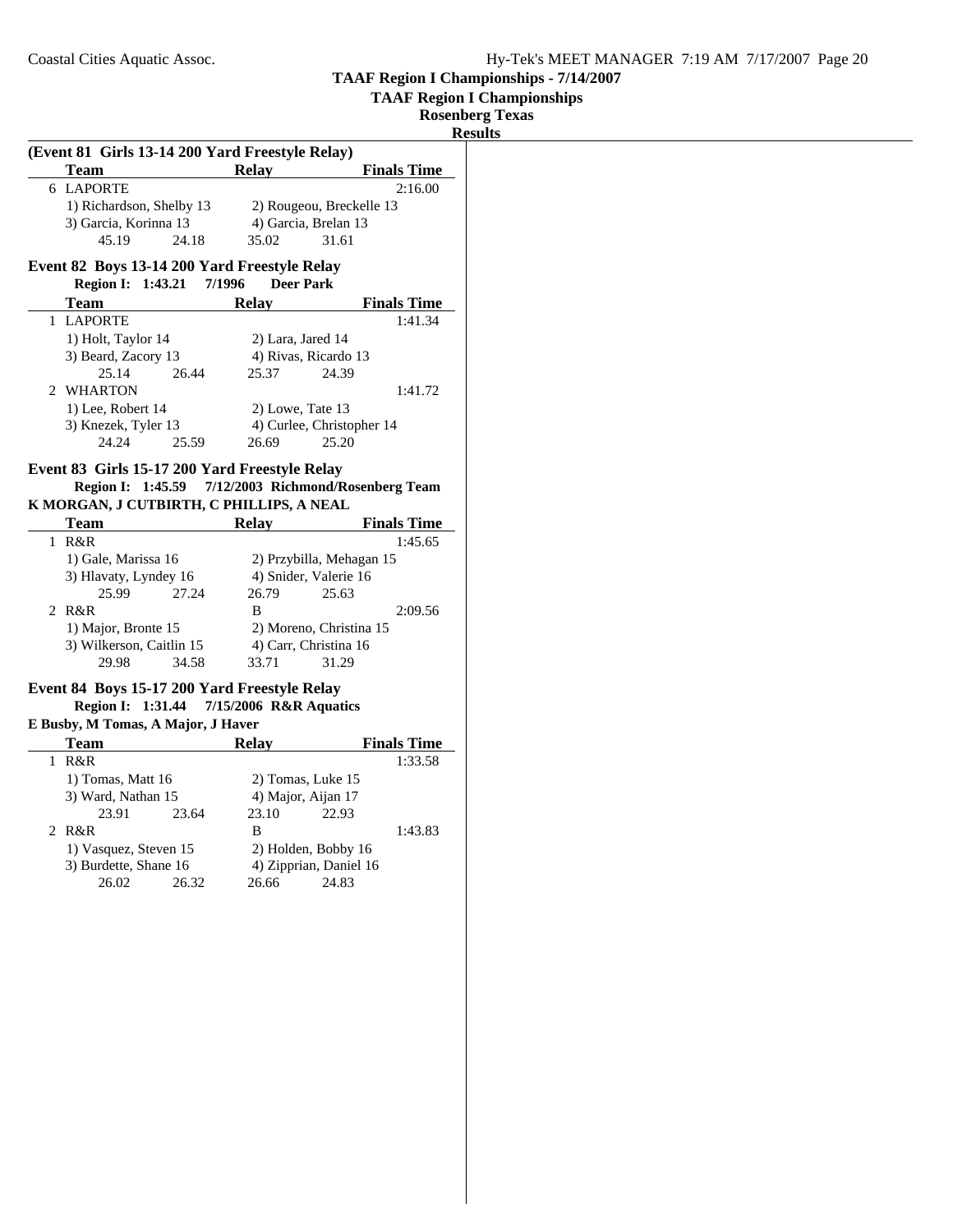## (Event 81 Girls 13-14 200 Yard Freestyle Relay)

| | Team | Relay | Finals Time |
|---|---|---|---|
| 6 | LAPORTE | | 2:16.00 |

1) Richardson, Shelby 13 2) Rougeou, Breckelle 13
3) Garcia, Korinna 13 4) Garcia, Brelan 13
45.19 24.18 35.02 31.61

## Event 82 Boys 13-14 200 Yard Freestyle Relay

**Region I: 1:43.21 7/1996 Deer Park**

| | Team | Relay | Finals Time |
|---|---|---|---|
| 1 | LAPORTE | | 1:41.34 |

1) Holt, Taylor 14 2) Lara, Jared 14
3) Beard, Zacory 13 4) Rivas, Ricardo 13
25.14 26.44 25.37 24.39

| | Team | Relay | Finals Time |
|---|---|---|---|
| 2 | WHARTON | | 1:41.72 |

1) Lee, Robert 14 2) Lowe, Tate 13
3) Knezek, Tyler 13 4) Curlee, Christopher 14
24.24 25.59 26.69 25.20

## Event 83 Girls 15-17 200 Yard Freestyle Relay

**Region I: 1:45.59 7/12/2003 Richmond/Rosenberg Team**
**K MORGAN, J CUTBIRTH, C PHILLIPS, A NEAL**

| | Team | Relay | Finals Time |
|---|---|---|---|
| 1 | R&R | | 1:45.65 |

1) Gale, Marissa 16 2) Przybilla, Mehagan 15
3) Hlavaty, Lyndey 16 4) Snider, Valerie 16
25.99 27.24 26.79 25.63

| | Team | Relay | Finals Time |
|---|---|---|---|
| 2 | R&R | B | 2:09.56 |

1) Major, Bronte 15 2) Moreno, Christina 15
3) Wilkerson, Caitlin 15 4) Carr, Christina 16
29.98 34.58 33.71 31.29

## Event 84 Boys 15-17 200 Yard Freestyle Relay

**Region I: 1:31.44 7/15/2006 R&R Aquatics**
**E Busby, M Tomas, A Major, J Haver**

| | Team | Relay | Finals Time |
|---|---|---|---|
| 1 | R&R | | 1:33.58 |

1) Tomas, Matt 16 2) Tomas, Luke 15
3) Ward, Nathan 15 4) Major, Aijan 17
23.91 23.64 23.10 22.93

| | Team | Relay | Finals Time |
|---|---|---|---|
| 2 | R&R | B | 1:43.83 |

1) Vasquez, Steven 15 2) Holden, Bobby 16
3) Burdette, Shane 16 4) Zipprian, Daniel 16
26.02 26.32 26.66 24.83